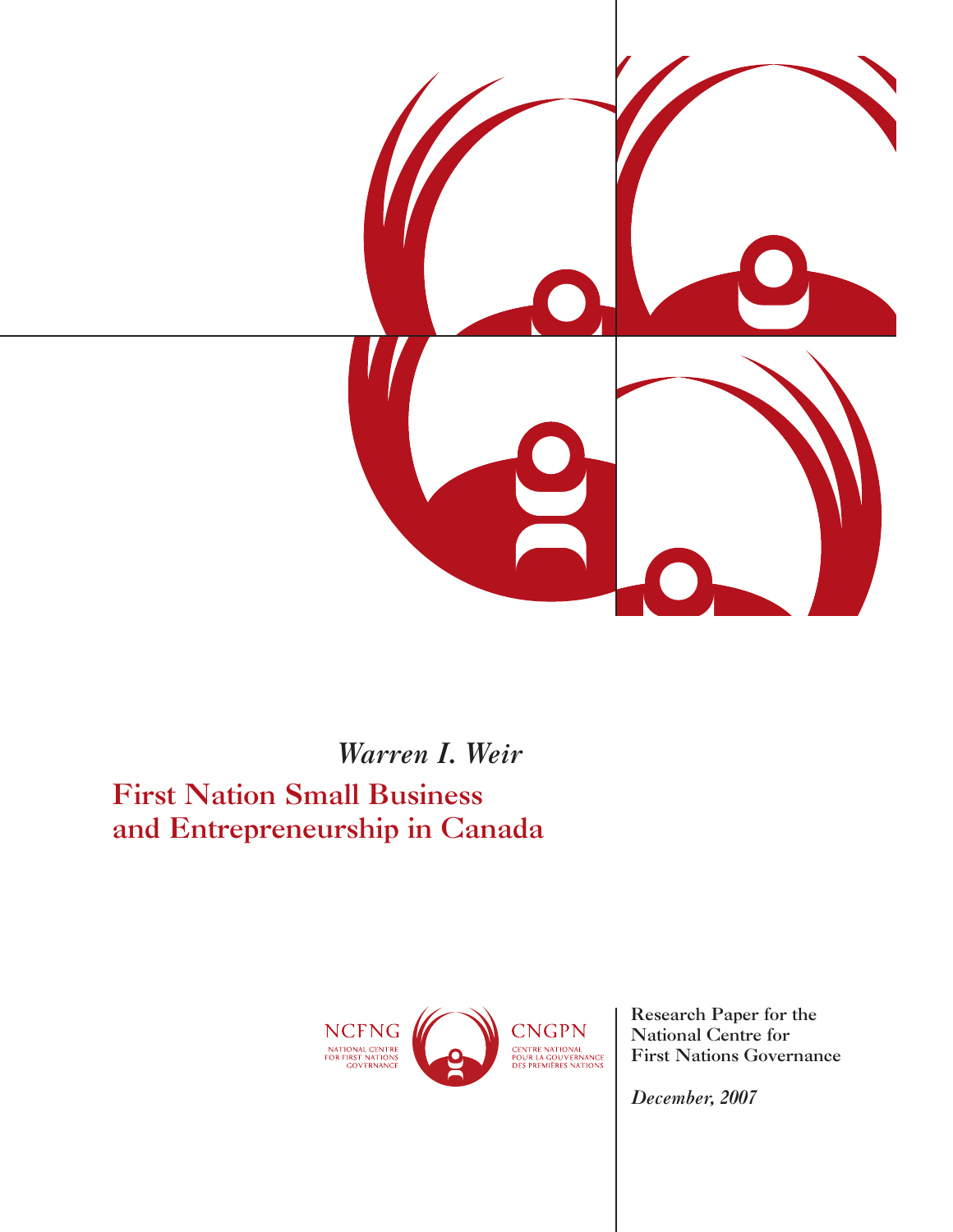*Warren I. Weir*

# First Nation Small Business and Entrepreneurship in Canada

NCFNG
NATIONAL CENTRE FOR FIRST NATIONS GOVERNANCE

CNGPN
CENTRE NATIONAL POUR LA GOUVERNANCE DES PREMIÈRES NATIONS

**Research Paper for the National Centre for First Nations Governance**

***December, 2007***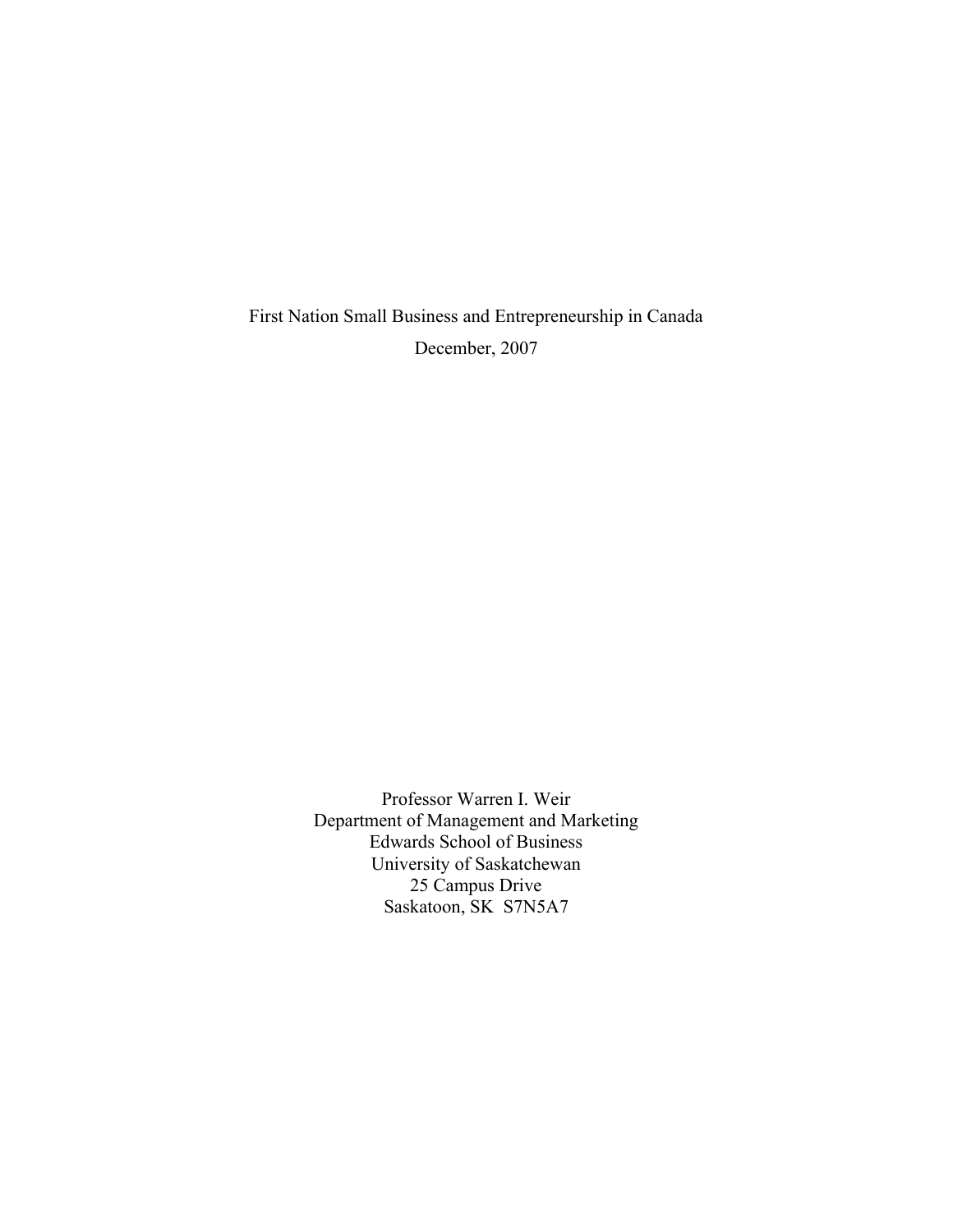# First Nation Small Business and Entrepreneurship in Canada

December, 2007

Professor Warren I. Weir
Department of Management and Marketing
Edwards School of Business
University of Saskatchewan
25 Campus Drive
Saskatoon, SK S7N5A7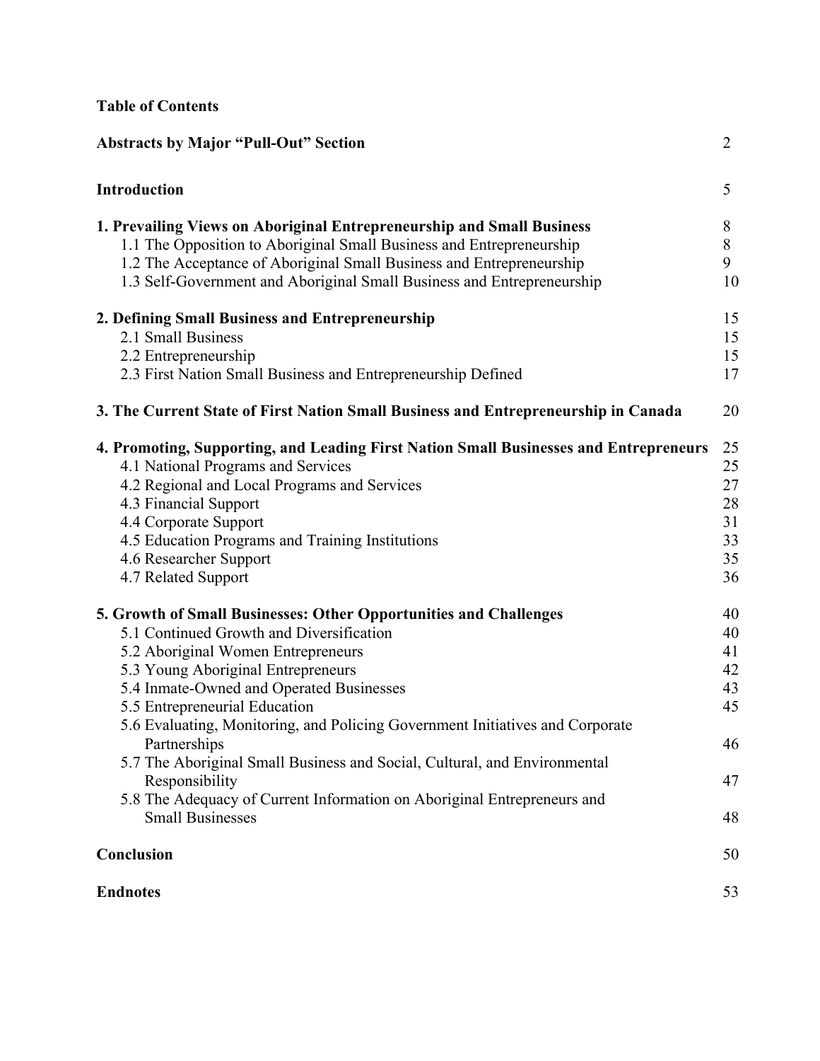**Table of Contents**

| | |
|---|---|
| **Abstracts by Major "Pull-Out" Section** | 2 |
| **Introduction** | 5 |
| **1. Prevailing Views on Aboriginal Entrepreneurship and Small Business** | 8 |
| 1.1 The Opposition to Aboriginal Small Business and Entrepreneurship | 8 |
| 1.2 The Acceptance of Aboriginal Small Business and Entrepreneurship | 9 |
| 1.3 Self-Government and Aboriginal Small Business and Entrepreneurship | 10 |
| **2. Defining Small Business and Entrepreneurship** | 15 |
| 2.1 Small Business | 15 |
| 2.2 Entrepreneurship | 15 |
| 2.3 First Nation Small Business and Entrepreneurship Defined | 17 |
| **3. The Current State of First Nation Small Business and Entrepreneurship in Canada** | 20 |
| **4. Promoting, Supporting, and Leading First Nation Small Businesses and Entrepreneurs** | 25 |
| 4.1 National Programs and Services | 25 |
| 4.2 Regional and Local Programs and Services | 27 |
| 4.3 Financial Support | 28 |
| 4.4 Corporate Support | 31 |
| 4.5 Education Programs and Training Institutions | 33 |
| 4.6 Researcher Support | 35 |
| 4.7 Related Support | 36 |
| **5. Growth of Small Businesses: Other Opportunities and Challenges** | 40 |
| 5.1 Continued Growth and Diversification | 40 |
| 5.2 Aboriginal Women Entrepreneurs | 41 |
| 5.3 Young Aboriginal Entrepreneurs | 42 |
| 5.4 Inmate-Owned and Operated Businesses | 43 |
| 5.5 Entrepreneurial Education | 45 |
| 5.6 Evaluating, Monitoring, and Policing Government Initiatives and Corporate Partnerships | 46 |
| 5.7 The Aboriginal Small Business and Social, Cultural, and Environmental Responsibility | 47 |
| 5.8 The Adequacy of Current Information on Aboriginal Entrepreneurs and Small Businesses | 48 |
| **Conclusion** | 50 |
| **Endnotes** | 53 |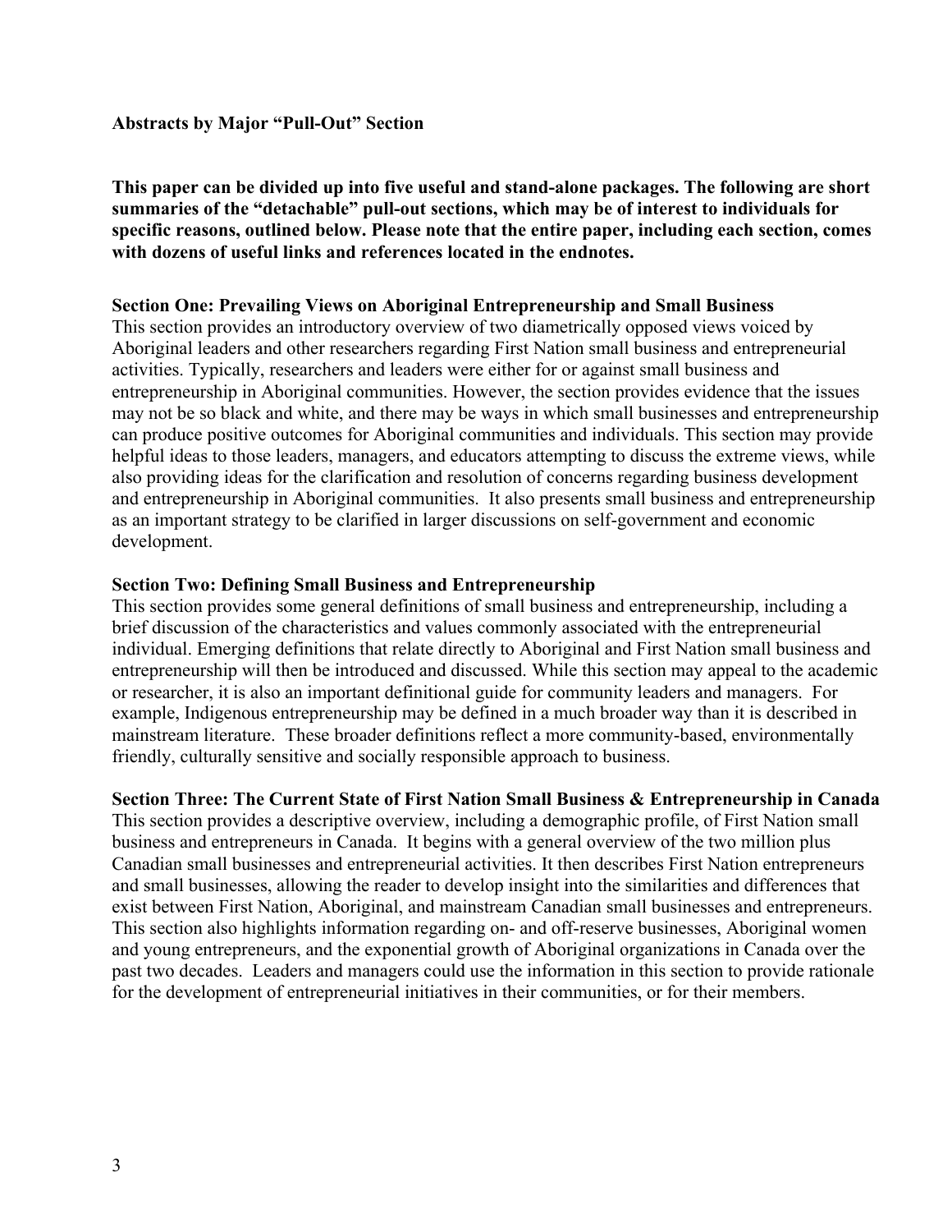**Abstracts by Major "Pull-Out" Section**

**This paper can be divided up into five useful and stand-alone packages. The following are short summaries of the "detachable" pull-out sections, which may be of interest to individuals for specific reasons, outlined below. Please note that the entire paper, including each section, comes with dozens of useful links and references located in the endnotes.**

**Section One: Prevailing Views on Aboriginal Entrepreneurship and Small Business**

This section provides an introductory overview of two diametrically opposed views voiced by Aboriginal leaders and other researchers regarding First Nation small business and entrepreneurial activities. Typically, researchers and leaders were either for or against small business and entrepreneurship in Aboriginal communities. However, the section provides evidence that the issues may not be so black and white, and there may be ways in which small businesses and entrepreneurship can produce positive outcomes for Aboriginal communities and individuals. This section may provide helpful ideas to those leaders, managers, and educators attempting to discuss the extreme views, while also providing ideas for the clarification and resolution of concerns regarding business development and entrepreneurship in Aboriginal communities. It also presents small business and entrepreneurship as an important strategy to be clarified in larger discussions on self-government and economic development.

**Section Two: Defining Small Business and Entrepreneurship**

This section provides some general definitions of small business and entrepreneurship, including a brief discussion of the characteristics and values commonly associated with the entrepreneurial individual. Emerging definitions that relate directly to Aboriginal and First Nation small business and entrepreneurship will then be introduced and discussed. While this section may appeal to the academic or researcher, it is also an important definitional guide for community leaders and managers. For example, Indigenous entrepreneurship may be defined in a much broader way than it is described in mainstream literature. These broader definitions reflect a more community-based, environmentally friendly, culturally sensitive and socially responsible approach to business.

**Section Three: The Current State of First Nation Small Business & Entrepreneurship in Canada**

This section provides a descriptive overview, including a demographic profile, of First Nation small business and entrepreneurs in Canada. It begins with a general overview of the two million plus Canadian small businesses and entrepreneurial activities. It then describes First Nation entrepreneurs and small businesses, allowing the reader to develop insight into the similarities and differences that exist between First Nation, Aboriginal, and mainstream Canadian small businesses and entrepreneurs. This section also highlights information regarding on- and off-reserve businesses, Aboriginal women and young entrepreneurs, and the exponential growth of Aboriginal organizations in Canada over the past two decades. Leaders and managers could use the information in this section to provide rationale for the development of entrepreneurial initiatives in their communities, or for their members.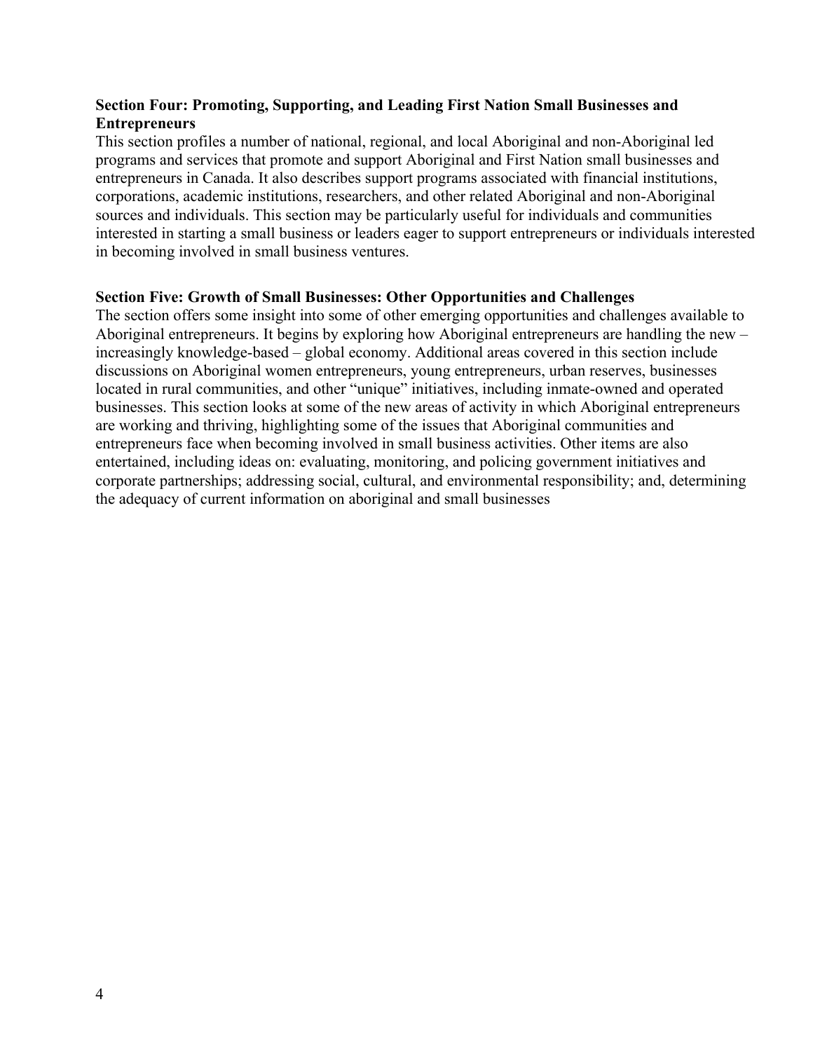**Section Four: Promoting, Supporting, and Leading First Nation Small Businesses and Entrepreneurs**

This section profiles a number of national, regional, and local Aboriginal and non-Aboriginal led programs and services that promote and support Aboriginal and First Nation small businesses and entrepreneurs in Canada. It also describes support programs associated with financial institutions, corporations, academic institutions, researchers, and other related Aboriginal and non-Aboriginal sources and individuals. This section may be particularly useful for individuals and communities interested in starting a small business or leaders eager to support entrepreneurs or individuals interested in becoming involved in small business ventures.

**Section Five: Growth of Small Businesses: Other Opportunities and Challenges**

The section offers some insight into some of other emerging opportunities and challenges available to Aboriginal entrepreneurs. It begins by exploring how Aboriginal entrepreneurs are handling the new – increasingly knowledge-based – global economy. Additional areas covered in this section include discussions on Aboriginal women entrepreneurs, young entrepreneurs, urban reserves, businesses located in rural communities, and other "unique" initiatives, including inmate-owned and operated businesses. This section looks at some of the new areas of activity in which Aboriginal entrepreneurs are working and thriving, highlighting some of the issues that Aboriginal communities and entrepreneurs face when becoming involved in small business activities. Other items are also entertained, including ideas on: evaluating, monitoring, and policing government initiatives and corporate partnerships; addressing social, cultural, and environmental responsibility; and, determining the adequacy of current information on aboriginal and small businesses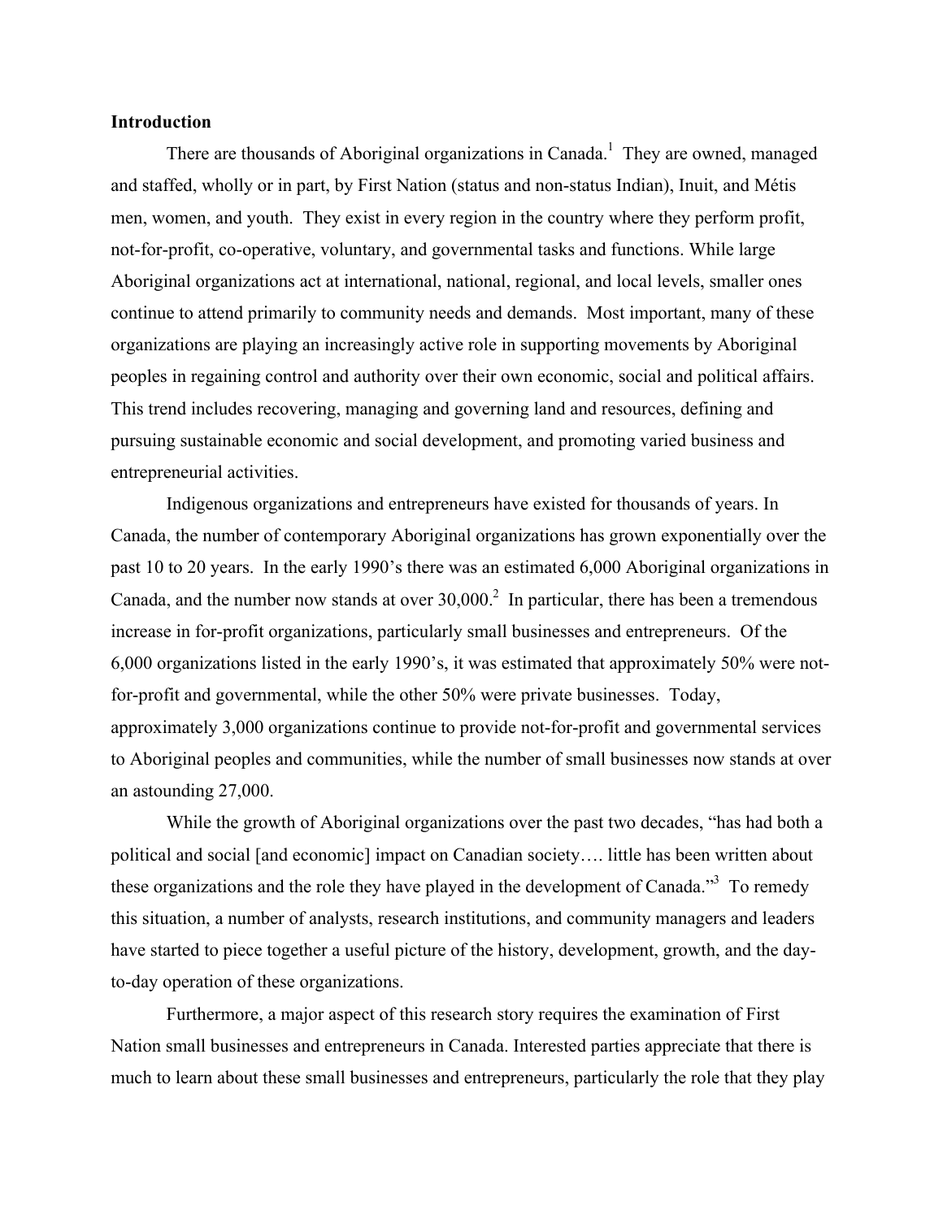**Introduction**

There are thousands of Aboriginal organizations in Canada.[1] They are owned, managed and staffed, wholly or in part, by First Nation (status and non-status Indian), Inuit, and Métis men, women, and youth. They exist in every region in the country where they perform profit, not-for-profit, co-operative, voluntary, and governmental tasks and functions. While large Aboriginal organizations act at international, national, regional, and local levels, smaller ones continue to attend primarily to community needs and demands. Most important, many of these organizations are playing an increasingly active role in supporting movements by Aboriginal peoples in regaining control and authority over their own economic, social and political affairs. This trend includes recovering, managing and governing land and resources, defining and pursuing sustainable economic and social development, and promoting varied business and entrepreneurial activities.

Indigenous organizations and entrepreneurs have existed for thousands of years. In Canada, the number of contemporary Aboriginal organizations has grown exponentially over the past 10 to 20 years. In the early 1990's there was an estimated 6,000 Aboriginal organizations in Canada, and the number now stands at over 30,000.[2] In particular, there has been a tremendous increase in for-profit organizations, particularly small businesses and entrepreneurs. Of the 6,000 organizations listed in the early 1990's, it was estimated that approximately 50% were not-for-profit and governmental, while the other 50% were private businesses. Today, approximately 3,000 organizations continue to provide not-for-profit and governmental services to Aboriginal peoples and communities, while the number of small businesses now stands at over an astounding 27,000.

While the growth of Aboriginal organizations over the past two decades, "has had both a political and social [and economic] impact on Canadian society…. little has been written about these organizations and the role they have played in the development of Canada."[3] To remedy this situation, a number of analysts, research institutions, and community managers and leaders have started to piece together a useful picture of the history, development, growth, and the day-to-day operation of these organizations.

Furthermore, a major aspect of this research story requires the examination of First Nation small businesses and entrepreneurs in Canada. Interested parties appreciate that there is much to learn about these small businesses and entrepreneurs, particularly the role that they play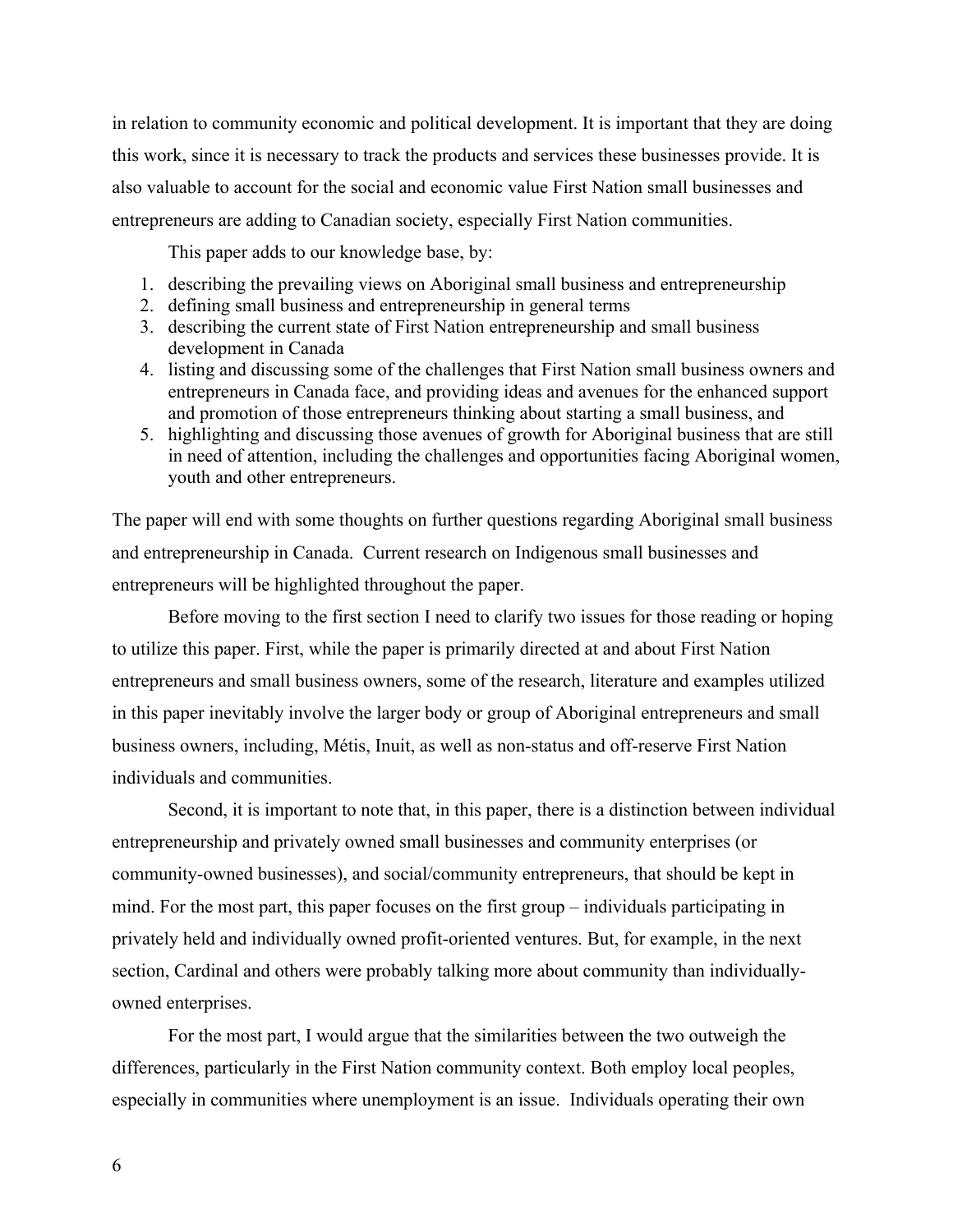in relation to community economic and political development. It is important that they are doing this work, since it is necessary to track the products and services these businesses provide. It is also valuable to account for the social and economic value First Nation small businesses and entrepreneurs are adding to Canadian society, especially First Nation communities.

This paper adds to our knowledge base, by:

1. describing the prevailing views on Aboriginal small business and entrepreneurship
2. defining small business and entrepreneurship in general terms
3. describing the current state of First Nation entrepreneurship and small business development in Canada
4. listing and discussing some of the challenges that First Nation small business owners and entrepreneurs in Canada face, and providing ideas and avenues for the enhanced support and promotion of those entrepreneurs thinking about starting a small business, and
5. highlighting and discussing those avenues of growth for Aboriginal business that are still in need of attention, including the challenges and opportunities facing Aboriginal women, youth and other entrepreneurs.

The paper will end with some thoughts on further questions regarding Aboriginal small business and entrepreneurship in Canada. Current research on Indigenous small businesses and entrepreneurs will be highlighted throughout the paper.

Before moving to the first section I need to clarify two issues for those reading or hoping to utilize this paper. First, while the paper is primarily directed at and about First Nation entrepreneurs and small business owners, some of the research, literature and examples utilized in this paper inevitably involve the larger body or group of Aboriginal entrepreneurs and small business owners, including, Métis, Inuit, as well as non-status and off-reserve First Nation individuals and communities.

Second, it is important to note that, in this paper, there is a distinction between individual entrepreneurship and privately owned small businesses and community enterprises (or community-owned businesses), and social/community entrepreneurs, that should be kept in mind. For the most part, this paper focuses on the first group – individuals participating in privately held and individually owned profit-oriented ventures. But, for example, in the next section, Cardinal and others were probably talking more about community than individually-owned enterprises.

For the most part, I would argue that the similarities between the two outweigh the differences, particularly in the First Nation community context. Both employ local peoples, especially in communities where unemployment is an issue. Individuals operating their own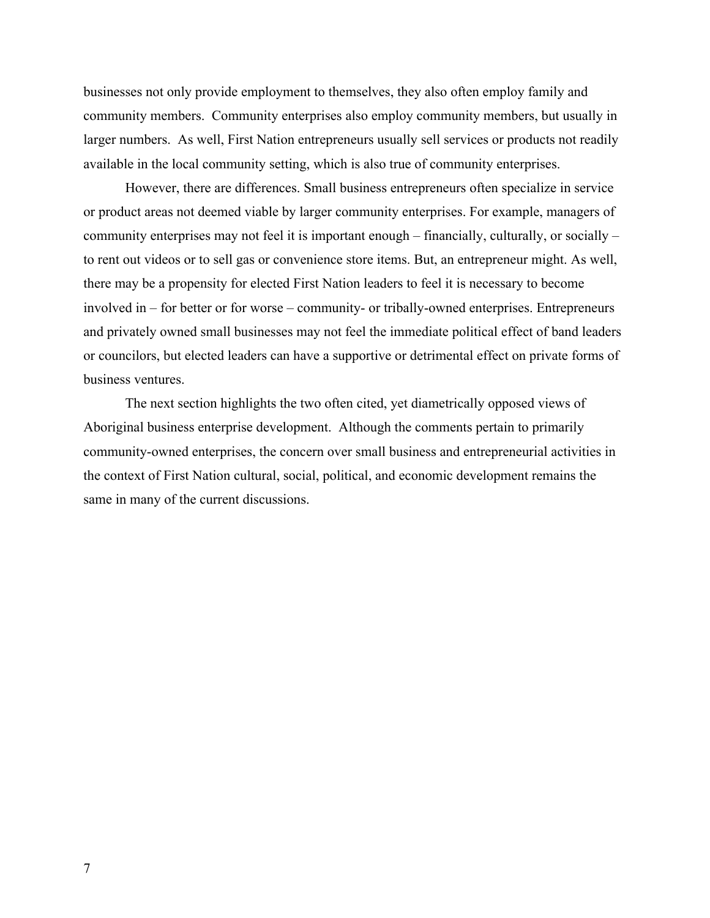businesses not only provide employment to themselves, they also often employ family and community members. Community enterprises also employ community members, but usually in larger numbers. As well, First Nation entrepreneurs usually sell services or products not readily available in the local community setting, which is also true of community enterprises.

However, there are differences. Small business entrepreneurs often specialize in service or product areas not deemed viable by larger community enterprises. For example, managers of community enterprises may not feel it is important enough – financially, culturally, or socially – to rent out videos or to sell gas or convenience store items. But, an entrepreneur might. As well, there may be a propensity for elected First Nation leaders to feel it is necessary to become involved in – for better or for worse – community- or tribally-owned enterprises. Entrepreneurs and privately owned small businesses may not feel the immediate political effect of band leaders or councilors, but elected leaders can have a supportive or detrimental effect on private forms of business ventures.

The next section highlights the two often cited, yet diametrically opposed views of Aboriginal business enterprise development. Although the comments pertain to primarily community-owned enterprises, the concern over small business and entrepreneurial activities in the context of First Nation cultural, social, political, and economic development remains the same in many of the current discussions.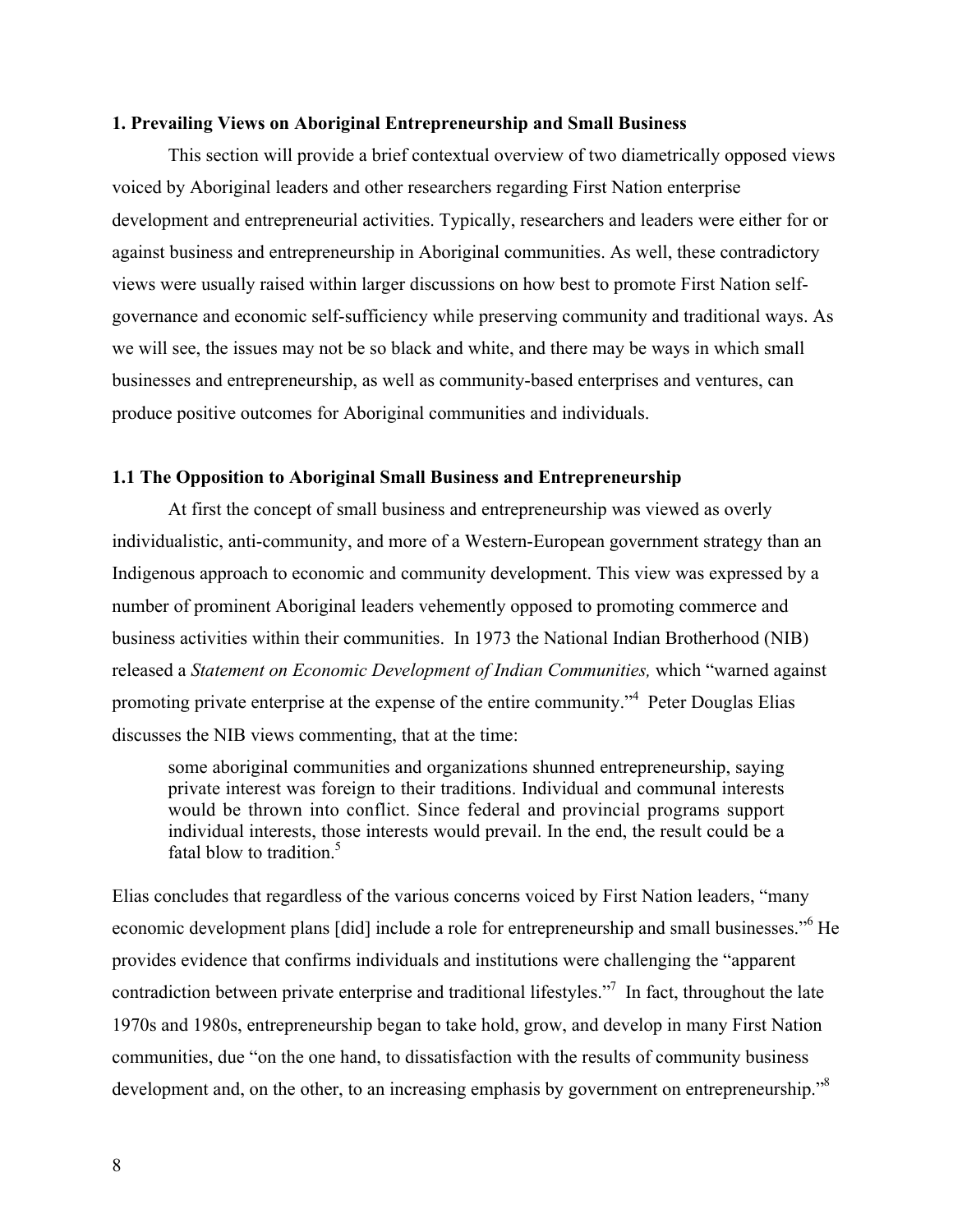## 1. Prevailing Views on Aboriginal Entrepreneurship and Small Business

This section will provide a brief contextual overview of two diametrically opposed views voiced by Aboriginal leaders and other researchers regarding First Nation enterprise development and entrepreneurial activities. Typically, researchers and leaders were either for or against business and entrepreneurship in Aboriginal communities. As well, these contradictory views were usually raised within larger discussions on how best to promote First Nation self-governance and economic self-sufficiency while preserving community and traditional ways. As we will see, the issues may not be so black and white, and there may be ways in which small businesses and entrepreneurship, as well as community-based enterprises and ventures, can produce positive outcomes for Aboriginal communities and individuals.

### 1.1 The Opposition to Aboriginal Small Business and Entrepreneurship

At first the concept of small business and entrepreneurship was viewed as overly individualistic, anti-community, and more of a Western-European government strategy than an Indigenous approach to economic and community development. This view was expressed by a number of prominent Aboriginal leaders vehemently opposed to promoting commerce and business activities within their communities. In 1973 the National Indian Brotherhood (NIB) released a *Statement on Economic Development of Indian Communities,* which "warned against promoting private enterprise at the expense of the entire community."[4] Peter Douglas Elias discusses the NIB views commenting, that at the time:

> some aboriginal communities and organizations shunned entrepreneurship, saying private interest was foreign to their traditions. Individual and communal interests would be thrown into conflict. Since federal and provincial programs support individual interests, those interests would prevail. In the end, the result could be a fatal blow to tradition.[5]

Elias concludes that regardless of the various concerns voiced by First Nation leaders, "many economic development plans [did] include a role for entrepreneurship and small businesses."[6] He provides evidence that confirms individuals and institutions were challenging the "apparent contradiction between private enterprise and traditional lifestyles."[7] In fact, throughout the late 1970s and 1980s, entrepreneurship began to take hold, grow, and develop in many First Nation communities, due "on the one hand, to dissatisfaction with the results of community business development and, on the other, to an increasing emphasis by government on entrepreneurship."[8]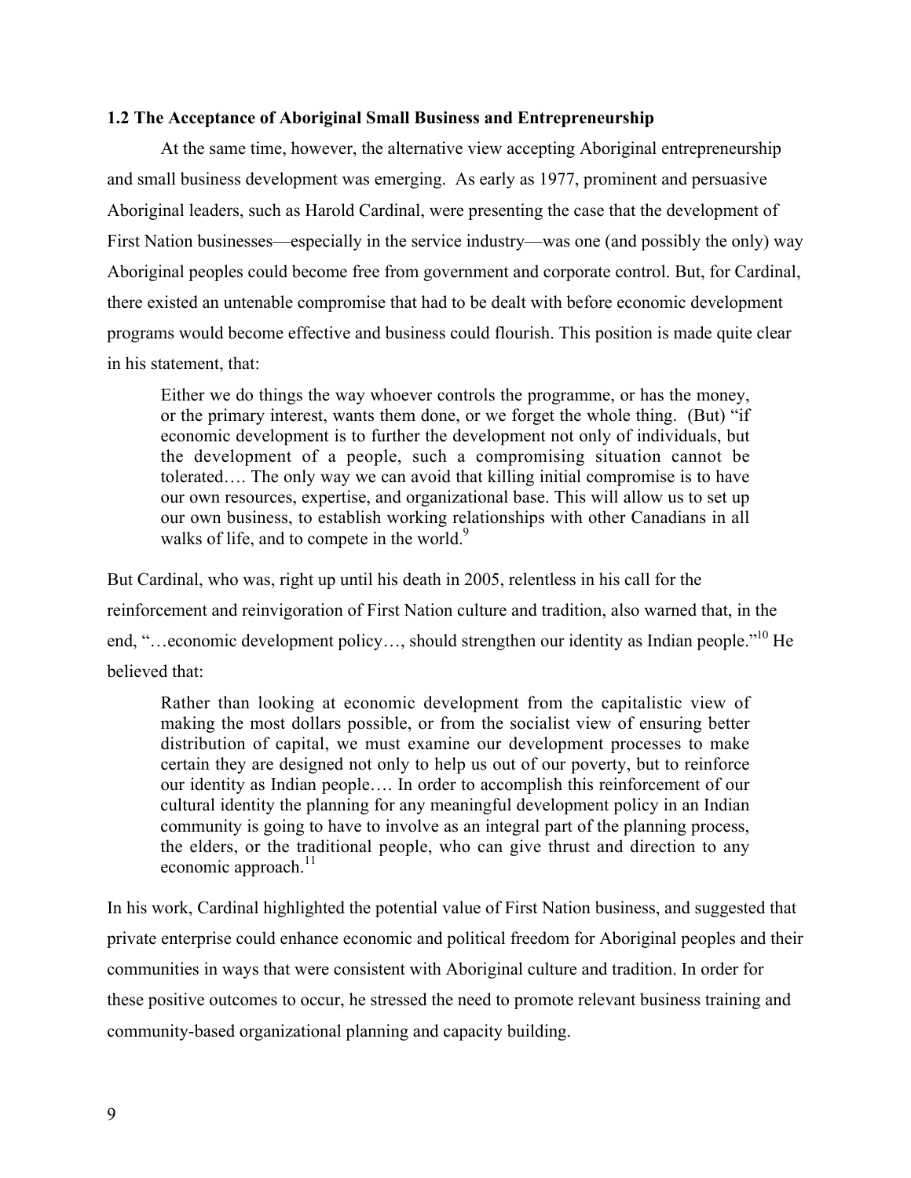### 1.2 The Acceptance of Aboriginal Small Business and Entrepreneurship

At the same time, however, the alternative view accepting Aboriginal entrepreneurship and small business development was emerging. As early as 1977, prominent and persuasive Aboriginal leaders, such as Harold Cardinal, were presenting the case that the development of First Nation businesses—especially in the service industry—was one (and possibly the only) way Aboriginal peoples could become free from government and corporate control. But, for Cardinal, there existed an untenable compromise that had to be dealt with before economic development programs would become effective and business could flourish. This position is made quite clear in his statement, that:

> Either we do things the way whoever controls the programme, or has the money, or the primary interest, wants them done, or we forget the whole thing. (But) "if economic development is to further the development not only of individuals, but the development of a people, such a compromising situation cannot be tolerated…. The only way we can avoid that killing initial compromise is to have our own resources, expertise, and organizational base. This will allow us to set up our own business, to establish working relationships with other Canadians in all walks of life, and to compete in the world.[9]

But Cardinal, who was, right up until his death in 2005, relentless in his call for the reinforcement and reinvigoration of First Nation culture and tradition, also warned that, in the end, "…economic development policy…, should strengthen our identity as Indian people."[10] He believed that:

> Rather than looking at economic development from the capitalistic view of making the most dollars possible, or from the socialist view of ensuring better distribution of capital, we must examine our development processes to make certain they are designed not only to help us out of our poverty, but to reinforce our identity as Indian people…. In order to accomplish this reinforcement of our cultural identity the planning for any meaningful development policy in an Indian community is going to have to involve as an integral part of the planning process, the elders, or the traditional people, who can give thrust and direction to any economic approach.[11]

In his work, Cardinal highlighted the potential value of First Nation business, and suggested that private enterprise could enhance economic and political freedom for Aboriginal peoples and their communities in ways that were consistent with Aboriginal culture and tradition. In order for these positive outcomes to occur, he stressed the need to promote relevant business training and community-based organizational planning and capacity building.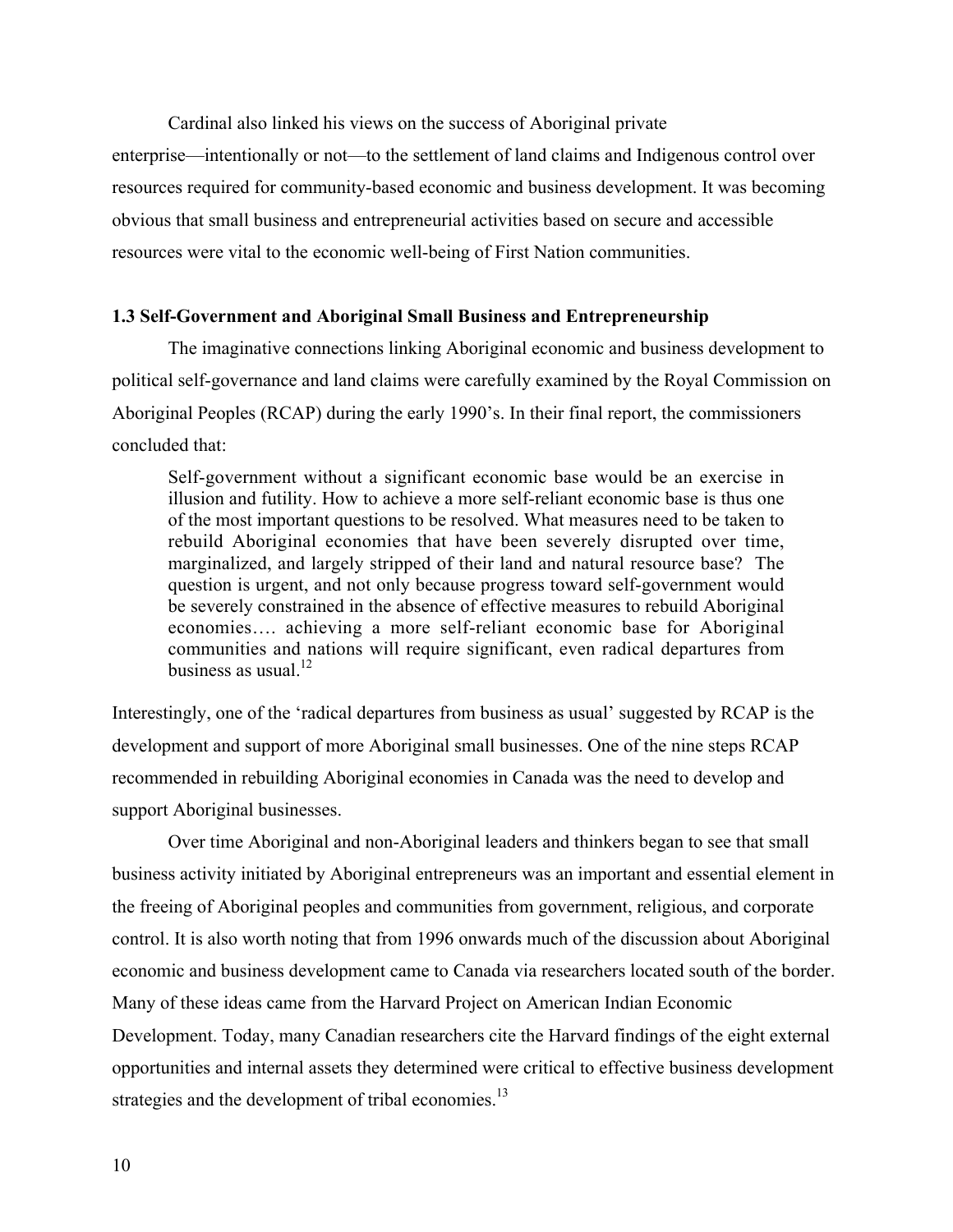Cardinal also linked his views on the success of Aboriginal private enterprise—intentionally or not—to the settlement of land claims and Indigenous control over resources required for community-based economic and business development. It was becoming obvious that small business and entrepreneurial activities based on secure and accessible resources were vital to the economic well-being of First Nation communities.

### 1.3 Self-Government and Aboriginal Small Business and Entrepreneurship

The imaginative connections linking Aboriginal economic and business development to political self-governance and land claims were carefully examined by the Royal Commission on Aboriginal Peoples (RCAP) during the early 1990's. In their final report, the commissioners concluded that:

> Self-government without a significant economic base would be an exercise in illusion and futility. How to achieve a more self-reliant economic base is thus one of the most important questions to be resolved. What measures need to be taken to rebuild Aboriginal economies that have been severely disrupted over time, marginalized, and largely stripped of their land and natural resource base? The question is urgent, and not only because progress toward self-government would be severely constrained in the absence of effective measures to rebuild Aboriginal economies…. achieving a more self-reliant economic base for Aboriginal communities and nations will require significant, even radical departures from business as usual.[12]

Interestingly, one of the 'radical departures from business as usual' suggested by RCAP is the development and support of more Aboriginal small businesses. One of the nine steps RCAP recommended in rebuilding Aboriginal economies in Canada was the need to develop and support Aboriginal businesses.

Over time Aboriginal and non-Aboriginal leaders and thinkers began to see that small business activity initiated by Aboriginal entrepreneurs was an important and essential element in the freeing of Aboriginal peoples and communities from government, religious, and corporate control. It is also worth noting that from 1996 onwards much of the discussion about Aboriginal economic and business development came to Canada via researchers located south of the border. Many of these ideas came from the Harvard Project on American Indian Economic Development. Today, many Canadian researchers cite the Harvard findings of the eight external opportunities and internal assets they determined were critical to effective business development strategies and the development of tribal economies.[13]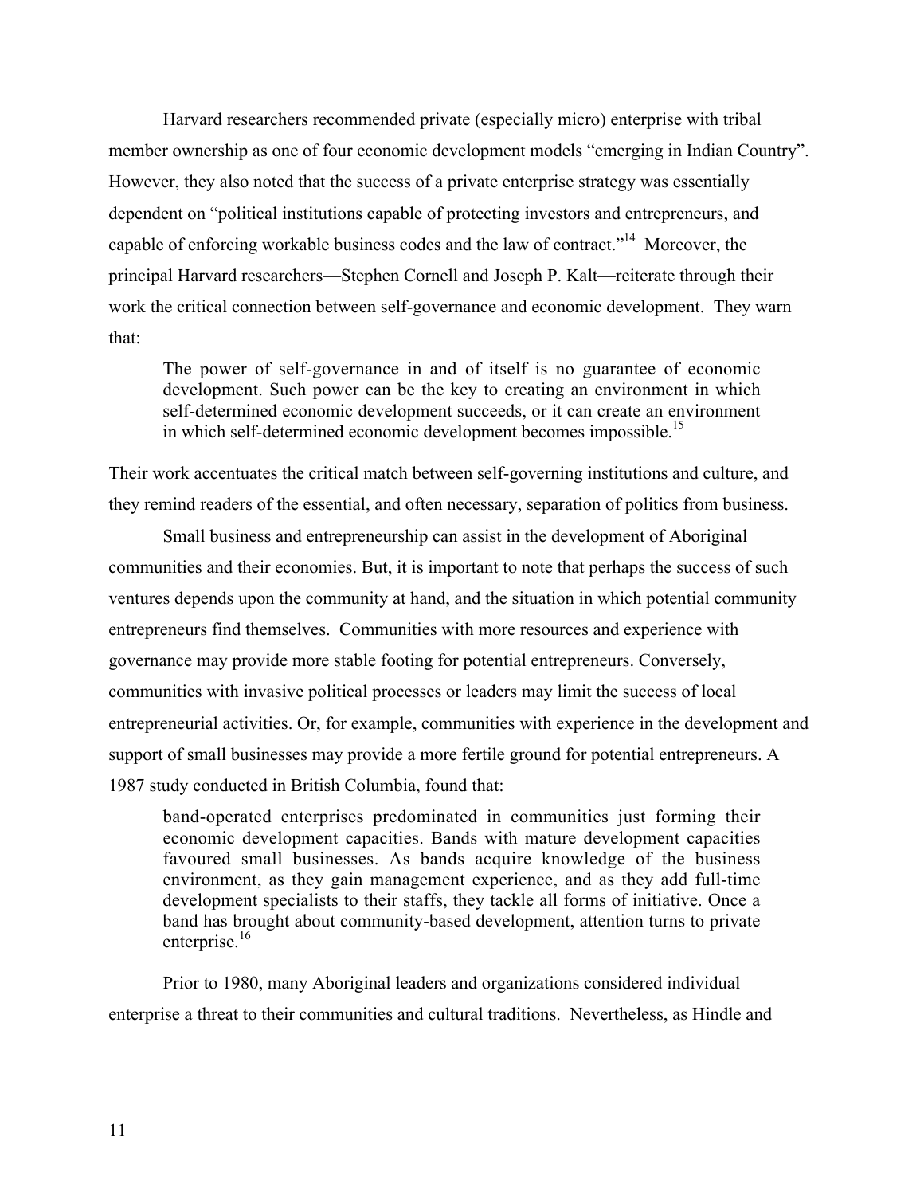Harvard researchers recommended private (especially micro) enterprise with tribal member ownership as one of four economic development models "emerging in Indian Country". However, they also noted that the success of a private enterprise strategy was essentially dependent on "political institutions capable of protecting investors and entrepreneurs, and capable of enforcing workable business codes and the law of contract."[14] Moreover, the principal Harvard researchers—Stephen Cornell and Joseph P. Kalt—reiterate through their work the critical connection between self-governance and economic development. They warn that:

> The power of self-governance in and of itself is no guarantee of economic development. Such power can be the key to creating an environment in which self-determined economic development succeeds, or it can create an environment in which self-determined economic development becomes impossible.[15]

Their work accentuates the critical match between self-governing institutions and culture, and they remind readers of the essential, and often necessary, separation of politics from business.

Small business and entrepreneurship can assist in the development of Aboriginal communities and their economies. But, it is important to note that perhaps the success of such ventures depends upon the community at hand, and the situation in which potential community entrepreneurs find themselves. Communities with more resources and experience with governance may provide more stable footing for potential entrepreneurs. Conversely, communities with invasive political processes or leaders may limit the success of local entrepreneurial activities. Or, for example, communities with experience in the development and support of small businesses may provide a more fertile ground for potential entrepreneurs. A 1987 study conducted in British Columbia, found that:

> band-operated enterprises predominated in communities just forming their economic development capacities. Bands with mature development capacities favoured small businesses. As bands acquire knowledge of the business environment, as they gain management experience, and as they add full-time development specialists to their staffs, they tackle all forms of initiative. Once a band has brought about community-based development, attention turns to private enterprise.[16]

Prior to 1980, many Aboriginal leaders and organizations considered individual enterprise a threat to their communities and cultural traditions. Nevertheless, as Hindle and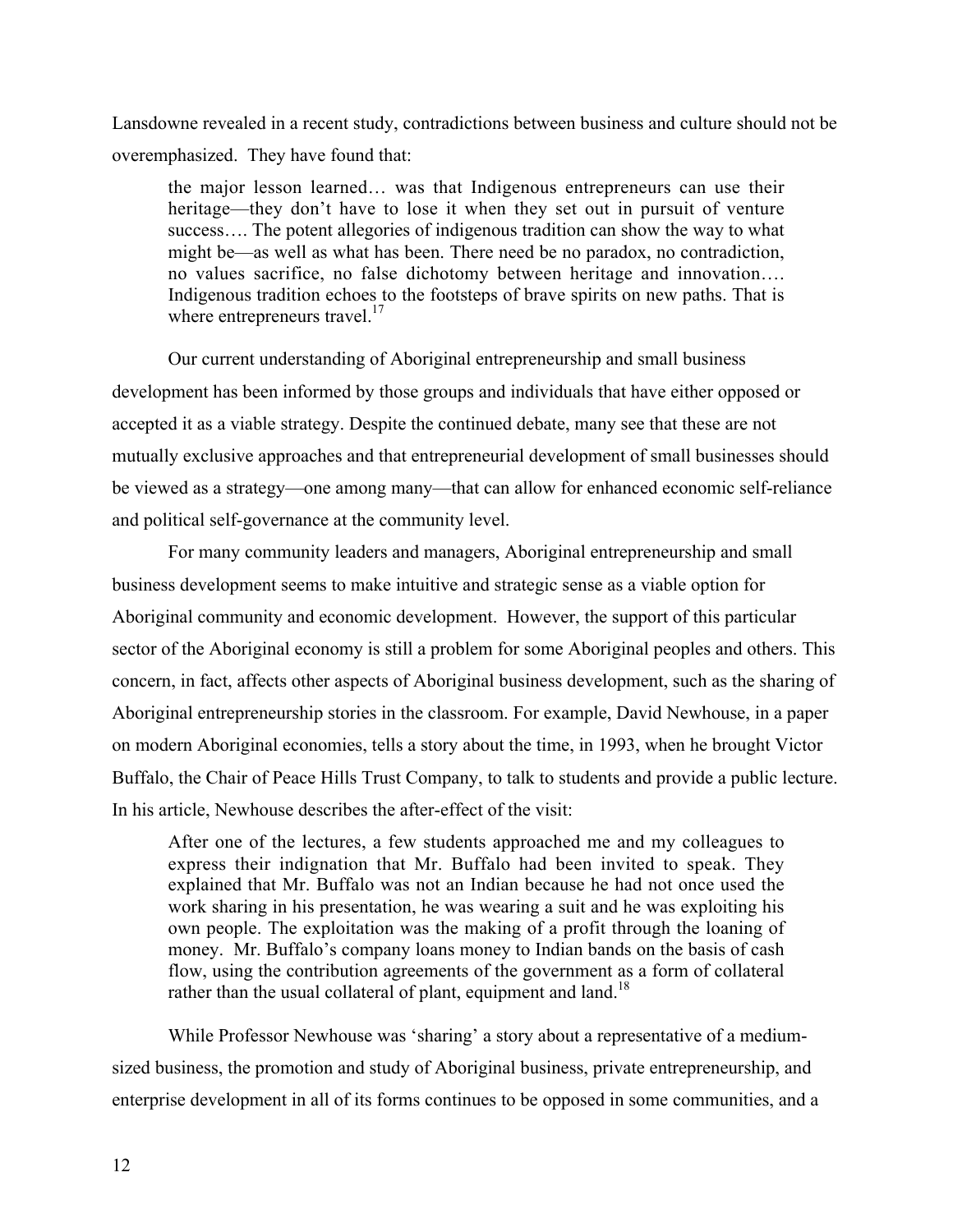Lansdowne revealed in a recent study, contradictions between business and culture should not be overemphasized. They have found that:

> the major lesson learned… was that Indigenous entrepreneurs can use their heritage—they don't have to lose it when they set out in pursuit of venture success…. The potent allegories of indigenous tradition can show the way to what might be—as well as what has been. There need be no paradox, no contradiction, no values sacrifice, no false dichotomy between heritage and innovation…. Indigenous tradition echoes to the footsteps of brave spirits on new paths. That is where entrepreneurs travel.[17]

Our current understanding of Aboriginal entrepreneurship and small business development has been informed by those groups and individuals that have either opposed or accepted it as a viable strategy. Despite the continued debate, many see that these are not mutually exclusive approaches and that entrepreneurial development of small businesses should be viewed as a strategy—one among many—that can allow for enhanced economic self-reliance and political self-governance at the community level.

For many community leaders and managers, Aboriginal entrepreneurship and small business development seems to make intuitive and strategic sense as a viable option for Aboriginal community and economic development. However, the support of this particular sector of the Aboriginal economy is still a problem for some Aboriginal peoples and others. This concern, in fact, affects other aspects of Aboriginal business development, such as the sharing of Aboriginal entrepreneurship stories in the classroom. For example, David Newhouse, in a paper on modern Aboriginal economies, tells a story about the time, in 1993, when he brought Victor Buffalo, the Chair of Peace Hills Trust Company, to talk to students and provide a public lecture. In his article, Newhouse describes the after-effect of the visit:

> After one of the lectures, a few students approached me and my colleagues to express their indignation that Mr. Buffalo had been invited to speak. They explained that Mr. Buffalo was not an Indian because he had not once used the work sharing in his presentation, he was wearing a suit and he was exploiting his own people. The exploitation was the making of a profit through the loaning of money. Mr. Buffalo's company loans money to Indian bands on the basis of cash flow, using the contribution agreements of the government as a form of collateral rather than the usual collateral of plant, equipment and land.[18]

While Professor Newhouse was 'sharing' a story about a representative of a medium-sized business, the promotion and study of Aboriginal business, private entrepreneurship, and enterprise development in all of its forms continues to be opposed in some communities, and a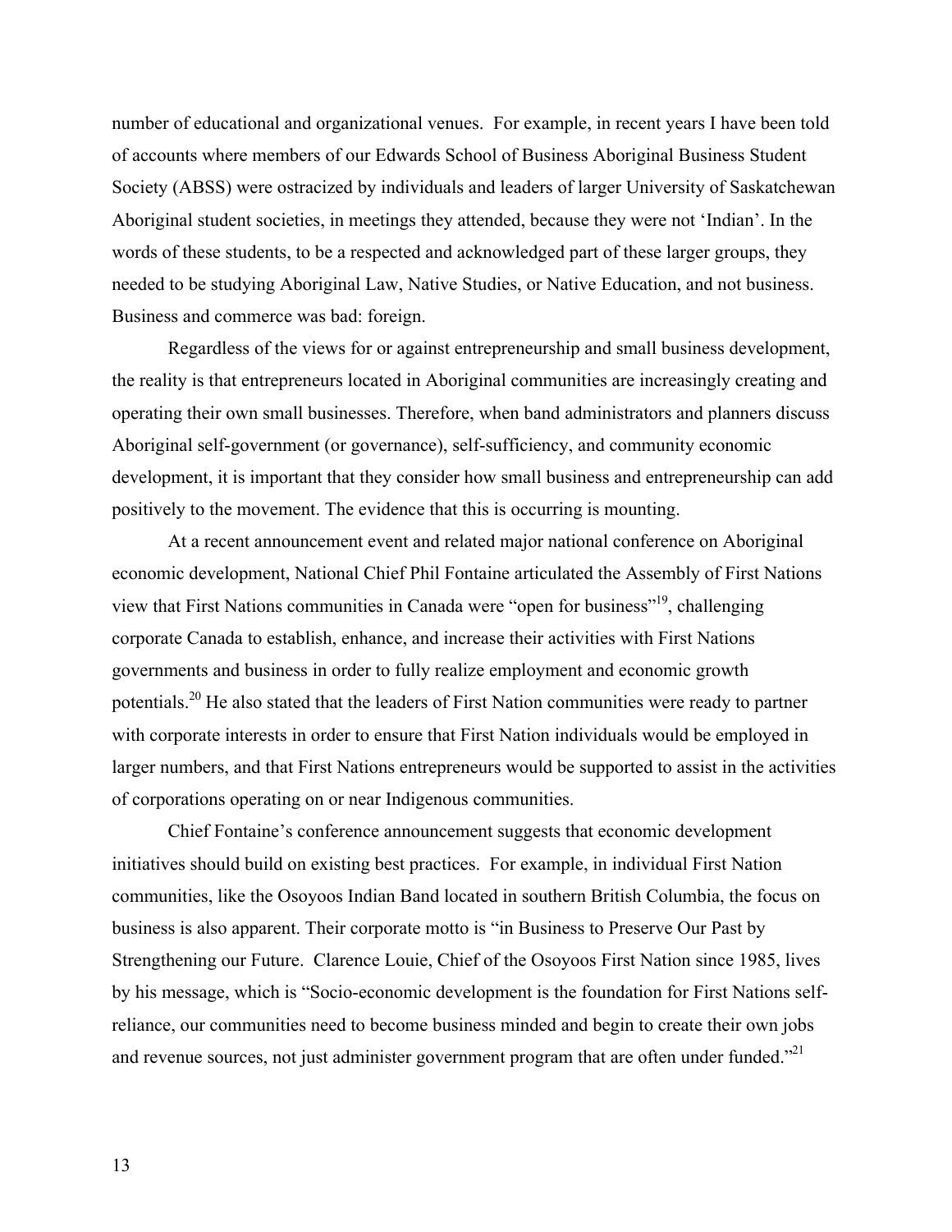number of educational and organizational venues. For example, in recent years I have been told of accounts where members of our Edwards School of Business Aboriginal Business Student Society (ABSS) were ostracized by individuals and leaders of larger University of Saskatchewan Aboriginal student societies, in meetings they attended, because they were not 'Indian'. In the words of these students, to be a respected and acknowledged part of these larger groups, they needed to be studying Aboriginal Law, Native Studies, or Native Education, and not business. Business and commerce was bad: foreign.

Regardless of the views for or against entrepreneurship and small business development, the reality is that entrepreneurs located in Aboriginal communities are increasingly creating and operating their own small businesses. Therefore, when band administrators and planners discuss Aboriginal self-government (or governance), self-sufficiency, and community economic development, it is important that they consider how small business and entrepreneurship can add positively to the movement. The evidence that this is occurring is mounting.

At a recent announcement event and related major national conference on Aboriginal economic development, National Chief Phil Fontaine articulated the Assembly of First Nations view that First Nations communities in Canada were "open for business"[19], challenging corporate Canada to establish, enhance, and increase their activities with First Nations governments and business in order to fully realize employment and economic growth potentials.[20] He also stated that the leaders of First Nation communities were ready to partner with corporate interests in order to ensure that First Nation individuals would be employed in larger numbers, and that First Nations entrepreneurs would be supported to assist in the activities of corporations operating on or near Indigenous communities.

Chief Fontaine's conference announcement suggests that economic development initiatives should build on existing best practices. For example, in individual First Nation communities, like the Osoyoos Indian Band located in southern British Columbia, the focus on business is also apparent. Their corporate motto is "in Business to Preserve Our Past by Strengthening our Future. Clarence Louie, Chief of the Osoyoos First Nation since 1985, lives by his message, which is "Socio-economic development is the foundation for First Nations self-reliance, our communities need to become business minded and begin to create their own jobs and revenue sources, not just administer government program that are often under funded."[21]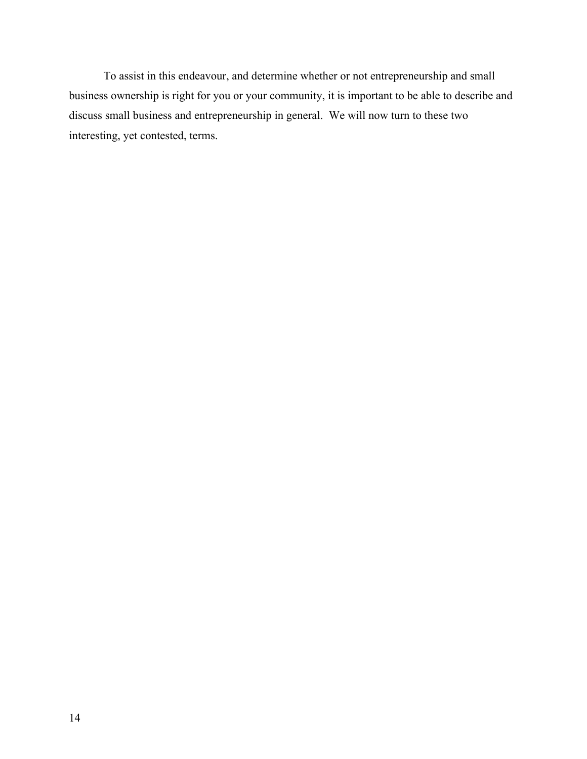To assist in this endeavour, and determine whether or not entrepreneurship and small business ownership is right for you or your community, it is important to be able to describe and discuss small business and entrepreneurship in general.  We will now turn to these two interesting, yet contested, terms.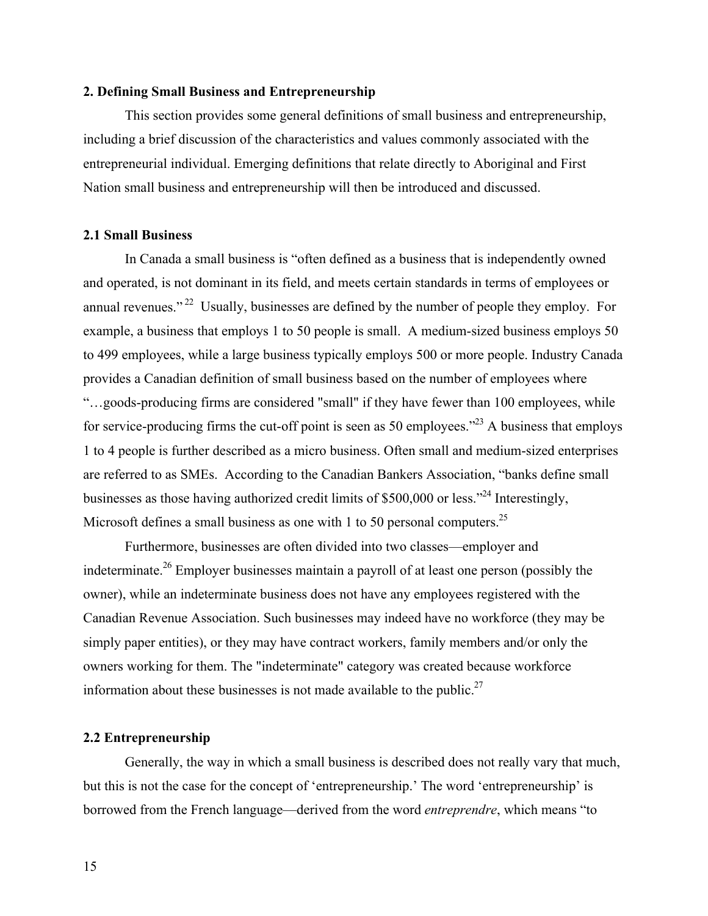## 2. Defining Small Business and Entrepreneurship

This section provides some general definitions of small business and entrepreneurship, including a brief discussion of the characteristics and values commonly associated with the entrepreneurial individual. Emerging definitions that relate directly to Aboriginal and First Nation small business and entrepreneurship will then be introduced and discussed.

### 2.1 Small Business

In Canada a small business is "often defined as a business that is independently owned and operated, is not dominant in its field, and meets certain standards in terms of employees or annual revenues." [22] Usually, businesses are defined by the number of people they employ. For example, a business that employs 1 to 50 people is small. A medium-sized business employs 50 to 499 employees, while a large business typically employs 500 or more people. Industry Canada provides a Canadian definition of small business based on the number of employees where "…goods-producing firms are considered "small" if they have fewer than 100 employees, while for service-producing firms the cut-off point is seen as 50 employees."[23] A business that employs 1 to 4 people is further described as a micro business. Often small and medium-sized enterprises are referred to as SMEs. According to the Canadian Bankers Association, "banks define small businesses as those having authorized credit limits of $500,000 or less."[24] Interestingly, Microsoft defines a small business as one with 1 to 50 personal computers.[25]

Furthermore, businesses are often divided into two classes—employer and indeterminate.[26] Employer businesses maintain a payroll of at least one person (possibly the owner), while an indeterminate business does not have any employees registered with the Canadian Revenue Association. Such businesses may indeed have no workforce (they may be simply paper entities), or they may have contract workers, family members and/or only the owners working for them. The "indeterminate" category was created because workforce information about these businesses is not made available to the public.[27]

### 2.2 Entrepreneurship

Generally, the way in which a small business is described does not really vary that much, but this is not the case for the concept of 'entrepreneurship.' The word 'entrepreneurship' is borrowed from the French language—derived from the word *entreprendre*, which means "to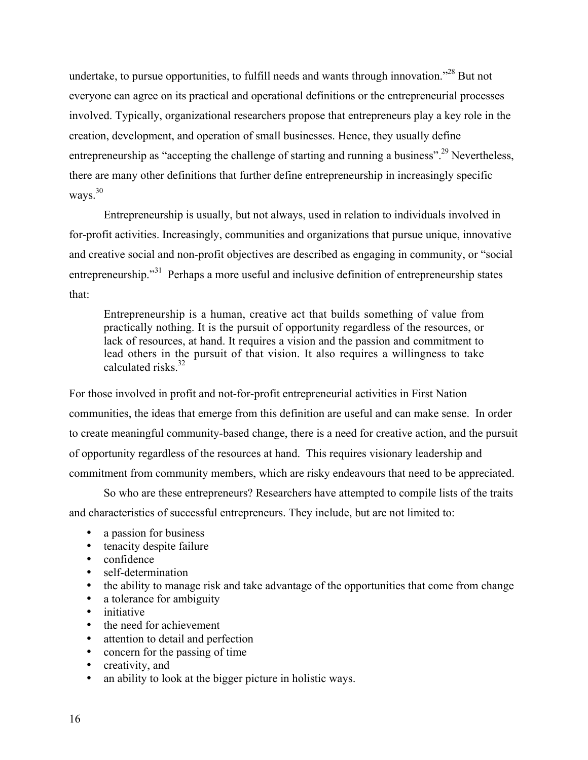undertake, to pursue opportunities, to fulfill needs and wants through innovation."[28] But not everyone can agree on its practical and operational definitions or the entrepreneurial processes involved. Typically, organizational researchers propose that entrepreneurs play a key role in the creation, development, and operation of small businesses. Hence, they usually define entrepreneurship as "accepting the challenge of starting and running a business".[29] Nevertheless, there are many other definitions that further define entrepreneurship in increasingly specific ways.[30]

Entrepreneurship is usually, but not always, used in relation to individuals involved in for-profit activities. Increasingly, communities and organizations that pursue unique, innovative and creative social and non-profit objectives are described as engaging in community, or "social entrepreneurship."[31] Perhaps a more useful and inclusive definition of entrepreneurship states that:

> Entrepreneurship is a human, creative act that builds something of value from practically nothing. It is the pursuit of opportunity regardless of the resources, or lack of resources, at hand. It requires a vision and the passion and commitment to lead others in the pursuit of that vision. It also requires a willingness to take calculated risks.[32]

For those involved in profit and not-for-profit entrepreneurial activities in First Nation communities, the ideas that emerge from this definition are useful and can make sense. In order to create meaningful community-based change, there is a need for creative action, and the pursuit of opportunity regardless of the resources at hand. This requires visionary leadership and commitment from community members, which are risky endeavours that need to be appreciated.

So who are these entrepreneurs? Researchers have attempted to compile lists of the traits and characteristics of successful entrepreneurs. They include, but are not limited to:

- a passion for business
- tenacity despite failure
- confidence
- self-determination
- the ability to manage risk and take advantage of the opportunities that come from change
- a tolerance for ambiguity
- initiative
- the need for achievement
- attention to detail and perfection
- concern for the passing of time
- creativity, and
- an ability to look at the bigger picture in holistic ways.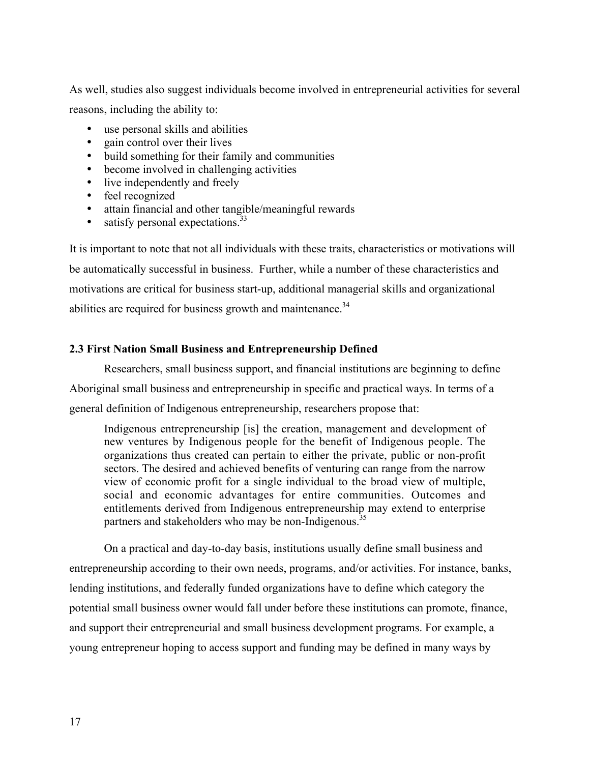As well, studies also suggest individuals become involved in entrepreneurial activities for several reasons, including the ability to:

- use personal skills and abilities
- gain control over their lives
- build something for their family and communities
- become involved in challenging activities
- live independently and freely
- feel recognized
- attain financial and other tangible/meaningful rewards
- satisfy personal expectations.[33]

It is important to note that not all individuals with these traits, characteristics or motivations will be automatically successful in business. Further, while a number of these characteristics and motivations are critical for business start-up, additional managerial skills and organizational abilities are required for business growth and maintenance.[34]

### 2.3 First Nation Small Business and Entrepreneurship Defined

Researchers, small business support, and financial institutions are beginning to define Aboriginal small business and entrepreneurship in specific and practical ways. In terms of a general definition of Indigenous entrepreneurship, researchers propose that:

> Indigenous entrepreneurship [is] the creation, management and development of new ventures by Indigenous people for the benefit of Indigenous people. The organizations thus created can pertain to either the private, public or non-profit sectors. The desired and achieved benefits of venturing can range from the narrow view of economic profit for a single individual to the broad view of multiple, social and economic advantages for entire communities. Outcomes and entitlements derived from Indigenous entrepreneurship may extend to enterprise partners and stakeholders who may be non-Indigenous.[35]

On a practical and day-to-day basis, institutions usually define small business and entrepreneurship according to their own needs, programs, and/or activities. For instance, banks, lending institutions, and federally funded organizations have to define which category the potential small business owner would fall under before these institutions can promote, finance, and support their entrepreneurial and small business development programs. For example, a young entrepreneur hoping to access support and funding may be defined in many ways by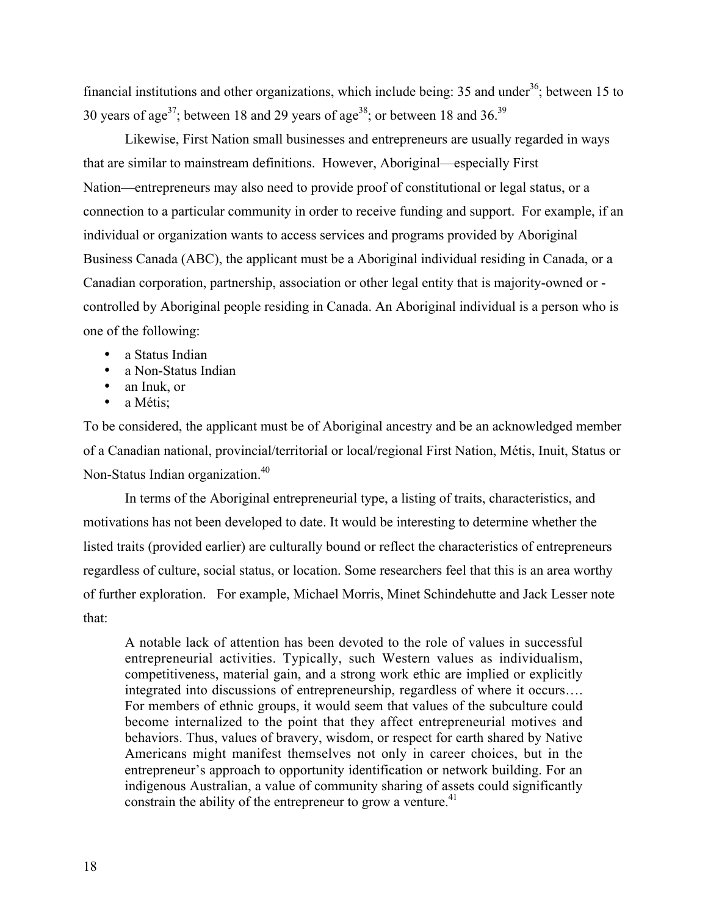financial institutions and other organizations, which include being: 35 and under[36]; between 15 to 30 years of age[37]; between 18 and 29 years of age[38]; or between 18 and 36.[39]

Likewise, First Nation small businesses and entrepreneurs are usually regarded in ways that are similar to mainstream definitions. However, Aboriginal—especially First Nation—entrepreneurs may also need to provide proof of constitutional or legal status, or a connection to a particular community in order to receive funding and support. For example, if an individual or organization wants to access services and programs provided by Aboriginal Business Canada (ABC), the applicant must be a Aboriginal individual residing in Canada, or a Canadian corporation, partnership, association or other legal entity that is majority-owned or -controlled by Aboriginal people residing in Canada. An Aboriginal individual is a person who is one of the following:

- a Status Indian
- a Non-Status Indian
- an Inuk, or
- a Métis;

To be considered, the applicant must be of Aboriginal ancestry and be an acknowledged member of a Canadian national, provincial/territorial or local/regional First Nation, Métis, Inuit, Status or Non-Status Indian organization.[40]

In terms of the Aboriginal entrepreneurial type, a listing of traits, characteristics, and motivations has not been developed to date. It would be interesting to determine whether the listed traits (provided earlier) are culturally bound or reflect the characteristics of entrepreneurs regardless of culture, social status, or location. Some researchers feel that this is an area worthy of further exploration. For example, Michael Morris, Minet Schindehutte and Jack Lesser note that:

> A notable lack of attention has been devoted to the role of values in successful entrepreneurial activities. Typically, such Western values as individualism, competitiveness, material gain, and a strong work ethic are implied or explicitly integrated into discussions of entrepreneurship, regardless of where it occurs…. For members of ethnic groups, it would seem that values of the subculture could become internalized to the point that they affect entrepreneurial motives and behaviors. Thus, values of bravery, wisdom, or respect for earth shared by Native Americans might manifest themselves not only in career choices, but in the entrepreneur's approach to opportunity identification or network building. For an indigenous Australian, a value of community sharing of assets could significantly constrain the ability of the entrepreneur to grow a venture.[41]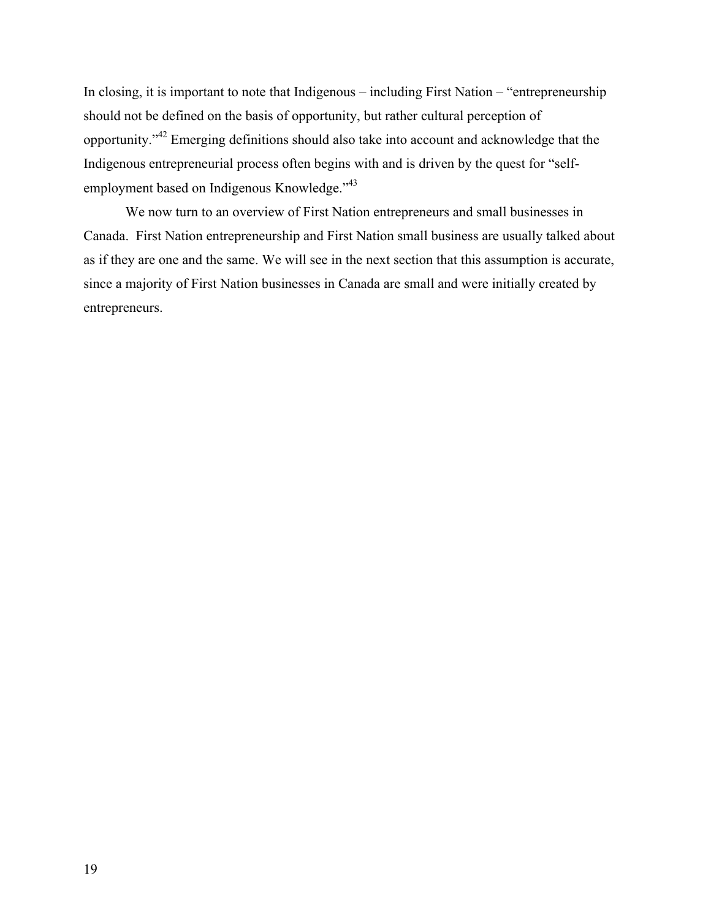In closing, it is important to note that Indigenous – including First Nation – "entrepreneurship should not be defined on the basis of opportunity, but rather cultural perception of opportunity."[42] Emerging definitions should also take into account and acknowledge that the Indigenous entrepreneurial process often begins with and is driven by the quest for "self-employment based on Indigenous Knowledge."[43]

We now turn to an overview of First Nation entrepreneurs and small businesses in Canada. First Nation entrepreneurship and First Nation small business are usually talked about as if they are one and the same. We will see in the next section that this assumption is accurate, since a majority of First Nation businesses in Canada are small and were initially created by entrepreneurs.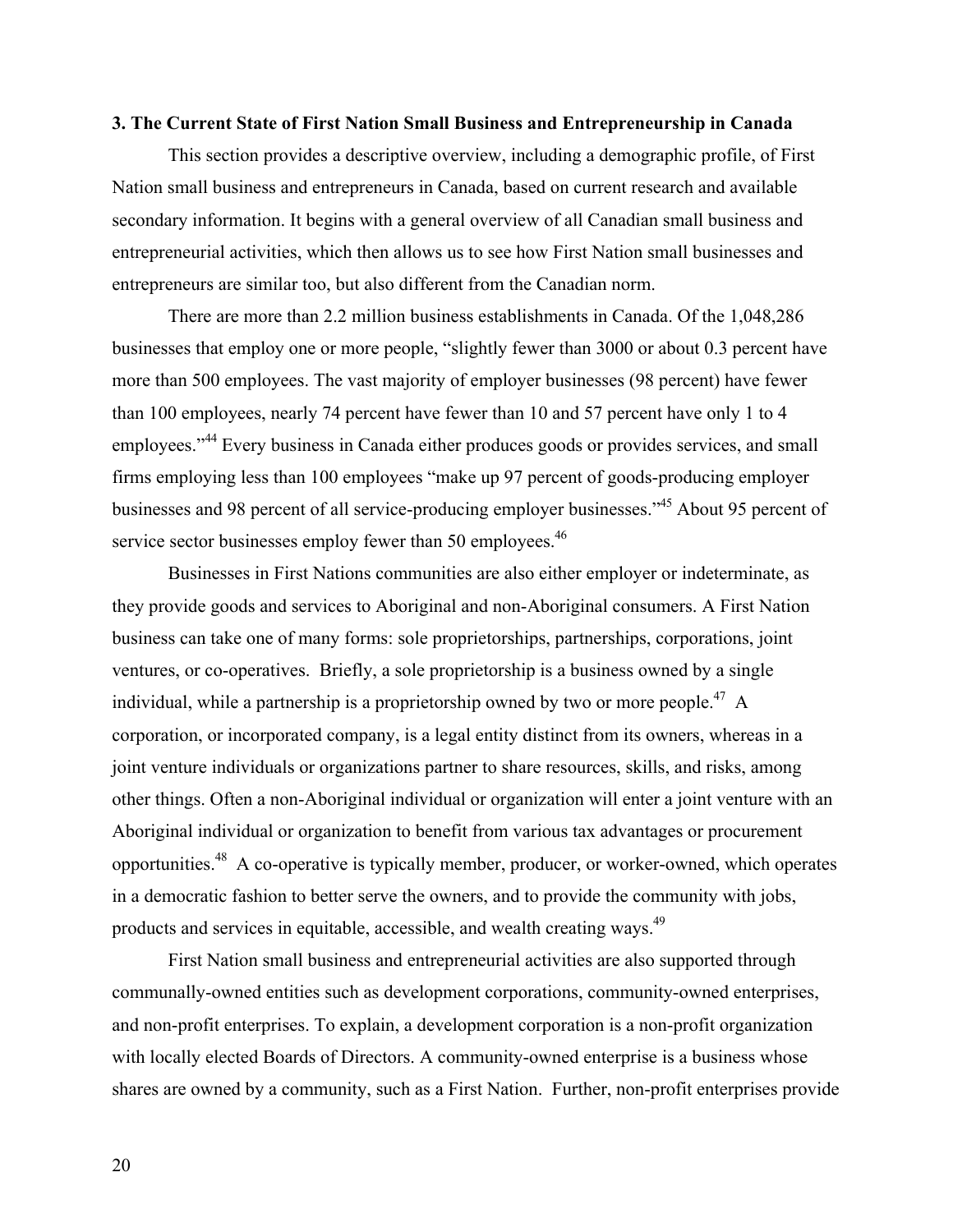### 3. The Current State of First Nation Small Business and Entrepreneurship in Canada

This section provides a descriptive overview, including a demographic profile, of First Nation small business and entrepreneurs in Canada, based on current research and available secondary information. It begins with a general overview of all Canadian small business and entrepreneurial activities, which then allows us to see how First Nation small businesses and entrepreneurs are similar too, but also different from the Canadian norm.

There are more than 2.2 million business establishments in Canada. Of the 1,048,286 businesses that employ one or more people, "slightly fewer than 3000 or about 0.3 percent have more than 500 employees. The vast majority of employer businesses (98 percent) have fewer than 100 employees, nearly 74 percent have fewer than 10 and 57 percent have only 1 to 4 employees."[44] Every business in Canada either produces goods or provides services, and small firms employing less than 100 employees "make up 97 percent of goods-producing employer businesses and 98 percent of all service-producing employer businesses."[45] About 95 percent of service sector businesses employ fewer than 50 employees.[46]

Businesses in First Nations communities are also either employer or indeterminate, as they provide goods and services to Aboriginal and non-Aboriginal consumers. A First Nation business can take one of many forms: sole proprietorships, partnerships, corporations, joint ventures, or co-operatives. Briefly, a sole proprietorship is a business owned by a single individual, while a partnership is a proprietorship owned by two or more people.[47] A corporation, or incorporated company, is a legal entity distinct from its owners, whereas in a joint venture individuals or organizations partner to share resources, skills, and risks, among other things. Often a non-Aboriginal individual or organization will enter a joint venture with an Aboriginal individual or organization to benefit from various tax advantages or procurement opportunities.[48] A co-operative is typically member, producer, or worker-owned, which operates in a democratic fashion to better serve the owners, and to provide the community with jobs, products and services in equitable, accessible, and wealth creating ways.[49]

First Nation small business and entrepreneurial activities are also supported through communally-owned entities such as development corporations, community-owned enterprises, and non-profit enterprises. To explain, a development corporation is a non-profit organization with locally elected Boards of Directors. A community-owned enterprise is a business whose shares are owned by a community, such as a First Nation. Further, non-profit enterprises provide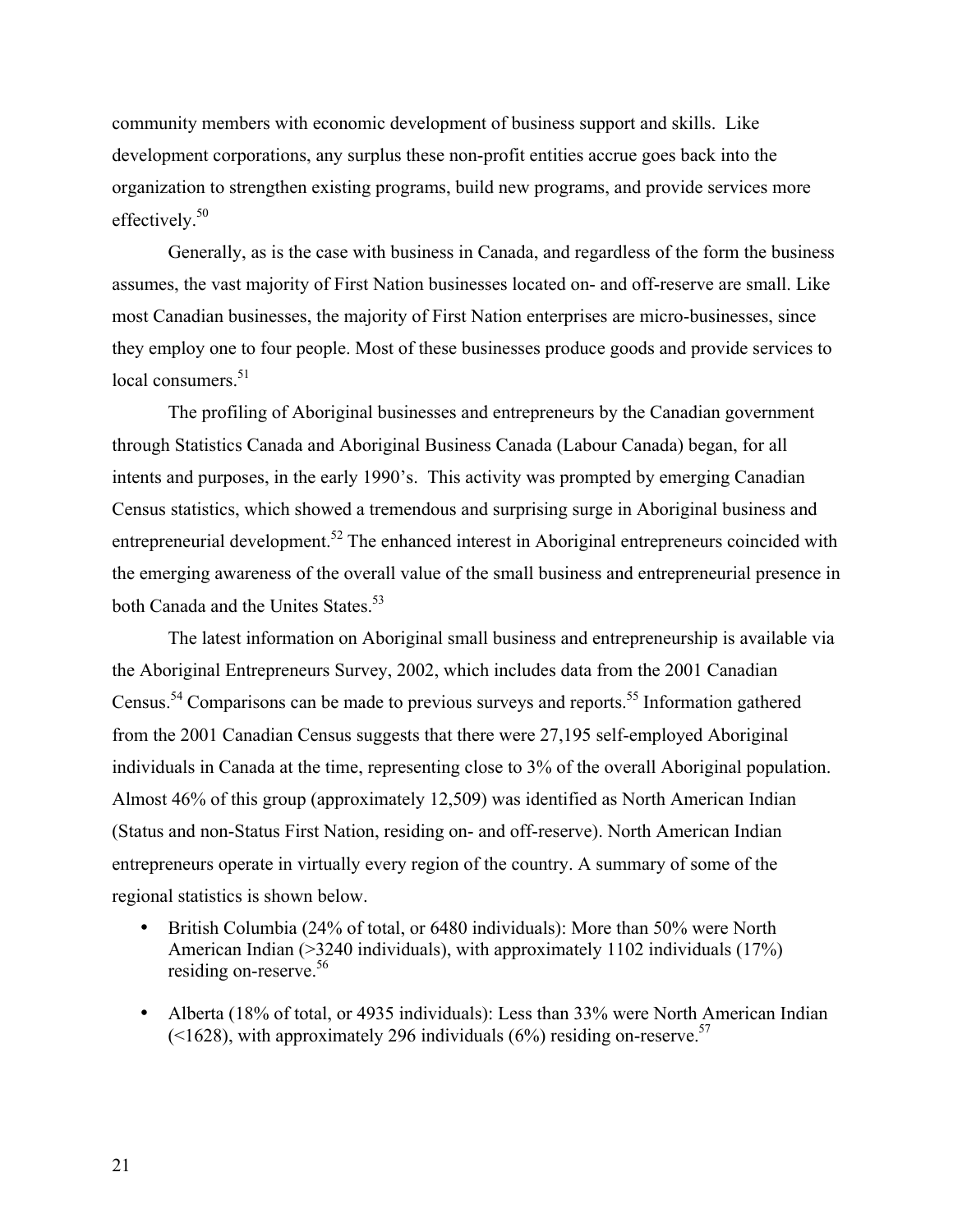community members with economic development of business support and skills. Like development corporations, any surplus these non-profit entities accrue goes back into the organization to strengthen existing programs, build new programs, and provide services more effectively.[50]

Generally, as is the case with business in Canada, and regardless of the form the business assumes, the vast majority of First Nation businesses located on- and off-reserve are small. Like most Canadian businesses, the majority of First Nation enterprises are micro-businesses, since they employ one to four people. Most of these businesses produce goods and provide services to local consumers.[51]

The profiling of Aboriginal businesses and entrepreneurs by the Canadian government through Statistics Canada and Aboriginal Business Canada (Labour Canada) began, for all intents and purposes, in the early 1990's. This activity was prompted by emerging Canadian Census statistics, which showed a tremendous and surprising surge in Aboriginal business and entrepreneurial development.[52] The enhanced interest in Aboriginal entrepreneurs coincided with the emerging awareness of the overall value of the small business and entrepreneurial presence in both Canada and the Unites States.[53]

The latest information on Aboriginal small business and entrepreneurship is available via the Aboriginal Entrepreneurs Survey, 2002, which includes data from the 2001 Canadian Census.[54] Comparisons can be made to previous surveys and reports.[55] Information gathered from the 2001 Canadian Census suggests that there were 27,195 self-employed Aboriginal individuals in Canada at the time, representing close to 3% of the overall Aboriginal population. Almost 46% of this group (approximately 12,509) was identified as North American Indian (Status and non-Status First Nation, residing on- and off-reserve). North American Indian entrepreneurs operate in virtually every region of the country. A summary of some of the regional statistics is shown below.

- British Columbia (24% of total, or 6480 individuals): More than 50% were North American Indian (>3240 individuals), with approximately 1102 individuals (17%) residing on-reserve.[56]
- Alberta (18% of total, or 4935 individuals): Less than 33% were North American Indian (<1628), with approximately 296 individuals (6%) residing on-reserve.[57]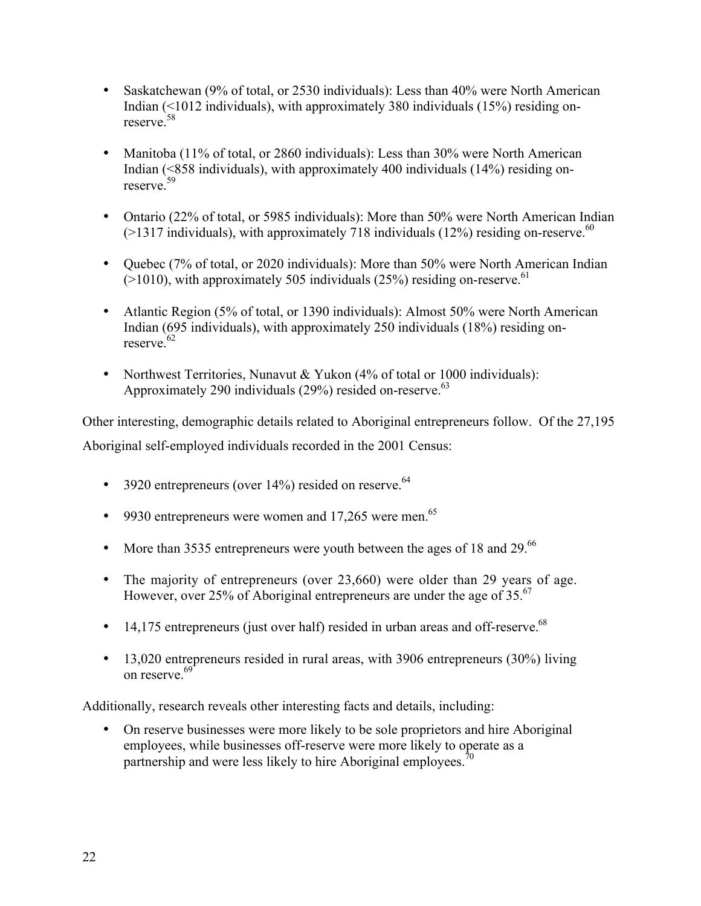- Saskatchewan (9% of total, or 2530 individuals): Less than 40% were North American Indian (<1012 individuals), with approximately 380 individuals (15%) residing on-reserve.[58]

- Manitoba (11% of total, or 2860 individuals): Less than 30% were North American Indian (<858 individuals), with approximately 400 individuals (14%) residing on-reserve.[59]

- Ontario (22% of total, or 5985 individuals): More than 50% were North American Indian (>1317 individuals), with approximately 718 individuals (12%) residing on-reserve.[60]

- Quebec (7% of total, or 2020 individuals): More than 50% were North American Indian (>1010), with approximately 505 individuals (25%) residing on-reserve.[61]

- Atlantic Region (5% of total, or 1390 individuals): Almost 50% were North American Indian (695 individuals), with approximately 250 individuals (18%) residing on-reserve.[62]

- Northwest Territories, Nunavut & Yukon (4% of total or 1000 individuals): Approximately 290 individuals (29%) resided on-reserve.[63]

Other interesting, demographic details related to Aboriginal entrepreneurs follow. Of the 27,195 Aboriginal self-employed individuals recorded in the 2001 Census:

- 3920 entrepreneurs (over 14%) resided on reserve.[64]

- 9930 entrepreneurs were women and 17,265 were men.[65]

- More than 3535 entrepreneurs were youth between the ages of 18 and 29.[66]

- The majority of entrepreneurs (over 23,660) were older than 29 years of age. However, over 25% of Aboriginal entrepreneurs are under the age of 35.[67]

- 14,175 entrepreneurs (just over half) resided in urban areas and off-reserve.[68]

- 13,020 entrepreneurs resided in rural areas, with 3906 entrepreneurs (30%) living on reserve.[69]

Additionally, research reveals other interesting facts and details, including:

- On reserve businesses were more likely to be sole proprietors and hire Aboriginal employees, while businesses off-reserve were more likely to operate as a partnership and were less likely to hire Aboriginal employees.[70]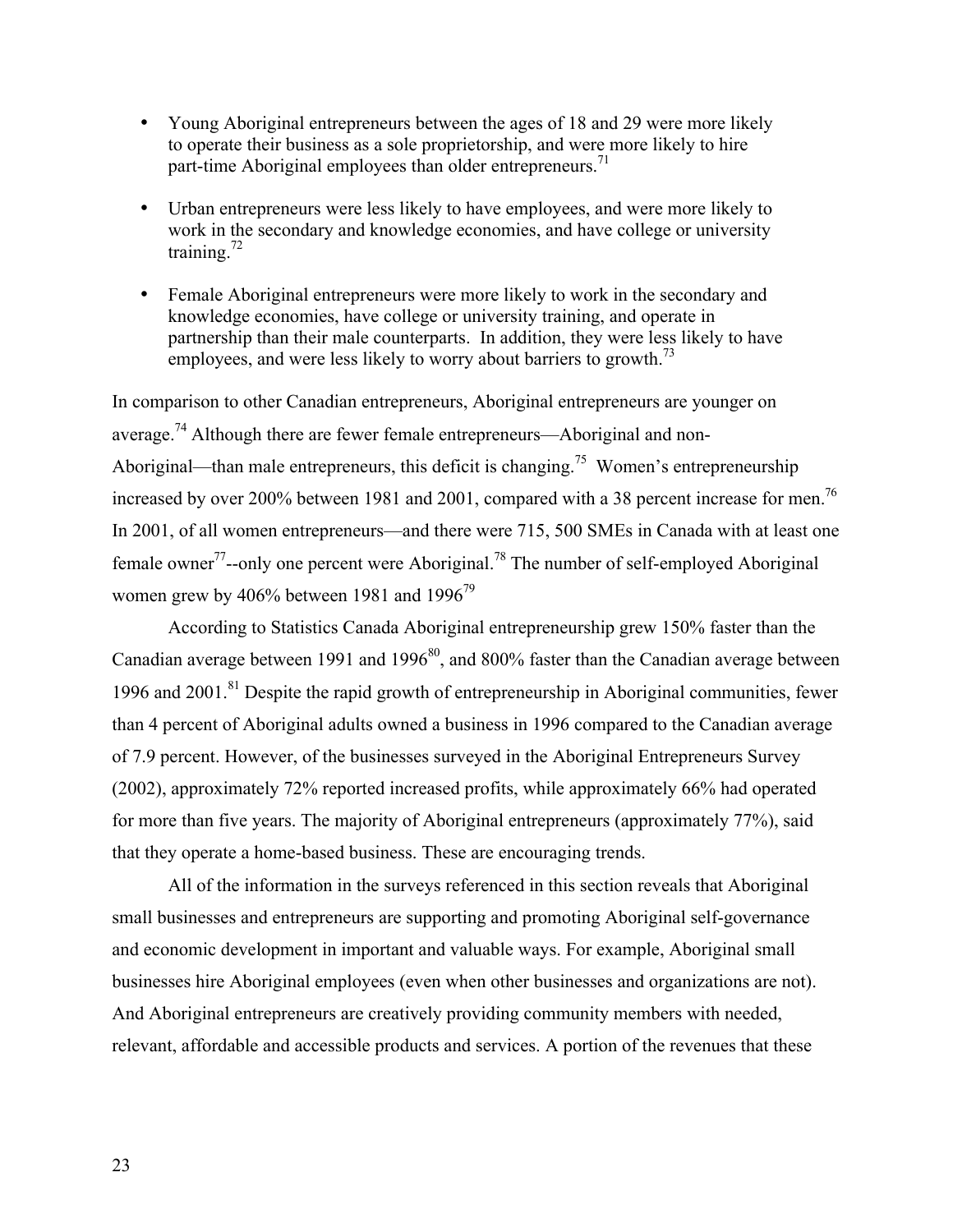- Young Aboriginal entrepreneurs between the ages of 18 and 29 were more likely to operate their business as a sole proprietorship, and were more likely to hire part-time Aboriginal employees than older entrepreneurs.[71]

- Urban entrepreneurs were less likely to have employees, and were more likely to work in the secondary and knowledge economies, and have college or university training.[72]

- Female Aboriginal entrepreneurs were more likely to work in the secondary and knowledge economies, have college or university training, and operate in partnership than their male counterparts. In addition, they were less likely to have employees, and were less likely to worry about barriers to growth.[73]

In comparison to other Canadian entrepreneurs, Aboriginal entrepreneurs are younger on average.[74] Although there are fewer female entrepreneurs—Aboriginal and non-Aboriginal—than male entrepreneurs, this deficit is changing.[75] Women's entrepreneurship increased by over 200% between 1981 and 2001, compared with a 38 percent increase for men.[76] In 2001, of all women entrepreneurs—and there were 715, 500 SMEs in Canada with at least one female owner[77]--only one percent were Aboriginal.[78] The number of self-employed Aboriginal women grew by 406% between 1981 and 1996[79]

According to Statistics Canada Aboriginal entrepreneurship grew 150% faster than the Canadian average between 1991 and 1996[80], and 800% faster than the Canadian average between 1996 and 2001.[81] Despite the rapid growth of entrepreneurship in Aboriginal communities, fewer than 4 percent of Aboriginal adults owned a business in 1996 compared to the Canadian average of 7.9 percent. However, of the businesses surveyed in the Aboriginal Entrepreneurs Survey (2002), approximately 72% reported increased profits, while approximately 66% had operated for more than five years. The majority of Aboriginal entrepreneurs (approximately 77%), said that they operate a home-based business. These are encouraging trends.

All of the information in the surveys referenced in this section reveals that Aboriginal small businesses and entrepreneurs are supporting and promoting Aboriginal self-governance and economic development in important and valuable ways. For example, Aboriginal small businesses hire Aboriginal employees (even when other businesses and organizations are not). And Aboriginal entrepreneurs are creatively providing community members with needed, relevant, affordable and accessible products and services. A portion of the revenues that these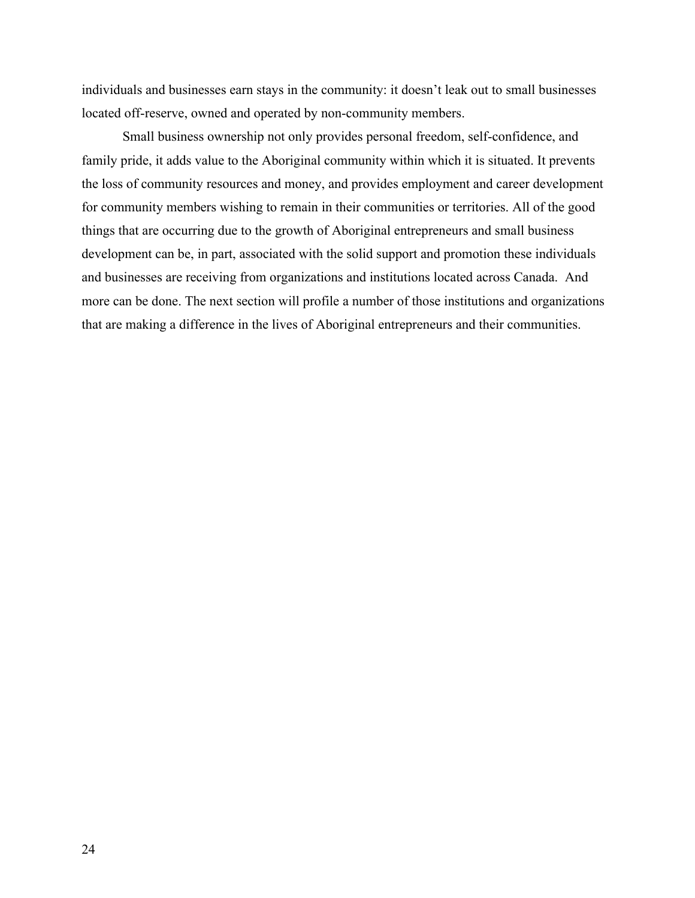individuals and businesses earn stays in the community: it doesn't leak out to small businesses located off-reserve, owned and operated by non-community members.

Small business ownership not only provides personal freedom, self-confidence, and family pride, it adds value to the Aboriginal community within which it is situated. It prevents the loss of community resources and money, and provides employment and career development for community members wishing to remain in their communities or territories. All of the good things that are occurring due to the growth of Aboriginal entrepreneurs and small business development can be, in part, associated with the solid support and promotion these individuals and businesses are receiving from organizations and institutions located across Canada. And more can be done. The next section will profile a number of those institutions and organizations that are making a difference in the lives of Aboriginal entrepreneurs and their communities.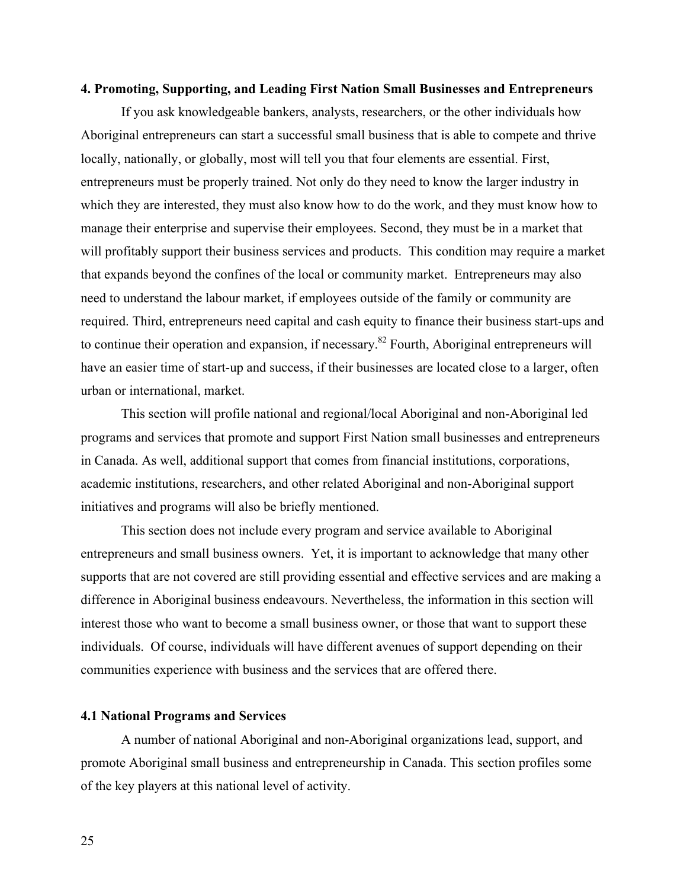## 4. Promoting, Supporting, and Leading First Nation Small Businesses and Entrepreneurs

If you ask knowledgeable bankers, analysts, researchers, or the other individuals how Aboriginal entrepreneurs can start a successful small business that is able to compete and thrive locally, nationally, or globally, most will tell you that four elements are essential. First, entrepreneurs must be properly trained. Not only do they need to know the larger industry in which they are interested, they must also know how to do the work, and they must know how to manage their enterprise and supervise their employees. Second, they must be in a market that will profitably support their business services and products. This condition may require a market that expands beyond the confines of the local or community market. Entrepreneurs may also need to understand the labour market, if employees outside of the family or community are required. Third, entrepreneurs need capital and cash equity to finance their business start-ups and to continue their operation and expansion, if necessary.[82] Fourth, Aboriginal entrepreneurs will have an easier time of start-up and success, if their businesses are located close to a larger, often urban or international, market.

This section will profile national and regional/local Aboriginal and non-Aboriginal led programs and services that promote and support First Nation small businesses and entrepreneurs in Canada. As well, additional support that comes from financial institutions, corporations, academic institutions, researchers, and other related Aboriginal and non-Aboriginal support initiatives and programs will also be briefly mentioned.

This section does not include every program and service available to Aboriginal entrepreneurs and small business owners. Yet, it is important to acknowledge that many other supports that are not covered are still providing essential and effective services and are making a difference in Aboriginal business endeavours. Nevertheless, the information in this section will interest those who want to become a small business owner, or those that want to support these individuals. Of course, individuals will have different avenues of support depending on their communities experience with business and the services that are offered there.

### 4.1 National Programs and Services

A number of national Aboriginal and non-Aboriginal organizations lead, support, and promote Aboriginal small business and entrepreneurship in Canada. This section profiles some of the key players at this national level of activity.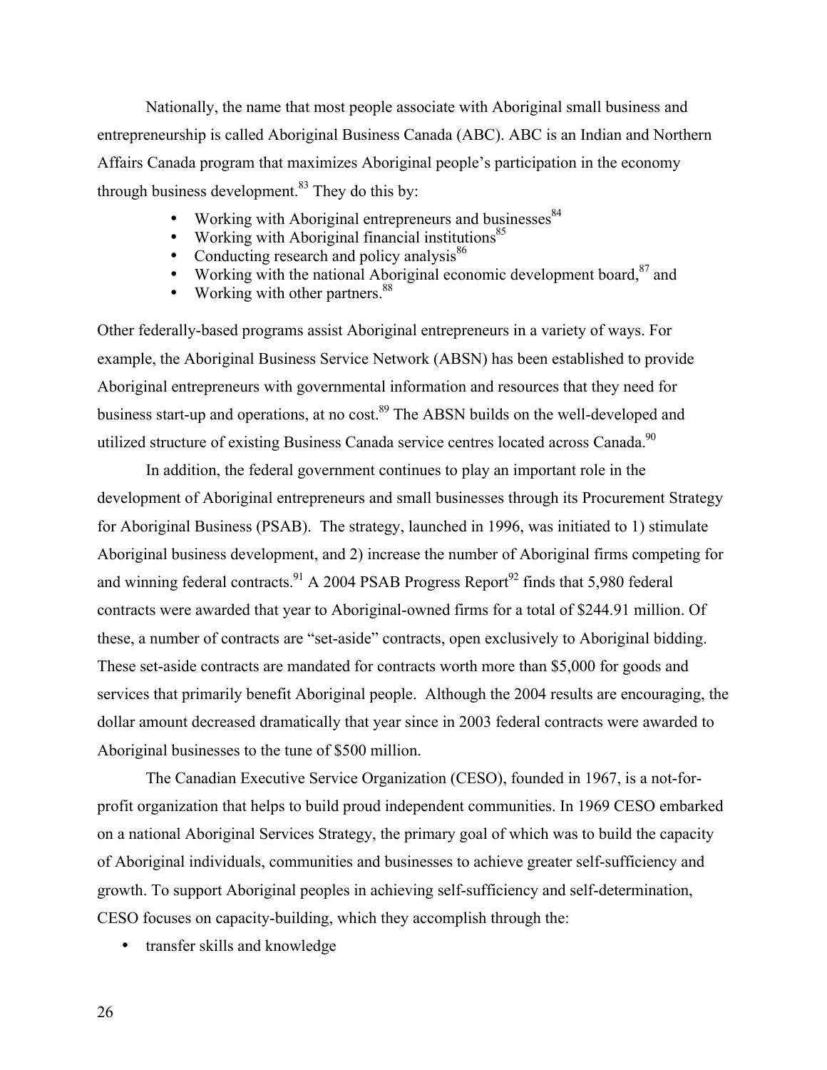Nationally, the name that most people associate with Aboriginal small business and entrepreneurship is called Aboriginal Business Canada (ABC). ABC is an Indian and Northern Affairs Canada program that maximizes Aboriginal people's participation in the economy through business development.[83] They do this by:

- Working with Aboriginal entrepreneurs and businesses[84]
- Working with Aboriginal financial institutions[85]
- Conducting research and policy analysis[86]
- Working with the national Aboriginal economic development board,[87] and
- Working with other partners.[88]

Other federally-based programs assist Aboriginal entrepreneurs in a variety of ways. For example, the Aboriginal Business Service Network (ABSN) has been established to provide Aboriginal entrepreneurs with governmental information and resources that they need for business start-up and operations, at no cost.[89] The ABSN builds on the well-developed and utilized structure of existing Business Canada service centres located across Canada.[90]

In addition, the federal government continues to play an important role in the development of Aboriginal entrepreneurs and small businesses through its Procurement Strategy for Aboriginal Business (PSAB). The strategy, launched in 1996, was initiated to 1) stimulate Aboriginal business development, and 2) increase the number of Aboriginal firms competing for and winning federal contracts.[91] A 2004 PSAB Progress Report[92] finds that 5,980 federal contracts were awarded that year to Aboriginal-owned firms for a total of $244.91 million. Of these, a number of contracts are "set-aside" contracts, open exclusively to Aboriginal bidding. These set-aside contracts are mandated for contracts worth more than $5,000 for goods and services that primarily benefit Aboriginal people. Although the 2004 results are encouraging, the dollar amount decreased dramatically that year since in 2003 federal contracts were awarded to Aboriginal businesses to the tune of $500 million.

The Canadian Executive Service Organization (CESO), founded in 1967, is a not-for-profit organization that helps to build proud independent communities. In 1969 CESO embarked on a national Aboriginal Services Strategy, the primary goal of which was to build the capacity of Aboriginal individuals, communities and businesses to achieve greater self-sufficiency and growth. To support Aboriginal peoples in achieving self-sufficiency and self-determination, CESO focuses on capacity-building, which they accomplish through the:

- transfer skills and knowledge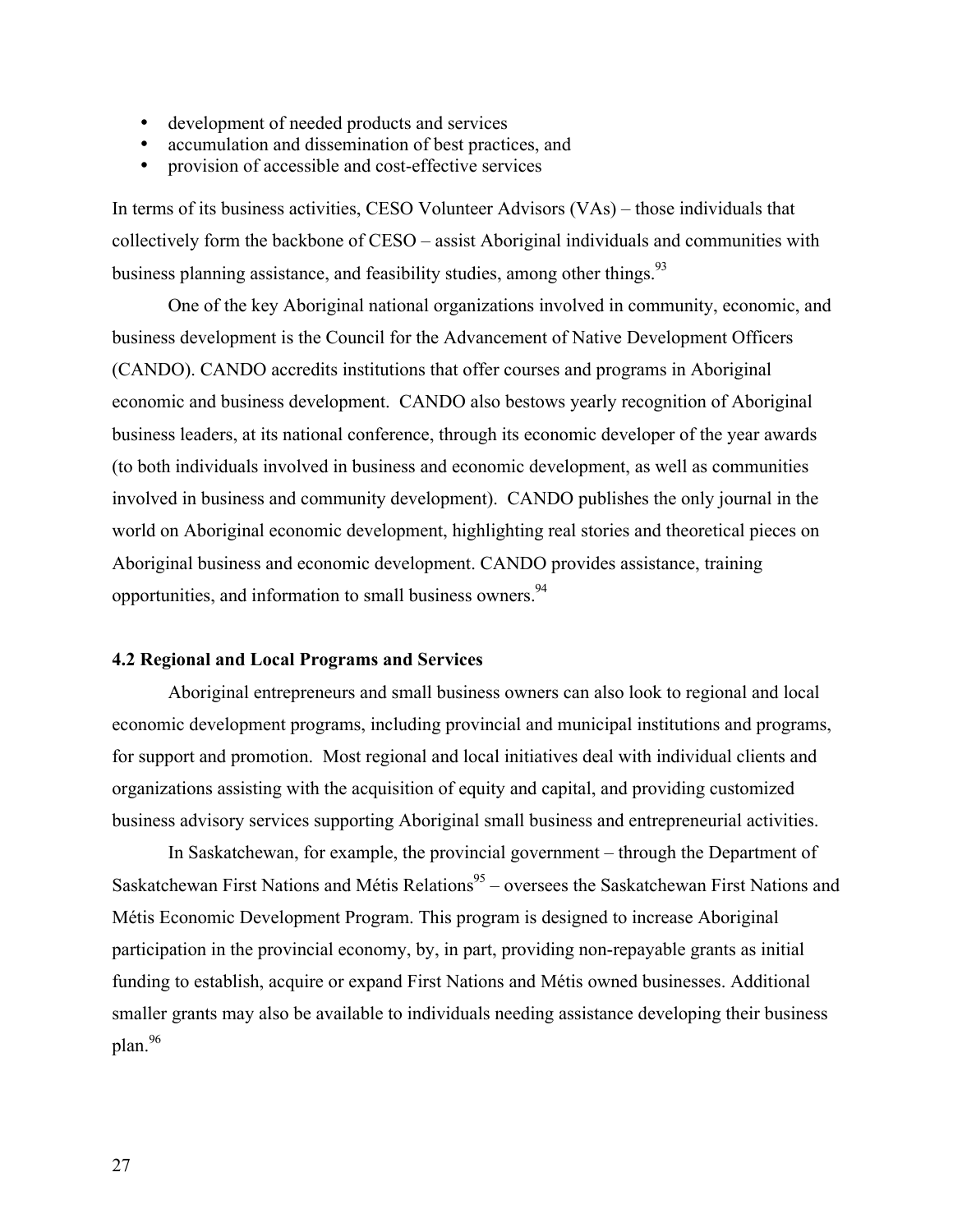- development of needed products and services
- accumulation and dissemination of best practices, and
- provision of accessible and cost-effective services

In terms of its business activities, CESO Volunteer Advisors (VAs) – those individuals that collectively form the backbone of CESO – assist Aboriginal individuals and communities with business planning assistance, and feasibility studies, among other things.[93]

One of the key Aboriginal national organizations involved in community, economic, and business development is the Council for the Advancement of Native Development Officers (CANDO). CANDO accredits institutions that offer courses and programs in Aboriginal economic and business development. CANDO also bestows yearly recognition of Aboriginal business leaders, at its national conference, through its economic developer of the year awards (to both individuals involved in business and economic development, as well as communities involved in business and community development). CANDO publishes the only journal in the world on Aboriginal economic development, highlighting real stories and theoretical pieces on Aboriginal business and economic development. CANDO provides assistance, training opportunities, and information to small business owners.[94]

### 4.2 Regional and Local Programs and Services

Aboriginal entrepreneurs and small business owners can also look to regional and local economic development programs, including provincial and municipal institutions and programs, for support and promotion. Most regional and local initiatives deal with individual clients and organizations assisting with the acquisition of equity and capital, and providing customized business advisory services supporting Aboriginal small business and entrepreneurial activities.

In Saskatchewan, for example, the provincial government – through the Department of Saskatchewan First Nations and Métis Relations[95] – oversees the Saskatchewan First Nations and Métis Economic Development Program. This program is designed to increase Aboriginal participation in the provincial economy, by, in part, providing non-repayable grants as initial funding to establish, acquire or expand First Nations and Métis owned businesses. Additional smaller grants may also be available to individuals needing assistance developing their business plan.[96]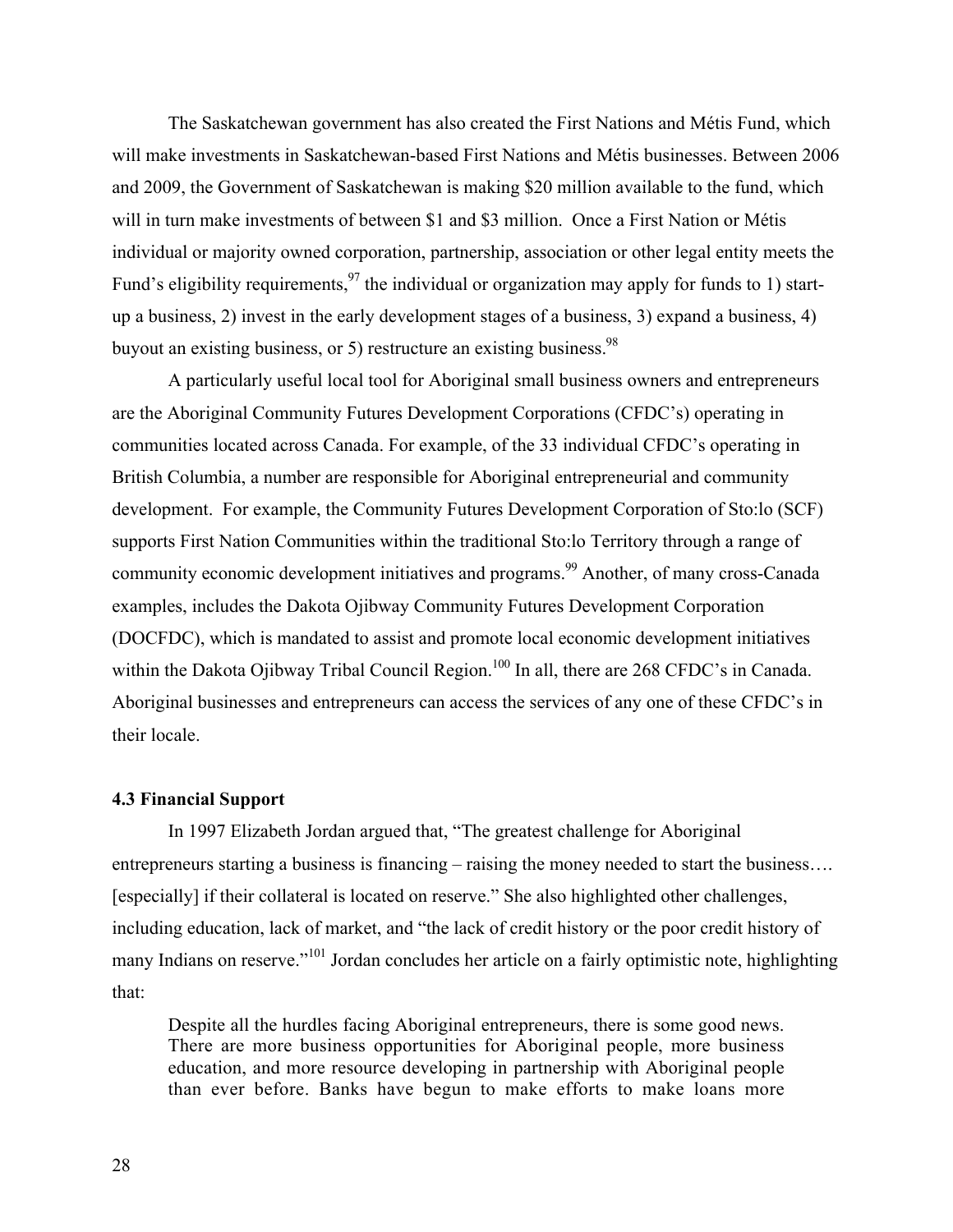The Saskatchewan government has also created the First Nations and Métis Fund, which will make investments in Saskatchewan-based First Nations and Métis businesses. Between 2006 and 2009, the Government of Saskatchewan is making $20 million available to the fund, which will in turn make investments of between $1 and $3 million. Once a First Nation or Métis individual or majority owned corporation, partnership, association or other legal entity meets the Fund's eligibility requirements,[97] the individual or organization may apply for funds to 1) start-up a business, 2) invest in the early development stages of a business, 3) expand a business, 4) buyout an existing business, or 5) restructure an existing business.[98]

A particularly useful local tool for Aboriginal small business owners and entrepreneurs are the Aboriginal Community Futures Development Corporations (CFDC's) operating in communities located across Canada. For example, of the 33 individual CFDC's operating in British Columbia, a number are responsible for Aboriginal entrepreneurial and community development. For example, the Community Futures Development Corporation of Sto:lo (SCF) supports First Nation Communities within the traditional Sto:lo Territory through a range of community economic development initiatives and programs.[99] Another, of many cross-Canada examples, includes the Dakota Ojibway Community Futures Development Corporation (DOCFDC), which is mandated to assist and promote local economic development initiatives within the Dakota Ojibway Tribal Council Region.[100] In all, there are 268 CFDC's in Canada. Aboriginal businesses and entrepreneurs can access the services of any one of these CFDC's in their locale.

### 4.3 Financial Support

In 1997 Elizabeth Jordan argued that, "The greatest challenge for Aboriginal entrepreneurs starting a business is financing – raising the money needed to start the business…. [especially] if their collateral is located on reserve." She also highlighted other challenges, including education, lack of market, and "the lack of credit history or the poor credit history of many Indians on reserve."[101] Jordan concludes her article on a fairly optimistic note, highlighting that:

> Despite all the hurdles facing Aboriginal entrepreneurs, there is some good news. There are more business opportunities for Aboriginal people, more business education, and more resource developing in partnership with Aboriginal people than ever before. Banks have begun to make efforts to make loans more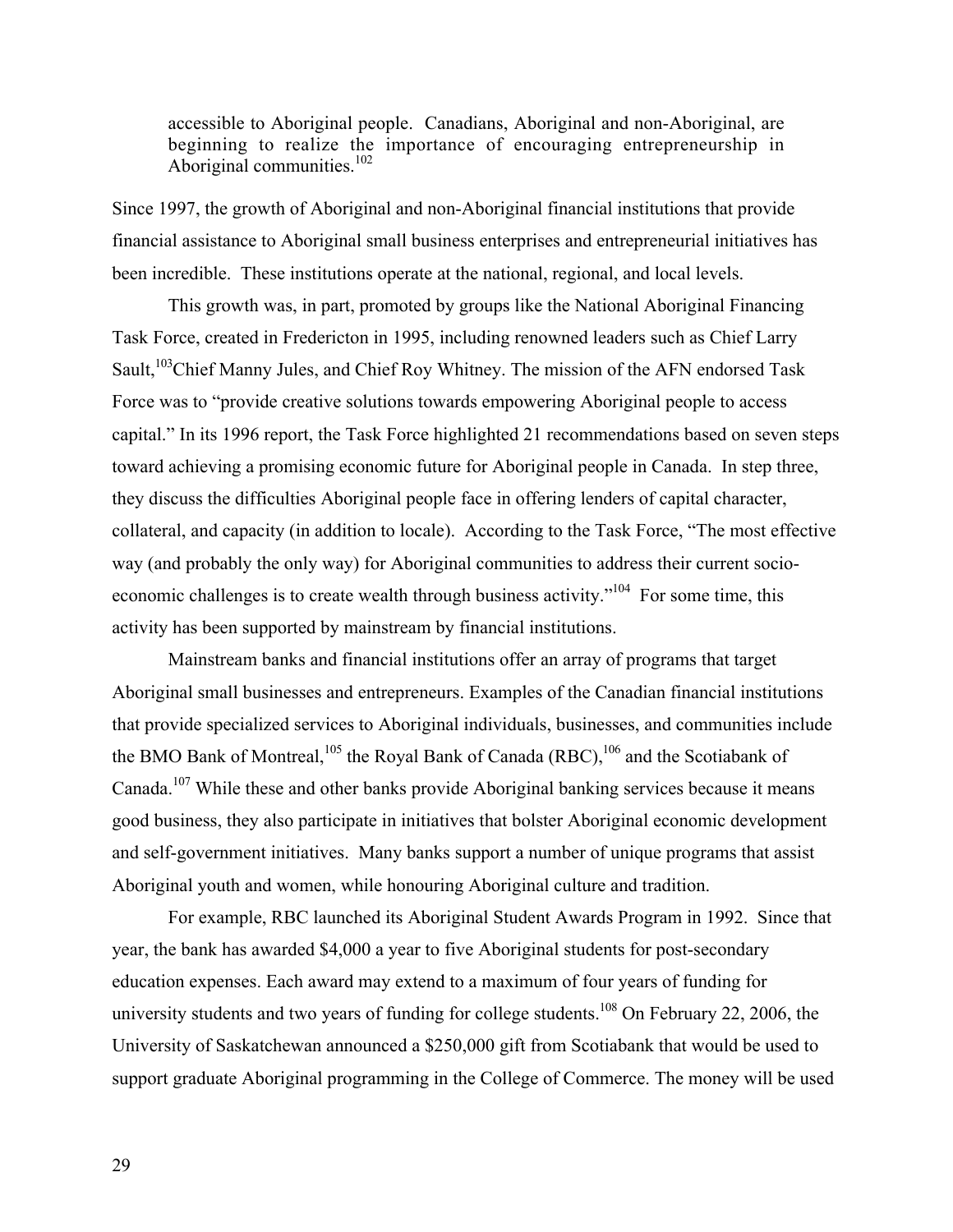> accessible to Aboriginal people. Canadians, Aboriginal and non-Aboriginal, are beginning to realize the importance of encouraging entrepreneurship in Aboriginal communities.[102]

Since 1997, the growth of Aboriginal and non-Aboriginal financial institutions that provide financial assistance to Aboriginal small business enterprises and entrepreneurial initiatives has been incredible. These institutions operate at the national, regional, and local levels.

This growth was, in part, promoted by groups like the National Aboriginal Financing Task Force, created in Fredericton in 1995, including renowned leaders such as Chief Larry Sault,[103]Chief Manny Jules, and Chief Roy Whitney. The mission of the AFN endorsed Task Force was to "provide creative solutions towards empowering Aboriginal people to access capital." In its 1996 report, the Task Force highlighted 21 recommendations based on seven steps toward achieving a promising economic future for Aboriginal people in Canada. In step three, they discuss the difficulties Aboriginal people face in offering lenders of capital character, collateral, and capacity (in addition to locale). According to the Task Force, "The most effective way (and probably the only way) for Aboriginal communities to address their current socio-economic challenges is to create wealth through business activity."[104] For some time, this activity has been supported by mainstream by financial institutions.

Mainstream banks and financial institutions offer an array of programs that target Aboriginal small businesses and entrepreneurs. Examples of the Canadian financial institutions that provide specialized services to Aboriginal individuals, businesses, and communities include the BMO Bank of Montreal,[105] the Royal Bank of Canada (RBC),[106] and the Scotiabank of Canada.[107] While these and other banks provide Aboriginal banking services because it means good business, they also participate in initiatives that bolster Aboriginal economic development and self-government initiatives. Many banks support a number of unique programs that assist Aboriginal youth and women, while honouring Aboriginal culture and tradition.

For example, RBC launched its Aboriginal Student Awards Program in 1992. Since that year, the bank has awarded $4,000 a year to five Aboriginal students for post-secondary education expenses. Each award may extend to a maximum of four years of funding for university students and two years of funding for college students.[108] On February 22, 2006, the University of Saskatchewan announced a $250,000 gift from Scotiabank that would be used to support graduate Aboriginal programming in the College of Commerce. The money will be used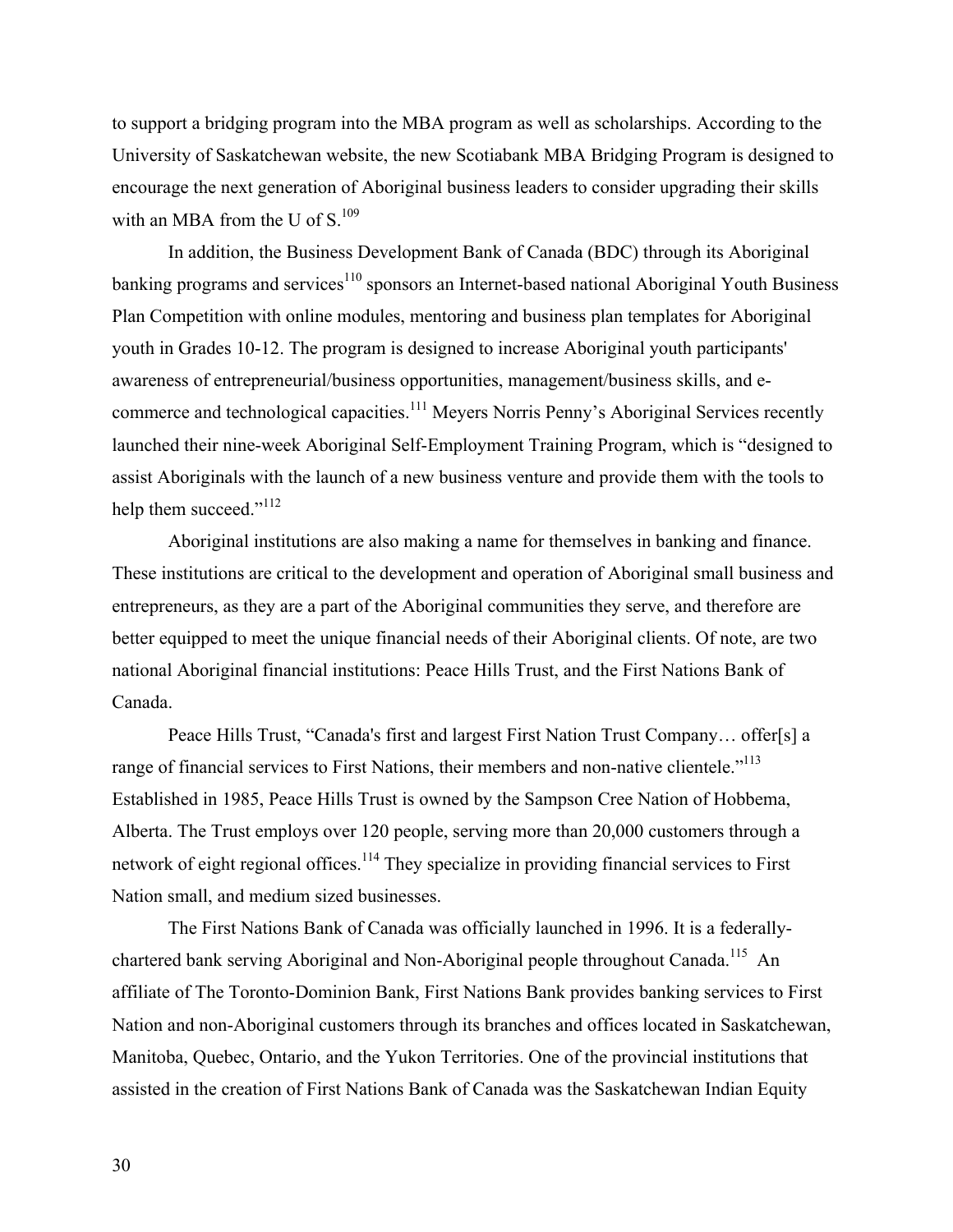to support a bridging program into the MBA program as well as scholarships. According to the University of Saskatchewan website, the new Scotiabank MBA Bridging Program is designed to encourage the next generation of Aboriginal business leaders to consider upgrading their skills with an MBA from the U of S.[109]

In addition, the Business Development Bank of Canada (BDC) through its Aboriginal banking programs and services[110] sponsors an Internet-based national Aboriginal Youth Business Plan Competition with online modules, mentoring and business plan templates for Aboriginal youth in Grades 10-12. The program is designed to increase Aboriginal youth participants' awareness of entrepreneurial/business opportunities, management/business skills, and e-commerce and technological capacities.[111] Meyers Norris Penny's Aboriginal Services recently launched their nine-week Aboriginal Self-Employment Training Program, which is "designed to assist Aboriginals with the launch of a new business venture and provide them with the tools to help them succeed."[112]

Aboriginal institutions are also making a name for themselves in banking and finance. These institutions are critical to the development and operation of Aboriginal small business and entrepreneurs, as they are a part of the Aboriginal communities they serve, and therefore are better equipped to meet the unique financial needs of their Aboriginal clients. Of note, are two national Aboriginal financial institutions: Peace Hills Trust, and the First Nations Bank of Canada.

Peace Hills Trust, "Canada's first and largest First Nation Trust Company… offer[s] a range of financial services to First Nations, their members and non-native clientele."[113] Established in 1985, Peace Hills Trust is owned by the Sampson Cree Nation of Hobbema, Alberta. The Trust employs over 120 people, serving more than 20,000 customers through a network of eight regional offices.[114] They specialize in providing financial services to First Nation small, and medium sized businesses.

The First Nations Bank of Canada was officially launched in 1996. It is a federally-chartered bank serving Aboriginal and Non-Aboriginal people throughout Canada.[115] An affiliate of The Toronto-Dominion Bank, First Nations Bank provides banking services to First Nation and non-Aboriginal customers through its branches and offices located in Saskatchewan, Manitoba, Quebec, Ontario, and the Yukon Territories. One of the provincial institutions that assisted in the creation of First Nations Bank of Canada was the Saskatchewan Indian Equity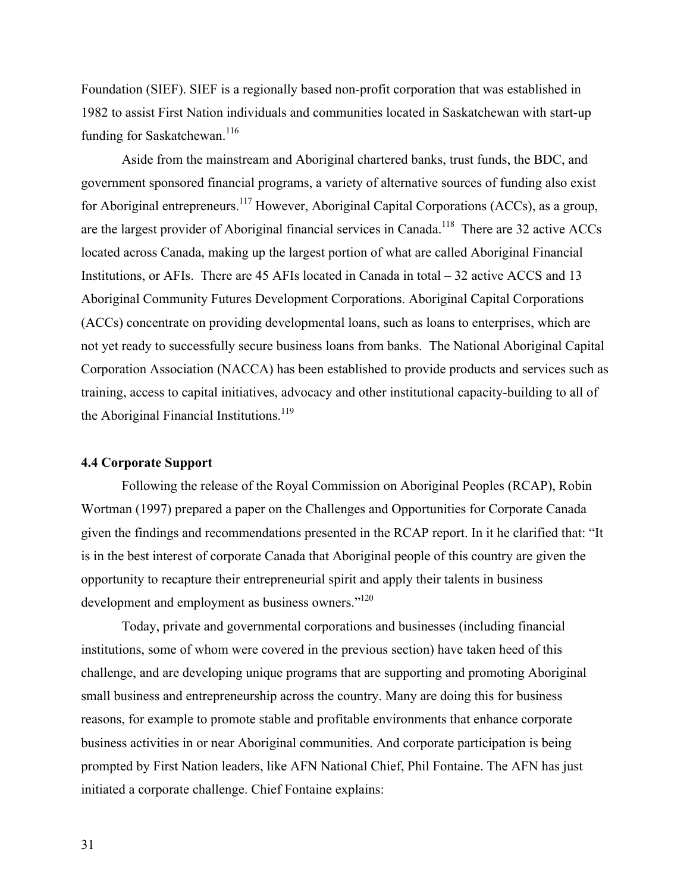Foundation (SIEF). SIEF is a regionally based non-profit corporation that was established in 1982 to assist First Nation individuals and communities located in Saskatchewan with start-up funding for Saskatchewan.[116]

Aside from the mainstream and Aboriginal chartered banks, trust funds, the BDC, and government sponsored financial programs, a variety of alternative sources of funding also exist for Aboriginal entrepreneurs.[117] However, Aboriginal Capital Corporations (ACCs), as a group, are the largest provider of Aboriginal financial services in Canada.[118] There are 32 active ACCs located across Canada, making up the largest portion of what are called Aboriginal Financial Institutions, or AFIs. There are 45 AFIs located in Canada in total – 32 active ACCS and 13 Aboriginal Community Futures Development Corporations. Aboriginal Capital Corporations (ACCs) concentrate on providing developmental loans, such as loans to enterprises, which are not yet ready to successfully secure business loans from banks. The National Aboriginal Capital Corporation Association (NACCA) has been established to provide products and services such as training, access to capital initiatives, advocacy and other institutional capacity-building to all of the Aboriginal Financial Institutions.[119]

### 4.4 Corporate Support

Following the release of the Royal Commission on Aboriginal Peoples (RCAP), Robin Wortman (1997) prepared a paper on the Challenges and Opportunities for Corporate Canada given the findings and recommendations presented in the RCAP report. In it he clarified that: "It is in the best interest of corporate Canada that Aboriginal people of this country are given the opportunity to recapture their entrepreneurial spirit and apply their talents in business development and employment as business owners."[120]

Today, private and governmental corporations and businesses (including financial institutions, some of whom were covered in the previous section) have taken heed of this challenge, and are developing unique programs that are supporting and promoting Aboriginal small business and entrepreneurship across the country. Many are doing this for business reasons, for example to promote stable and profitable environments that enhance corporate business activities in or near Aboriginal communities. And corporate participation is being prompted by First Nation leaders, like AFN National Chief, Phil Fontaine. The AFN has just initiated a corporate challenge. Chief Fontaine explains: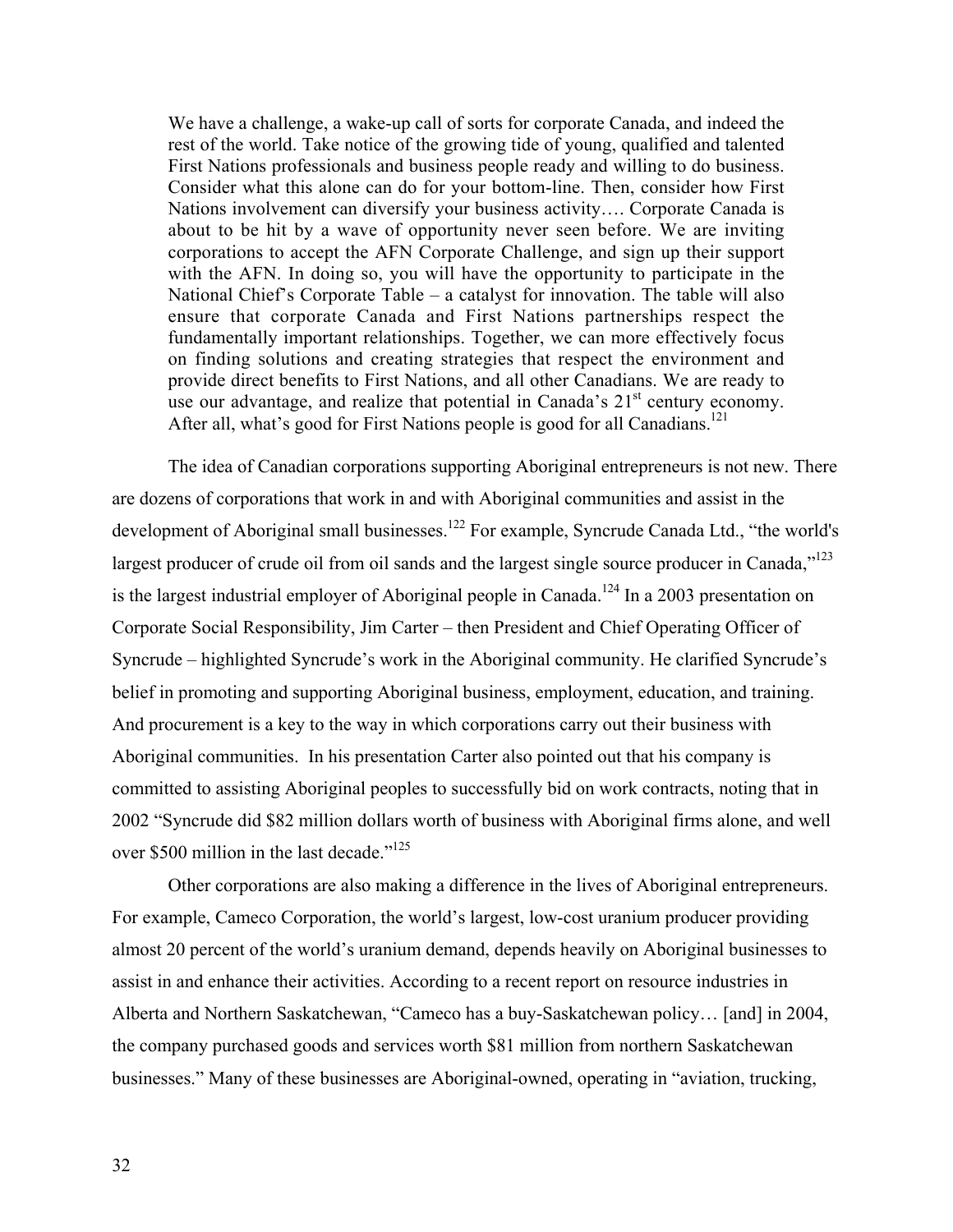> We have a challenge, a wake-up call of sorts for corporate Canada, and indeed the rest of the world. Take notice of the growing tide of young, qualified and talented First Nations professionals and business people ready and willing to do business. Consider what this alone can do for your bottom-line. Then, consider how First Nations involvement can diversify your business activity…. Corporate Canada is about to be hit by a wave of opportunity never seen before. We are inviting corporations to accept the AFN Corporate Challenge, and sign up their support with the AFN. In doing so, you will have the opportunity to participate in the National Chief's Corporate Table – a catalyst for innovation. The table will also ensure that corporate Canada and First Nations partnerships respect the fundamentally important relationships. Together, we can more effectively focus on finding solutions and creating strategies that respect the environment and provide direct benefits to First Nations, and all other Canadians. We are ready to use our advantage, and realize that potential in Canada's 21st century economy. After all, what's good for First Nations people is good for all Canadians.[121]

The idea of Canadian corporations supporting Aboriginal entrepreneurs is not new. There are dozens of corporations that work in and with Aboriginal communities and assist in the development of Aboriginal small businesses.[122] For example, Syncrude Canada Ltd., "the world's largest producer of crude oil from oil sands and the largest single source producer in Canada,"[123] is the largest industrial employer of Aboriginal people in Canada.[124] In a 2003 presentation on Corporate Social Responsibility, Jim Carter – then President and Chief Operating Officer of Syncrude – highlighted Syncrude's work in the Aboriginal community. He clarified Syncrude's belief in promoting and supporting Aboriginal business, employment, education, and training. And procurement is a key to the way in which corporations carry out their business with Aboriginal communities. In his presentation Carter also pointed out that his company is committed to assisting Aboriginal peoples to successfully bid on work contracts, noting that in 2002 "Syncrude did $82 million dollars worth of business with Aboriginal firms alone, and well over $500 million in the last decade."[125]

Other corporations are also making a difference in the lives of Aboriginal entrepreneurs. For example, Cameco Corporation, the world's largest, low-cost uranium producer providing almost 20 percent of the world's uranium demand, depends heavily on Aboriginal businesses to assist in and enhance their activities. According to a recent report on resource industries in Alberta and Northern Saskatchewan, "Cameco has a buy-Saskatchewan policy… [and] in 2004, the company purchased goods and services worth $81 million from northern Saskatchewan businesses." Many of these businesses are Aboriginal-owned, operating in "aviation, trucking,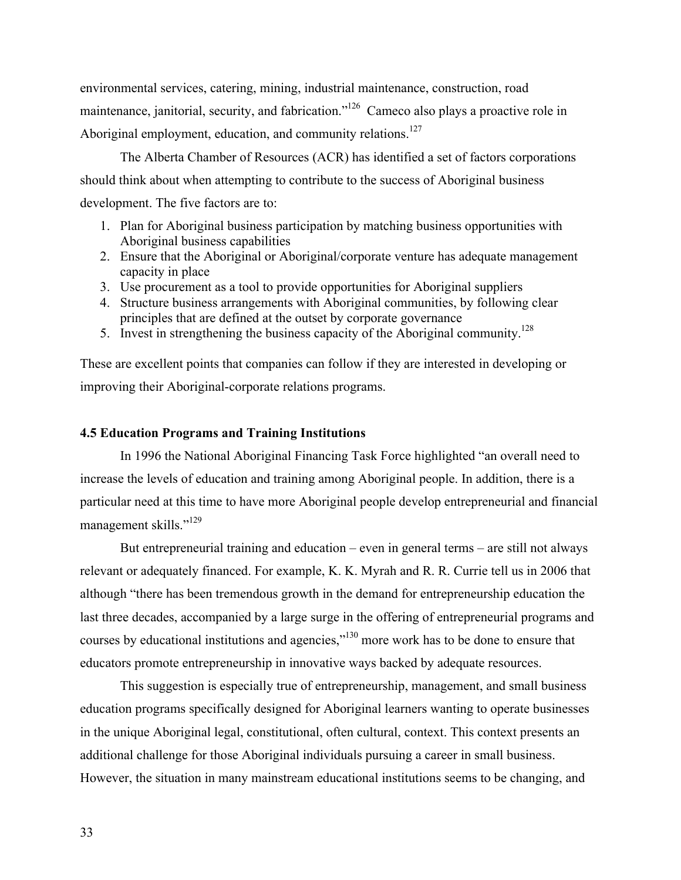environmental services, catering, mining, industrial maintenance, construction, road maintenance, janitorial, security, and fabrication."[126] Cameco also plays a proactive role in Aboriginal employment, education, and community relations.[127]

The Alberta Chamber of Resources (ACR) has identified a set of factors corporations should think about when attempting to contribute to the success of Aboriginal business development. The five factors are to:

1. Plan for Aboriginal business participation by matching business opportunities with Aboriginal business capabilities
2. Ensure that the Aboriginal or Aboriginal/corporate venture has adequate management capacity in place
3. Use procurement as a tool to provide opportunities for Aboriginal suppliers
4. Structure business arrangements with Aboriginal communities, by following clear principles that are defined at the outset by corporate governance
5. Invest in strengthening the business capacity of the Aboriginal community.[128]

These are excellent points that companies can follow if they are interested in developing or improving their Aboriginal-corporate relations programs.

### 4.5 Education Programs and Training Institutions

In 1996 the National Aboriginal Financing Task Force highlighted "an overall need to increase the levels of education and training among Aboriginal people. In addition, there is a particular need at this time to have more Aboriginal people develop entrepreneurial and financial management skills."[129]

But entrepreneurial training and education – even in general terms – are still not always relevant or adequately financed. For example, K. K. Myrah and R. R. Currie tell us in 2006 that although "there has been tremendous growth in the demand for entrepreneurship education the last three decades, accompanied by a large surge in the offering of entrepreneurial programs and courses by educational institutions and agencies,"[130] more work has to be done to ensure that educators promote entrepreneurship in innovative ways backed by adequate resources.

This suggestion is especially true of entrepreneurship, management, and small business education programs specifically designed for Aboriginal learners wanting to operate businesses in the unique Aboriginal legal, constitutional, often cultural, context. This context presents an additional challenge for those Aboriginal individuals pursuing a career in small business. However, the situation in many mainstream educational institutions seems to be changing, and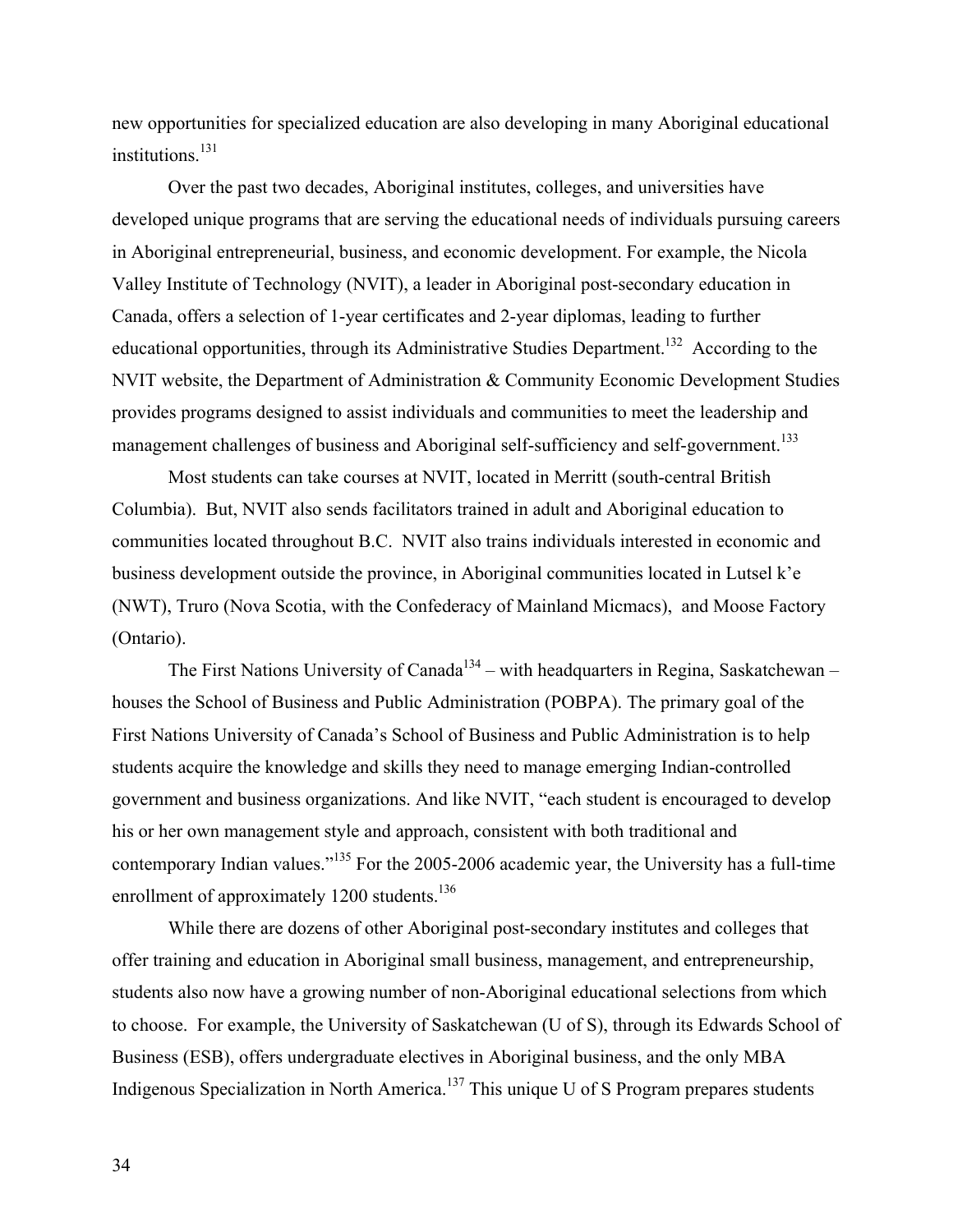new opportunities for specialized education are also developing in many Aboriginal educational institutions.[131]

Over the past two decades, Aboriginal institutes, colleges, and universities have developed unique programs that are serving the educational needs of individuals pursuing careers in Aboriginal entrepreneurial, business, and economic development. For example, the Nicola Valley Institute of Technology (NVIT), a leader in Aboriginal post-secondary education in Canada, offers a selection of 1-year certificates and 2-year diplomas, leading to further educational opportunities, through its Administrative Studies Department.[132] According to the NVIT website, the Department of Administration & Community Economic Development Studies provides programs designed to assist individuals and communities to meet the leadership and management challenges of business and Aboriginal self-sufficiency and self-government.[133]

Most students can take courses at NVIT, located in Merritt (south-central British Columbia). But, NVIT also sends facilitators trained in adult and Aboriginal education to communities located throughout B.C. NVIT also trains individuals interested in economic and business development outside the province, in Aboriginal communities located in Lutsel k'e (NWT), Truro (Nova Scotia, with the Confederacy of Mainland Micmacs), and Moose Factory (Ontario).

The First Nations University of Canada[134] – with headquarters in Regina, Saskatchewan – houses the School of Business and Public Administration (POBPA). The primary goal of the First Nations University of Canada's School of Business and Public Administration is to help students acquire the knowledge and skills they need to manage emerging Indian-controlled government and business organizations. And like NVIT, "each student is encouraged to develop his or her own management style and approach, consistent with both traditional and contemporary Indian values."[135] For the 2005-2006 academic year, the University has a full-time enrollment of approximately 1200 students.[136]

While there are dozens of other Aboriginal post-secondary institutes and colleges that offer training and education in Aboriginal small business, management, and entrepreneurship, students also now have a growing number of non-Aboriginal educational selections from which to choose. For example, the University of Saskatchewan (U of S), through its Edwards School of Business (ESB), offers undergraduate electives in Aboriginal business, and the only MBA Indigenous Specialization in North America.[137] This unique U of S Program prepares students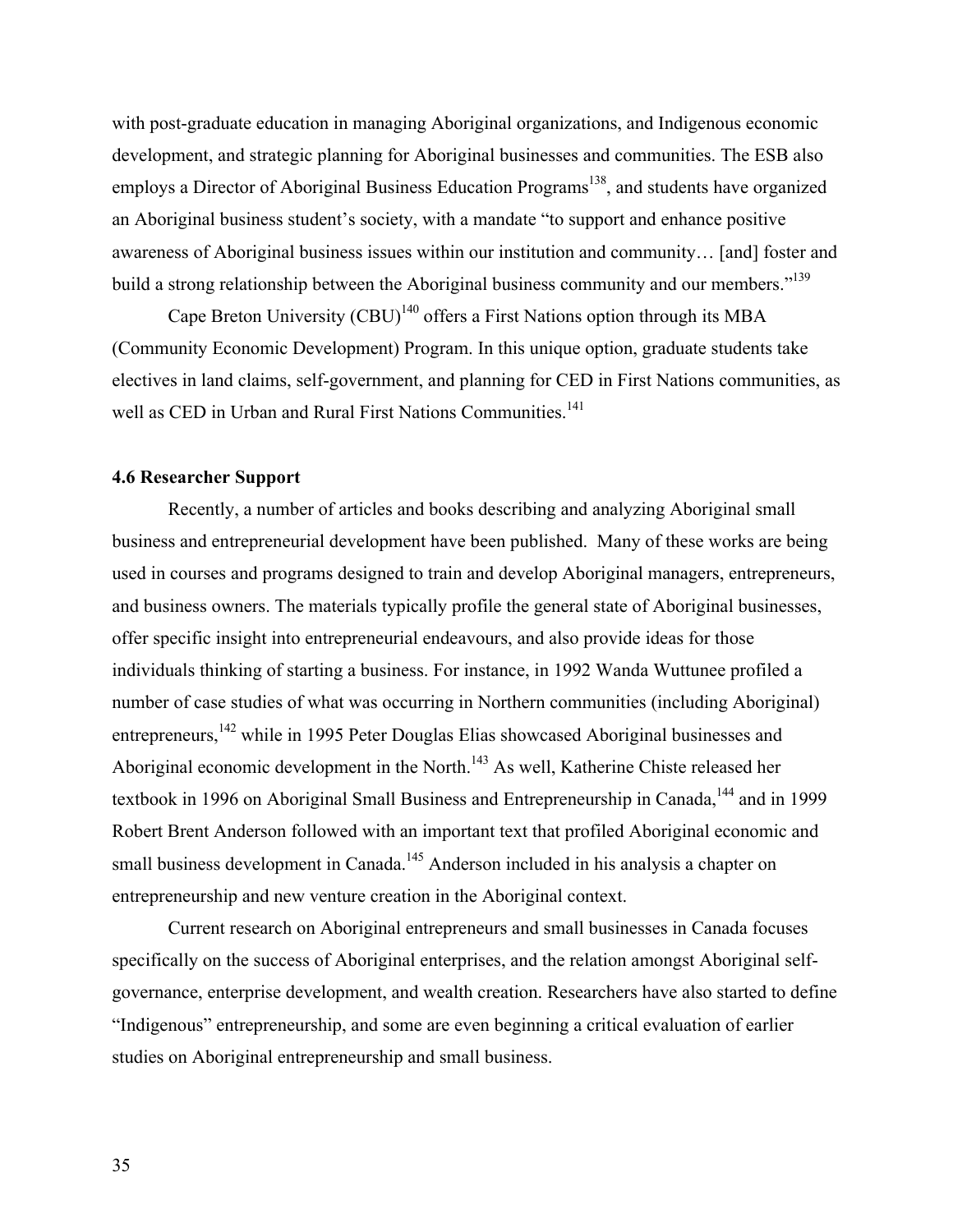with post-graduate education in managing Aboriginal organizations, and Indigenous economic development, and strategic planning for Aboriginal businesses and communities. The ESB also employs a Director of Aboriginal Business Education Programs[138], and students have organized an Aboriginal business student's society, with a mandate "to support and enhance positive awareness of Aboriginal business issues within our institution and community… [and] foster and build a strong relationship between the Aboriginal business community and our members."[139]

Cape Breton University (CBU)[140] offers a First Nations option through its MBA (Community Economic Development) Program. In this unique option, graduate students take electives in land claims, self-government, and planning for CED in First Nations communities, as well as CED in Urban and Rural First Nations Communities.[141]

### 4.6 Researcher Support

Recently, a number of articles and books describing and analyzing Aboriginal small business and entrepreneurial development have been published. Many of these works are being used in courses and programs designed to train and develop Aboriginal managers, entrepreneurs, and business owners. The materials typically profile the general state of Aboriginal businesses, offer specific insight into entrepreneurial endeavours, and also provide ideas for those individuals thinking of starting a business. For instance, in 1992 Wanda Wuttunee profiled a number of case studies of what was occurring in Northern communities (including Aboriginal) entrepreneurs,[142] while in 1995 Peter Douglas Elias showcased Aboriginal businesses and Aboriginal economic development in the North.[143] As well, Katherine Chiste released her textbook in 1996 on Aboriginal Small Business and Entrepreneurship in Canada,[144] and in 1999 Robert Brent Anderson followed with an important text that profiled Aboriginal economic and small business development in Canada.[145] Anderson included in his analysis a chapter on entrepreneurship and new venture creation in the Aboriginal context.

Current research on Aboriginal entrepreneurs and small businesses in Canada focuses specifically on the success of Aboriginal enterprises, and the relation amongst Aboriginal self-governance, enterprise development, and wealth creation. Researchers have also started to define "Indigenous" entrepreneurship, and some are even beginning a critical evaluation of earlier studies on Aboriginal entrepreneurship and small business.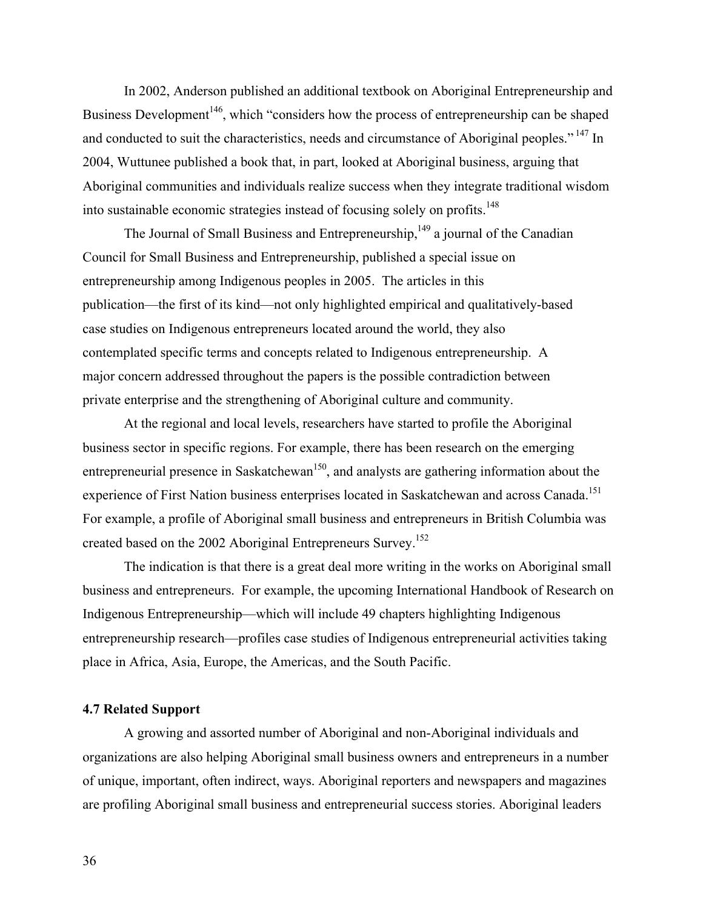In 2002, Anderson published an additional textbook on Aboriginal Entrepreneurship and Business Development[146], which "considers how the process of entrepreneurship can be shaped and conducted to suit the characteristics, needs and circumstance of Aboriginal peoples."[147] In 2004, Wuttunee published a book that, in part, looked at Aboriginal business, arguing that Aboriginal communities and individuals realize success when they integrate traditional wisdom into sustainable economic strategies instead of focusing solely on profits.[148]

The Journal of Small Business and Entrepreneurship,[149] a journal of the Canadian Council for Small Business and Entrepreneurship, published a special issue on entrepreneurship among Indigenous peoples in 2005. The articles in this publication—the first of its kind—not only highlighted empirical and qualitatively-based case studies on Indigenous entrepreneurs located around the world, they also contemplated specific terms and concepts related to Indigenous entrepreneurship. A major concern addressed throughout the papers is the possible contradiction between private enterprise and the strengthening of Aboriginal culture and community.

At the regional and local levels, researchers have started to profile the Aboriginal business sector in specific regions. For example, there has been research on the emerging entrepreneurial presence in Saskatchewan[150], and analysts are gathering information about the experience of First Nation business enterprises located in Saskatchewan and across Canada.[151] For example, a profile of Aboriginal small business and entrepreneurs in British Columbia was created based on the 2002 Aboriginal Entrepreneurs Survey.[152]

The indication is that there is a great deal more writing in the works on Aboriginal small business and entrepreneurs. For example, the upcoming International Handbook of Research on Indigenous Entrepreneurship—which will include 49 chapters highlighting Indigenous entrepreneurship research—profiles case studies of Indigenous entrepreneurial activities taking place in Africa, Asia, Europe, the Americas, and the South Pacific.

### 4.7 Related Support

A growing and assorted number of Aboriginal and non-Aboriginal individuals and organizations are also helping Aboriginal small business owners and entrepreneurs in a number of unique, important, often indirect, ways. Aboriginal reporters and newspapers and magazines are profiling Aboriginal small business and entrepreneurial success stories. Aboriginal leaders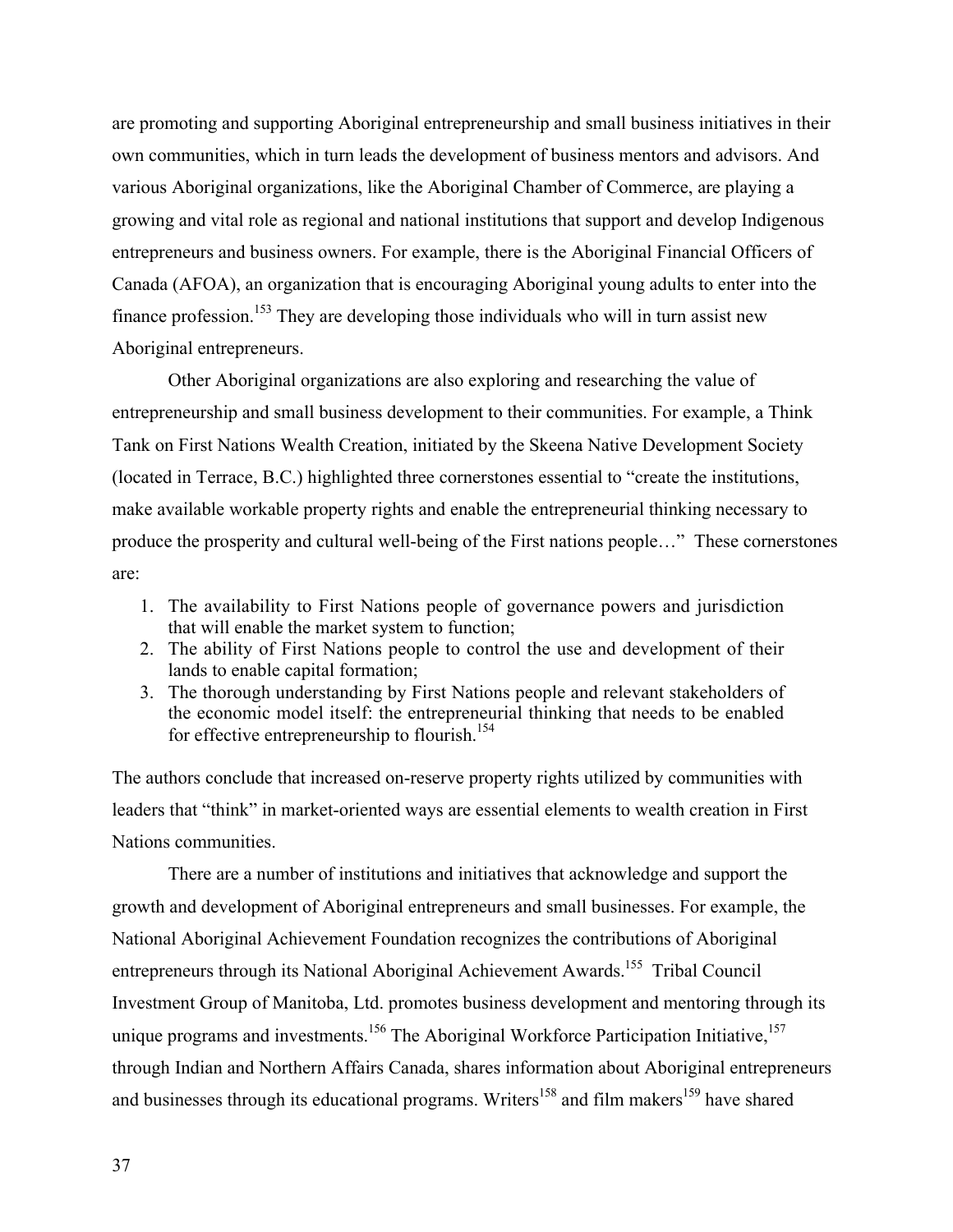are promoting and supporting Aboriginal entrepreneurship and small business initiatives in their own communities, which in turn leads the development of business mentors and advisors. And various Aboriginal organizations, like the Aboriginal Chamber of Commerce, are playing a growing and vital role as regional and national institutions that support and develop Indigenous entrepreneurs and business owners. For example, there is the Aboriginal Financial Officers of Canada (AFOA), an organization that is encouraging Aboriginal young adults to enter into the finance profession.[153] They are developing those individuals who will in turn assist new Aboriginal entrepreneurs.

Other Aboriginal organizations are also exploring and researching the value of entrepreneurship and small business development to their communities. For example, a Think Tank on First Nations Wealth Creation, initiated by the Skeena Native Development Society (located in Terrace, B.C.) highlighted three cornerstones essential to "create the institutions, make available workable property rights and enable the entrepreneurial thinking necessary to produce the prosperity and cultural well-being of the First nations people…" These cornerstones are:

1. The availability to First Nations people of governance powers and jurisdiction that will enable the market system to function;
2. The ability of First Nations people to control the use and development of their lands to enable capital formation;
3. The thorough understanding by First Nations people and relevant stakeholders of the economic model itself: the entrepreneurial thinking that needs to be enabled for effective entrepreneurship to flourish.[154]

The authors conclude that increased on-reserve property rights utilized by communities with leaders that "think" in market-oriented ways are essential elements to wealth creation in First Nations communities.

There are a number of institutions and initiatives that acknowledge and support the growth and development of Aboriginal entrepreneurs and small businesses. For example, the National Aboriginal Achievement Foundation recognizes the contributions of Aboriginal entrepreneurs through its National Aboriginal Achievement Awards.[155] Tribal Council Investment Group of Manitoba, Ltd. promotes business development and mentoring through its unique programs and investments.[156] The Aboriginal Workforce Participation Initiative,[157] through Indian and Northern Affairs Canada, shares information about Aboriginal entrepreneurs and businesses through its educational programs. Writers[158] and film makers[159] have shared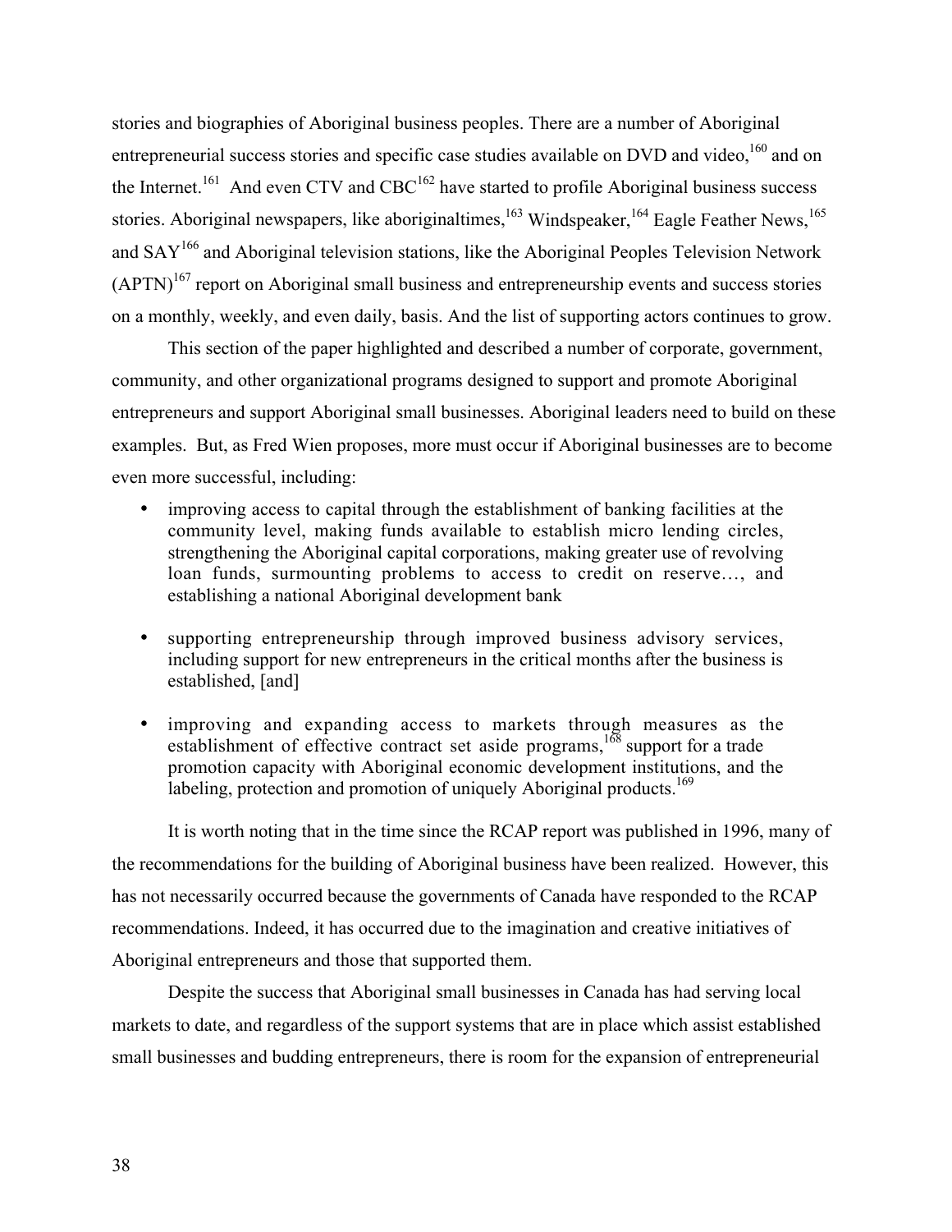stories and biographies of Aboriginal business peoples. There are a number of Aboriginal entrepreneurial success stories and specific case studies available on DVD and video,[160] and on the Internet.[161] And even CTV and CBC[162] have started to profile Aboriginal business success stories. Aboriginal newspapers, like aboriginaltimes,[163] Windspeaker,[164] Eagle Feather News,[165] and SAY[166] and Aboriginal television stations, like the Aboriginal Peoples Television Network (APTN)[167] report on Aboriginal small business and entrepreneurship events and success stories on a monthly, weekly, and even daily, basis. And the list of supporting actors continues to grow.

This section of the paper highlighted and described a number of corporate, government, community, and other organizational programs designed to support and promote Aboriginal entrepreneurs and support Aboriginal small businesses. Aboriginal leaders need to build on these examples. But, as Fred Wien proposes, more must occur if Aboriginal businesses are to become even more successful, including:

- improving access to capital through the establishment of banking facilities at the community level, making funds available to establish micro lending circles, strengthening the Aboriginal capital corporations, making greater use of revolving loan funds, surmounting problems to access to credit on reserve…, and establishing a national Aboriginal development bank
- supporting entrepreneurship through improved business advisory services, including support for new entrepreneurs in the critical months after the business is established, [and]
- improving and expanding access to markets through measures as the establishment of effective contract set aside programs,[168] support for a trade promotion capacity with Aboriginal economic development institutions, and the labeling, protection and promotion of uniquely Aboriginal products.[169]

It is worth noting that in the time since the RCAP report was published in 1996, many of the recommendations for the building of Aboriginal business have been realized. However, this has not necessarily occurred because the governments of Canada have responded to the RCAP recommendations. Indeed, it has occurred due to the imagination and creative initiatives of Aboriginal entrepreneurs and those that supported them.

Despite the success that Aboriginal small businesses in Canada has had serving local markets to date, and regardless of the support systems that are in place which assist established small businesses and budding entrepreneurs, there is room for the expansion of entrepreneurial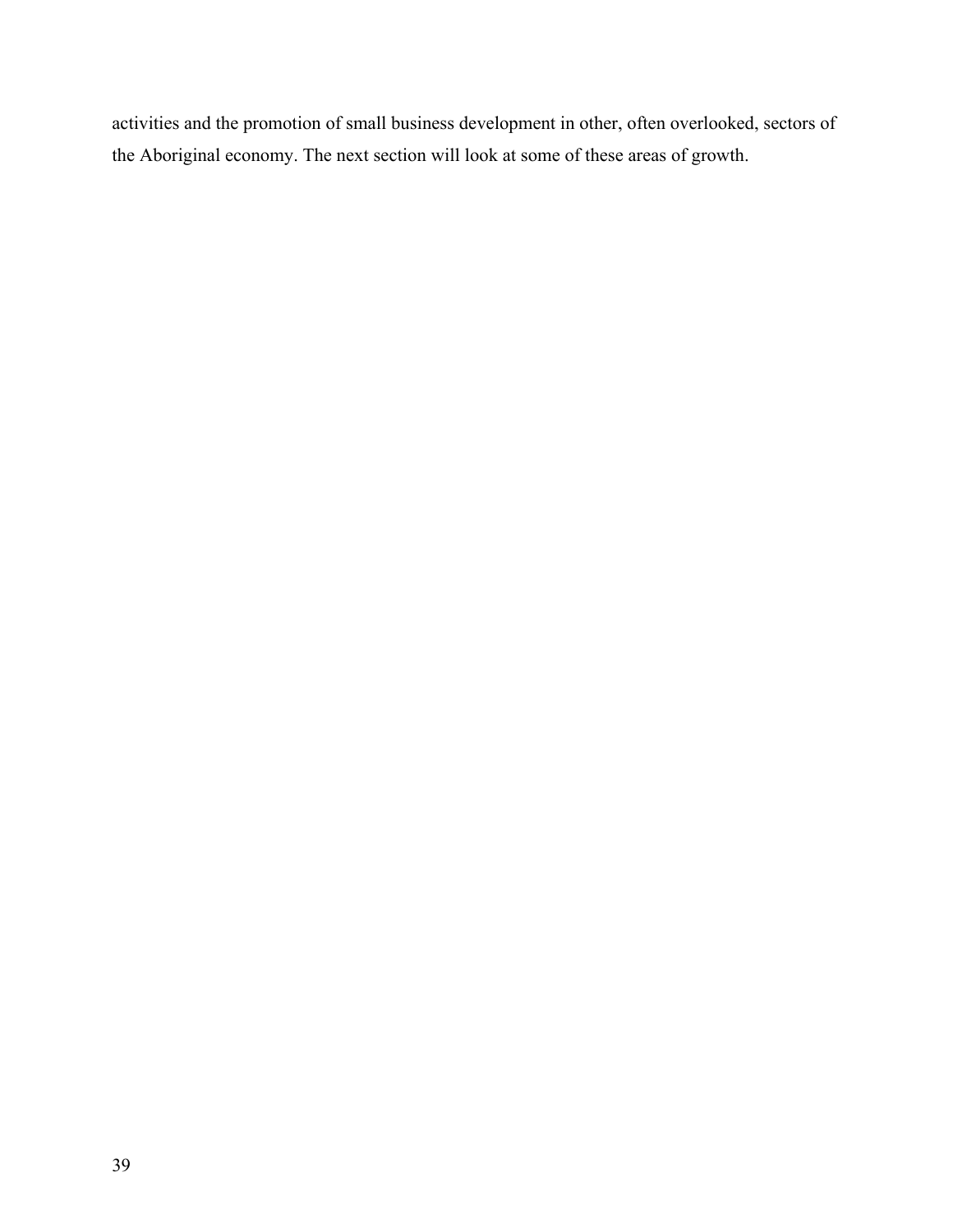activities and the promotion of small business development in other, often overlooked, sectors of the Aboriginal economy. The next section will look at some of these areas of growth.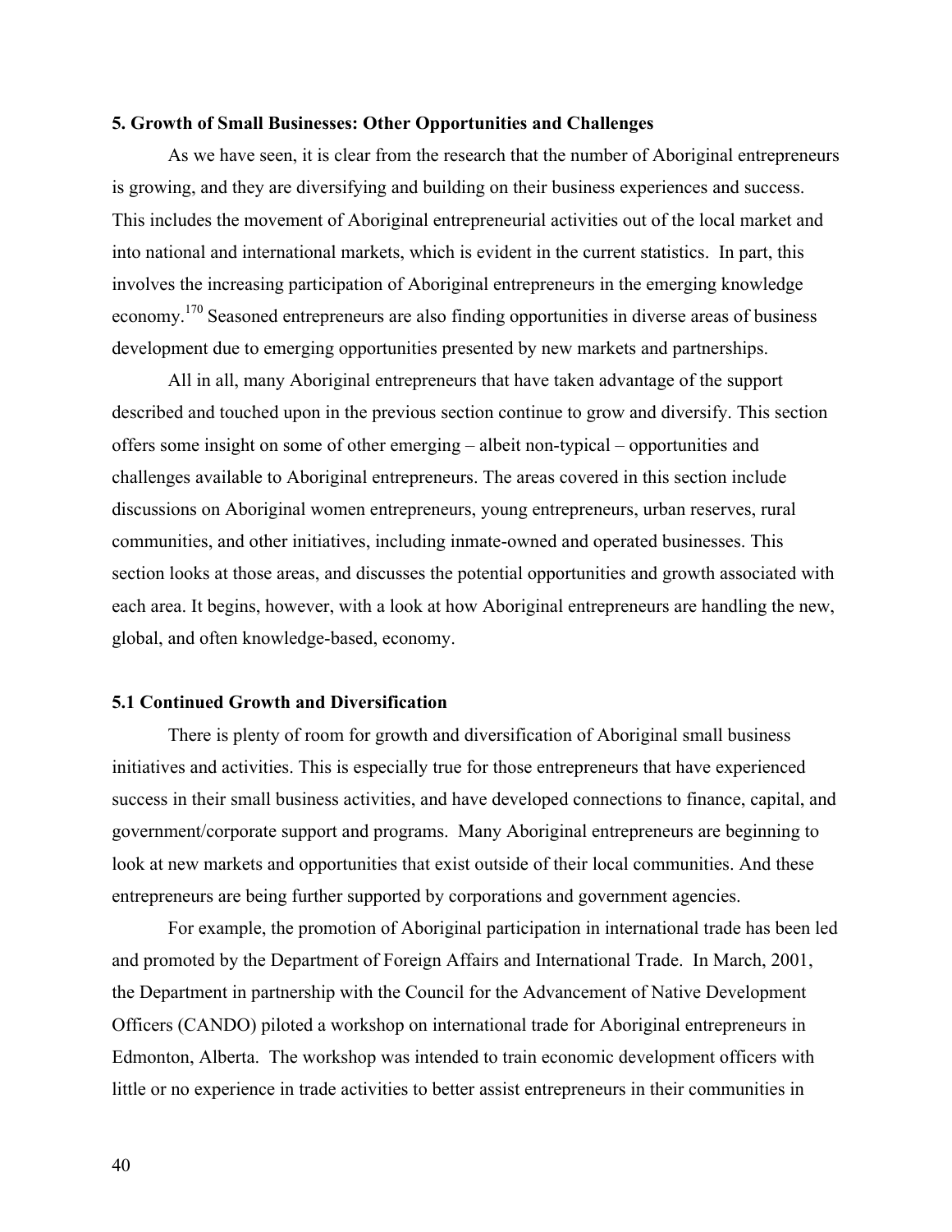## 5. Growth of Small Businesses: Other Opportunities and Challenges

As we have seen, it is clear from the research that the number of Aboriginal entrepreneurs is growing, and they are diversifying and building on their business experiences and success. This includes the movement of Aboriginal entrepreneurial activities out of the local market and into national and international markets, which is evident in the current statistics. In part, this involves the increasing participation of Aboriginal entrepreneurs in the emerging knowledge economy.[170] Seasoned entrepreneurs are also finding opportunities in diverse areas of business development due to emerging opportunities presented by new markets and partnerships.

All in all, many Aboriginal entrepreneurs that have taken advantage of the support described and touched upon in the previous section continue to grow and diversify. This section offers some insight on some of other emerging – albeit non-typical – opportunities and challenges available to Aboriginal entrepreneurs. The areas covered in this section include discussions on Aboriginal women entrepreneurs, young entrepreneurs, urban reserves, rural communities, and other initiatives, including inmate-owned and operated businesses. This section looks at those areas, and discusses the potential opportunities and growth associated with each area. It begins, however, with a look at how Aboriginal entrepreneurs are handling the new, global, and often knowledge-based, economy.

### 5.1 Continued Growth and Diversification

There is plenty of room for growth and diversification of Aboriginal small business initiatives and activities. This is especially true for those entrepreneurs that have experienced success in their small business activities, and have developed connections to finance, capital, and government/corporate support and programs. Many Aboriginal entrepreneurs are beginning to look at new markets and opportunities that exist outside of their local communities. And these entrepreneurs are being further supported by corporations and government agencies.

For example, the promotion of Aboriginal participation in international trade has been led and promoted by the Department of Foreign Affairs and International Trade. In March, 2001, the Department in partnership with the Council for the Advancement of Native Development Officers (CANDO) piloted a workshop on international trade for Aboriginal entrepreneurs in Edmonton, Alberta. The workshop was intended to train economic development officers with little or no experience in trade activities to better assist entrepreneurs in their communities in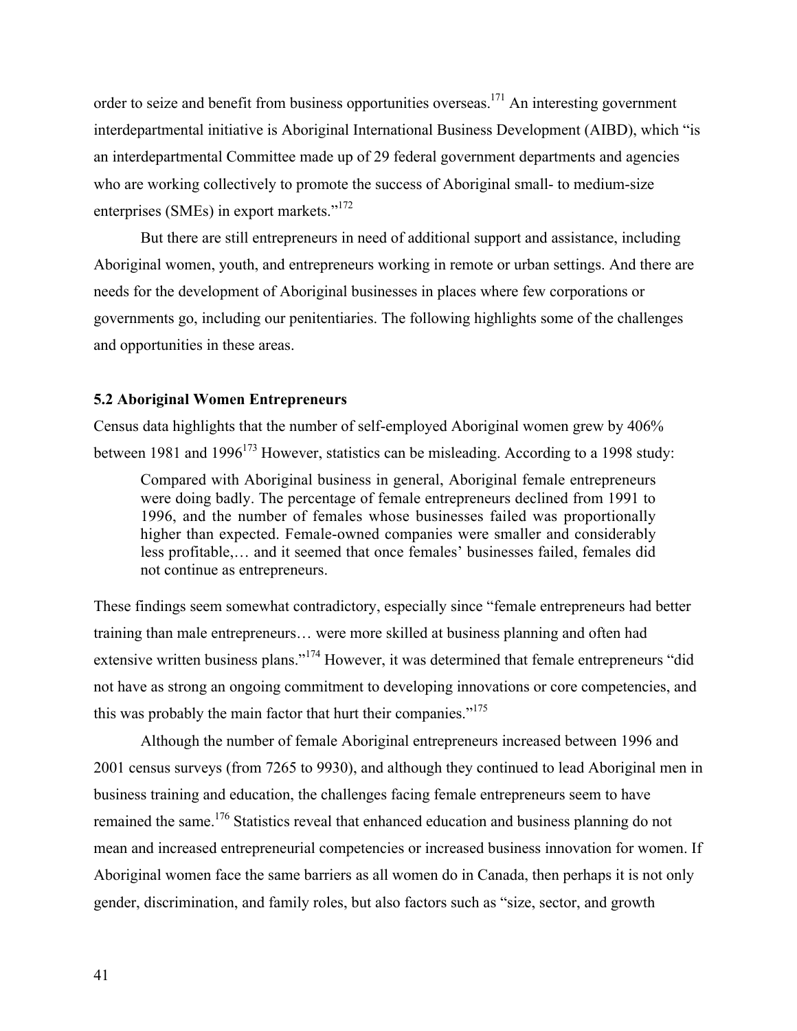order to seize and benefit from business opportunities overseas.[171] An interesting government interdepartmental initiative is Aboriginal International Business Development (AIBD), which "is an interdepartmental Committee made up of 29 federal government departments and agencies who are working collectively to promote the success of Aboriginal small- to medium-size enterprises (SMEs) in export markets."[172]

But there are still entrepreneurs in need of additional support and assistance, including Aboriginal women, youth, and entrepreneurs working in remote or urban settings. And there are needs for the development of Aboriginal businesses in places where few corporations or governments go, including our penitentiaries. The following highlights some of the challenges and opportunities in these areas.

### 5.2 Aboriginal Women Entrepreneurs

Census data highlights that the number of self-employed Aboriginal women grew by 406% between 1981 and 1996[173] However, statistics can be misleading. According to a 1998 study:

> Compared with Aboriginal business in general, Aboriginal female entrepreneurs were doing badly. The percentage of female entrepreneurs declined from 1991 to 1996, and the number of females whose businesses failed was proportionally higher than expected. Female-owned companies were smaller and considerably less profitable,… and it seemed that once females' businesses failed, females did not continue as entrepreneurs.

These findings seem somewhat contradictory, especially since "female entrepreneurs had better training than male entrepreneurs… were more skilled at business planning and often had extensive written business plans."[174] However, it was determined that female entrepreneurs "did not have as strong an ongoing commitment to developing innovations or core competencies, and this was probably the main factor that hurt their companies."[175]

Although the number of female Aboriginal entrepreneurs increased between 1996 and 2001 census surveys (from 7265 to 9930), and although they continued to lead Aboriginal men in business training and education, the challenges facing female entrepreneurs seem to have remained the same.[176] Statistics reveal that enhanced education and business planning do not mean and increased entrepreneurial competencies or increased business innovation for women. If Aboriginal women face the same barriers as all women do in Canada, then perhaps it is not only gender, discrimination, and family roles, but also factors such as "size, sector, and growth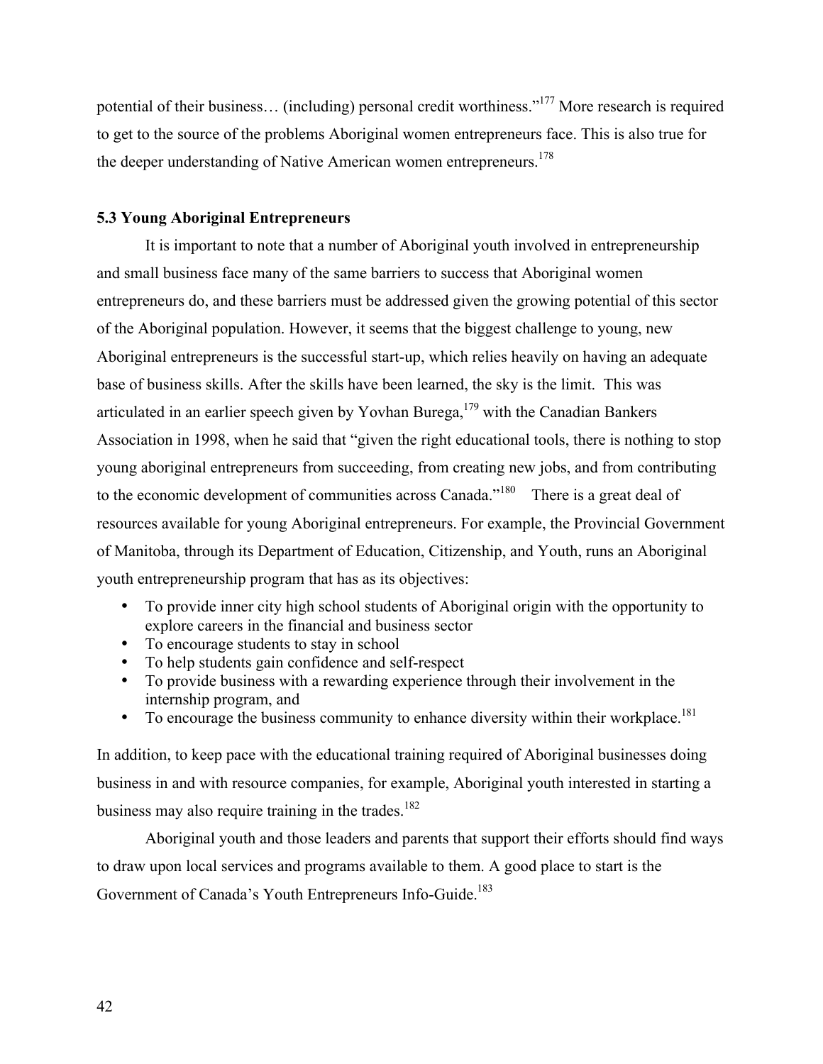potential of their business… (including) personal credit worthiness."[177] More research is required to get to the source of the problems Aboriginal women entrepreneurs face. This is also true for the deeper understanding of Native American women entrepreneurs.[178]

### 5.3 Young Aboriginal Entrepreneurs

It is important to note that a number of Aboriginal youth involved in entrepreneurship and small business face many of the same barriers to success that Aboriginal women entrepreneurs do, and these barriers must be addressed given the growing potential of this sector of the Aboriginal population. However, it seems that the biggest challenge to young, new Aboriginal entrepreneurs is the successful start-up, which relies heavily on having an adequate base of business skills. After the skills have been learned, the sky is the limit. This was articulated in an earlier speech given by Yovhan Burega,[179] with the Canadian Bankers Association in 1998, when he said that "given the right educational tools, there is nothing to stop young aboriginal entrepreneurs from succeeding, from creating new jobs, and from contributing to the economic development of communities across Canada."[180] There is a great deal of resources available for young Aboriginal entrepreneurs. For example, the Provincial Government of Manitoba, through its Department of Education, Citizenship, and Youth, runs an Aboriginal youth entrepreneurship program that has as its objectives:

- To provide inner city high school students of Aboriginal origin with the opportunity to explore careers in the financial and business sector
- To encourage students to stay in school
- To help students gain confidence and self-respect
- To provide business with a rewarding experience through their involvement in the internship program, and
- To encourage the business community to enhance diversity within their workplace.[181]

In addition, to keep pace with the educational training required of Aboriginal businesses doing business in and with resource companies, for example, Aboriginal youth interested in starting a business may also require training in the trades.[182]

Aboriginal youth and those leaders and parents that support their efforts should find ways to draw upon local services and programs available to them. A good place to start is the Government of Canada's Youth Entrepreneurs Info-Guide.[183]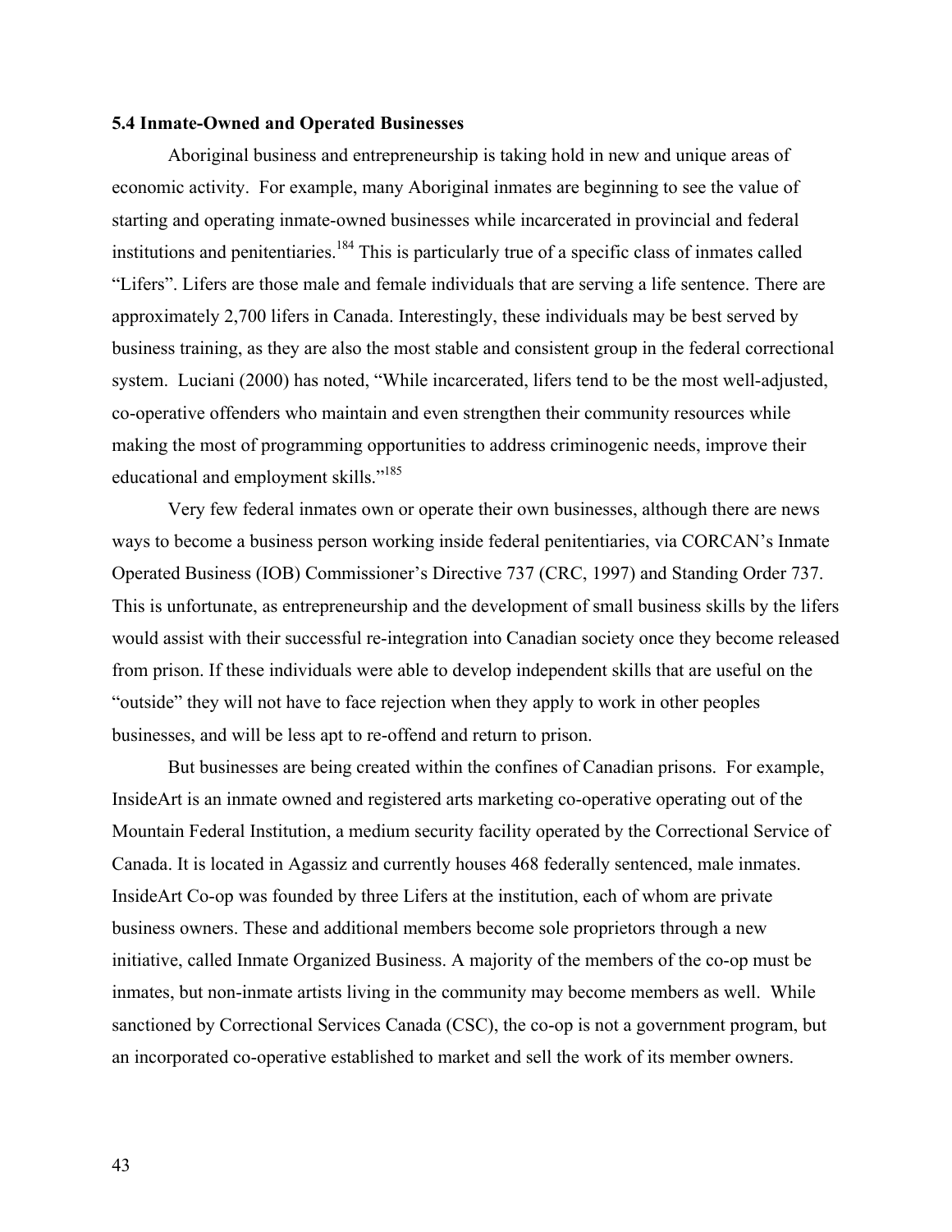**5.4 Inmate-Owned and Operated Businesses**

Aboriginal business and entrepreneurship is taking hold in new and unique areas of economic activity. For example, many Aboriginal inmates are beginning to see the value of starting and operating inmate-owned businesses while incarcerated in provincial and federal institutions and penitentiaries.[184] This is particularly true of a specific class of inmates called "Lifers". Lifers are those male and female individuals that are serving a life sentence. There are approximately 2,700 lifers in Canada. Interestingly, these individuals may be best served by business training, as they are also the most stable and consistent group in the federal correctional system. Luciani (2000) has noted, "While incarcerated, lifers tend to be the most well-adjusted, co-operative offenders who maintain and even strengthen their community resources while making the most of programming opportunities to address criminogenic needs, improve their educational and employment skills."[185]

Very few federal inmates own or operate their own businesses, although there are news ways to become a business person working inside federal penitentiaries, via CORCAN's Inmate Operated Business (IOB) Commissioner's Directive 737 (CRC, 1997) and Standing Order 737. This is unfortunate, as entrepreneurship and the development of small business skills by the lifers would assist with their successful re-integration into Canadian society once they become released from prison. If these individuals were able to develop independent skills that are useful on the "outside" they will not have to face rejection when they apply to work in other peoples businesses, and will be less apt to re-offend and return to prison.

But businesses are being created within the confines of Canadian prisons. For example, InsideArt is an inmate owned and registered arts marketing co-operative operating out of the Mountain Federal Institution, a medium security facility operated by the Correctional Service of Canada. It is located in Agassiz and currently houses 468 federally sentenced, male inmates. InsideArt Co-op was founded by three Lifers at the institution, each of whom are private business owners. These and additional members become sole proprietors through a new initiative, called Inmate Organized Business. A majority of the members of the co-op must be inmates, but non-inmate artists living in the community may become members as well. While sanctioned by Correctional Services Canada (CSC), the co-op is not a government program, but an incorporated co-operative established to market and sell the work of its member owners.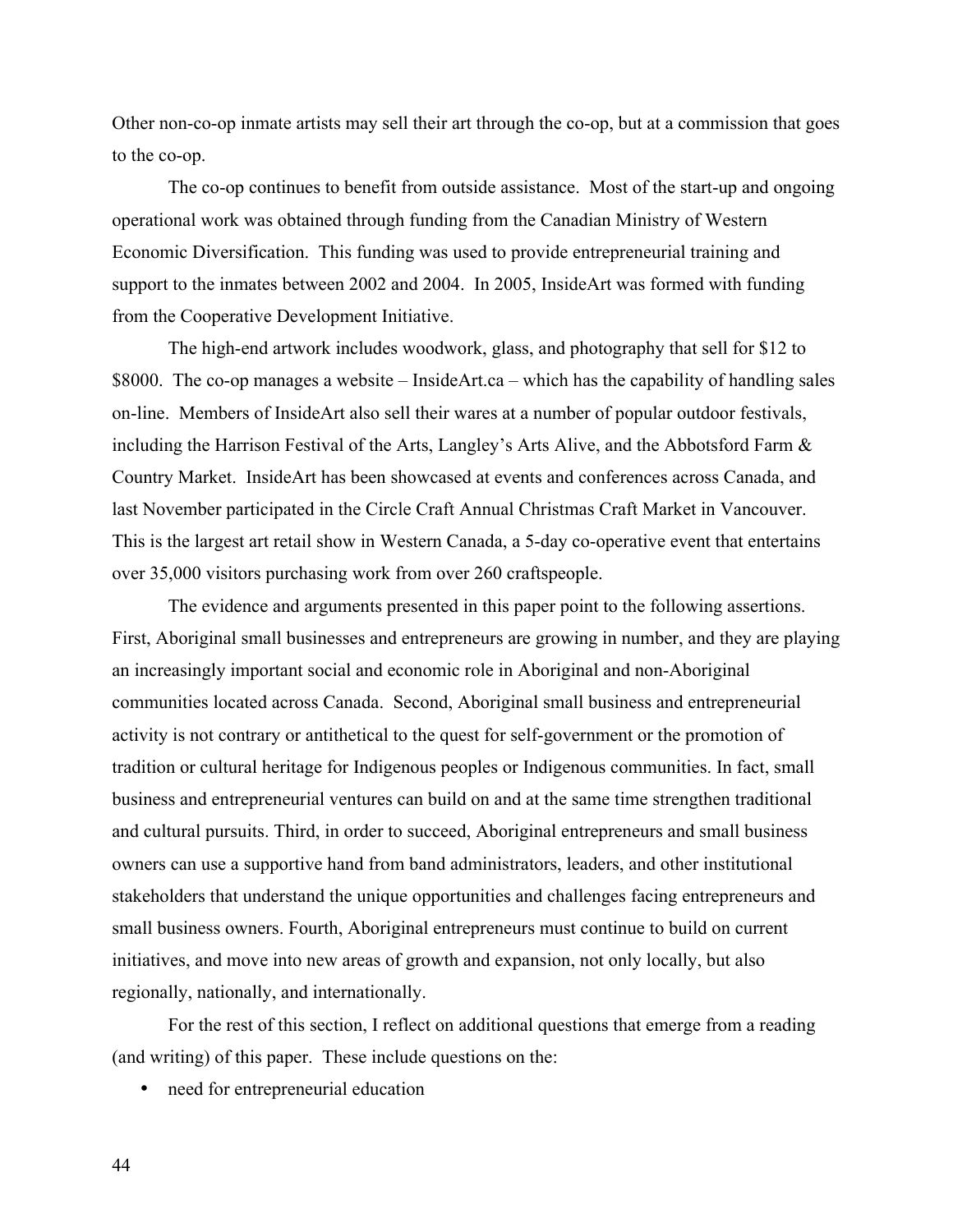Other non-co-op inmate artists may sell their art through the co-op, but at a commission that goes to the co-op.

The co-op continues to benefit from outside assistance. Most of the start-up and ongoing operational work was obtained through funding from the Canadian Ministry of Western Economic Diversification. This funding was used to provide entrepreneurial training and support to the inmates between 2002 and 2004. In 2005, InsideArt was formed with funding from the Cooperative Development Initiative.

The high-end artwork includes woodwork, glass, and photography that sell for $12 to $8000. The co-op manages a website – InsideArt.ca – which has the capability of handling sales on-line. Members of InsideArt also sell their wares at a number of popular outdoor festivals, including the Harrison Festival of the Arts, Langley's Arts Alive, and the Abbotsford Farm & Country Market. InsideArt has been showcased at events and conferences across Canada, and last November participated in the Circle Craft Annual Christmas Craft Market in Vancouver. This is the largest art retail show in Western Canada, a 5-day co-operative event that entertains over 35,000 visitors purchasing work from over 260 craftspeople.

The evidence and arguments presented in this paper point to the following assertions. First, Aboriginal small businesses and entrepreneurs are growing in number, and they are playing an increasingly important social and economic role in Aboriginal and non-Aboriginal communities located across Canada. Second, Aboriginal small business and entrepreneurial activity is not contrary or antithetical to the quest for self-government or the promotion of tradition or cultural heritage for Indigenous peoples or Indigenous communities. In fact, small business and entrepreneurial ventures can build on and at the same time strengthen traditional and cultural pursuits. Third, in order to succeed, Aboriginal entrepreneurs and small business owners can use a supportive hand from band administrators, leaders, and other institutional stakeholders that understand the unique opportunities and challenges facing entrepreneurs and small business owners. Fourth, Aboriginal entrepreneurs must continue to build on current initiatives, and move into new areas of growth and expansion, not only locally, but also regionally, nationally, and internationally.

For the rest of this section, I reflect on additional questions that emerge from a reading (and writing) of this paper. These include questions on the:

- need for entrepreneurial education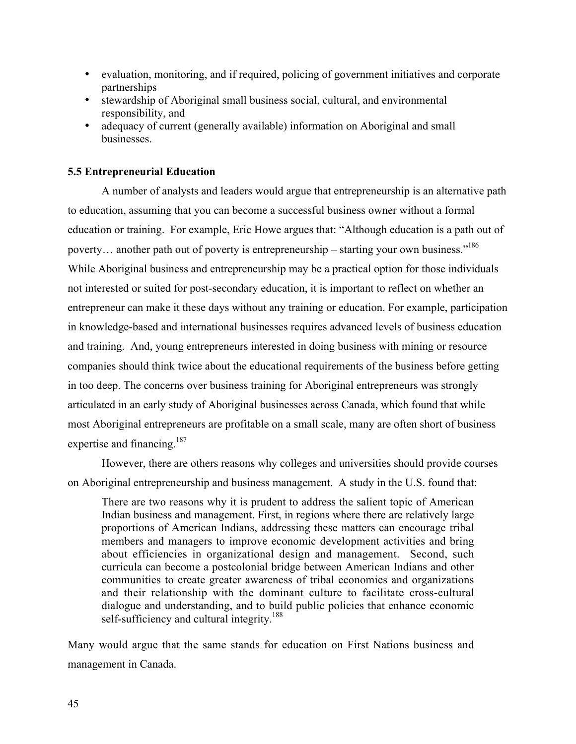- evaluation, monitoring, and if required, policing of government initiatives and corporate partnerships
- stewardship of Aboriginal small business social, cultural, and environmental responsibility, and
- adequacy of current (generally available) information on Aboriginal and small businesses.

### 5.5 Entrepreneurial Education

A number of analysts and leaders would argue that entrepreneurship is an alternative path to education, assuming that you can become a successful business owner without a formal education or training. For example, Eric Howe argues that: "Although education is a path out of poverty… another path out of poverty is entrepreneurship – starting your own business."[186] While Aboriginal business and entrepreneurship may be a practical option for those individuals not interested or suited for post-secondary education, it is important to reflect on whether an entrepreneur can make it these days without any training or education. For example, participation in knowledge-based and international businesses requires advanced levels of business education and training. And, young entrepreneurs interested in doing business with mining or resource companies should think twice about the educational requirements of the business before getting in too deep. The concerns over business training for Aboriginal entrepreneurs was strongly articulated in an early study of Aboriginal businesses across Canada, which found that while most Aboriginal entrepreneurs are profitable on a small scale, many are often short of business expertise and financing.[187]

However, there are others reasons why colleges and universities should provide courses on Aboriginal entrepreneurship and business management. A study in the U.S. found that:

> There are two reasons why it is prudent to address the salient topic of American Indian business and management. First, in regions where there are relatively large proportions of American Indians, addressing these matters can encourage tribal members and managers to improve economic development activities and bring about efficiencies in organizational design and management. Second, such curricula can become a postcolonial bridge between American Indians and other communities to create greater awareness of tribal economies and organizations and their relationship with the dominant culture to facilitate cross-cultural dialogue and understanding, and to build public policies that enhance economic self-sufficiency and cultural integrity.[188]

Many would argue that the same stands for education on First Nations business and management in Canada.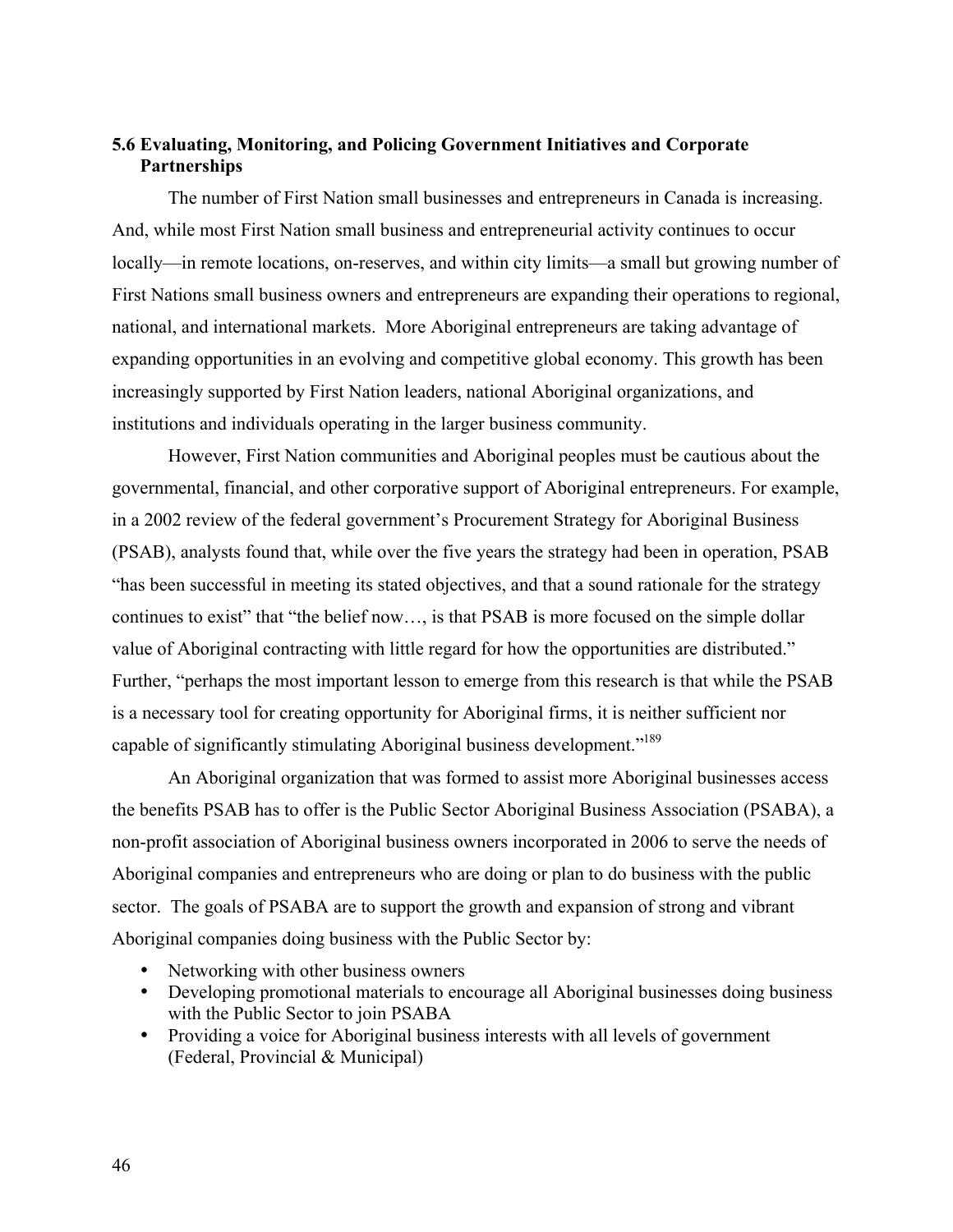### 5.6 Evaluating, Monitoring, and Policing Government Initiatives and Corporate Partnerships

The number of First Nation small businesses and entrepreneurs in Canada is increasing. And, while most First Nation small business and entrepreneurial activity continues to occur locally—in remote locations, on-reserves, and within city limits—a small but growing number of First Nations small business owners and entrepreneurs are expanding their operations to regional, national, and international markets. More Aboriginal entrepreneurs are taking advantage of expanding opportunities in an evolving and competitive global economy. This growth has been increasingly supported by First Nation leaders, national Aboriginal organizations, and institutions and individuals operating in the larger business community.

However, First Nation communities and Aboriginal peoples must be cautious about the governmental, financial, and other corporative support of Aboriginal entrepreneurs. For example, in a 2002 review of the federal government's Procurement Strategy for Aboriginal Business (PSAB), analysts found that, while over the five years the strategy had been in operation, PSAB "has been successful in meeting its stated objectives, and that a sound rationale for the strategy continues to exist" that "the belief now…, is that PSAB is more focused on the simple dollar value of Aboriginal contracting with little regard for how the opportunities are distributed." Further, "perhaps the most important lesson to emerge from this research is that while the PSAB is a necessary tool for creating opportunity for Aboriginal firms, it is neither sufficient nor capable of significantly stimulating Aboriginal business development."[189]

An Aboriginal organization that was formed to assist more Aboriginal businesses access the benefits PSAB has to offer is the Public Sector Aboriginal Business Association (PSABA), a non-profit association of Aboriginal business owners incorporated in 2006 to serve the needs of Aboriginal companies and entrepreneurs who are doing or plan to do business with the public sector. The goals of PSABA are to support the growth and expansion of strong and vibrant Aboriginal companies doing business with the Public Sector by:

- Networking with other business owners
- Developing promotional materials to encourage all Aboriginal businesses doing business with the Public Sector to join PSABA
- Providing a voice for Aboriginal business interests with all levels of government (Federal, Provincial & Municipal)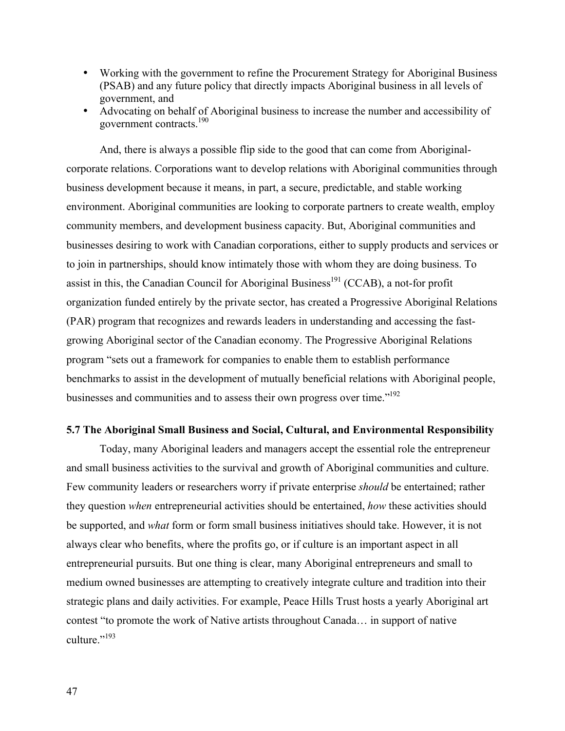- Working with the government to refine the Procurement Strategy for Aboriginal Business (PSAB) and any future policy that directly impacts Aboriginal business in all levels of government, and
- Advocating on behalf of Aboriginal business to increase the number and accessibility of government contracts.[190]

And, there is always a possible flip side to the good that can come from Aboriginal-corporate relations. Corporations want to develop relations with Aboriginal communities through business development because it means, in part, a secure, predictable, and stable working environment. Aboriginal communities are looking to corporate partners to create wealth, employ community members, and development business capacity. But, Aboriginal communities and businesses desiring to work with Canadian corporations, either to supply products and services or to join in partnerships, should know intimately those with whom they are doing business. To assist in this, the Canadian Council for Aboriginal Business[191] (CCAB), a not-for profit organization funded entirely by the private sector, has created a Progressive Aboriginal Relations (PAR) program that recognizes and rewards leaders in understanding and accessing the fast-growing Aboriginal sector of the Canadian economy. The Progressive Aboriginal Relations program "sets out a framework for companies to enable them to establish performance benchmarks to assist in the development of mutually beneficial relations with Aboriginal people, businesses and communities and to assess their own progress over time."[192]

**5.7 The Aboriginal Small Business and Social, Cultural, and Environmental Responsibility**

Today, many Aboriginal leaders and managers accept the essential role the entrepreneur and small business activities to the survival and growth of Aboriginal communities and culture. Few community leaders or researchers worry if private enterprise *should* be entertained; rather they question *when* entrepreneurial activities should be entertained, *how* these activities should be supported, and *what* form or form small business initiatives should take. However, it is not always clear who benefits, where the profits go, or if culture is an important aspect in all entrepreneurial pursuits. But one thing is clear, many Aboriginal entrepreneurs and small to medium owned businesses are attempting to creatively integrate culture and tradition into their strategic plans and daily activities. For example, Peace Hills Trust hosts a yearly Aboriginal art contest "to promote the work of Native artists throughout Canada… in support of native culture."[193]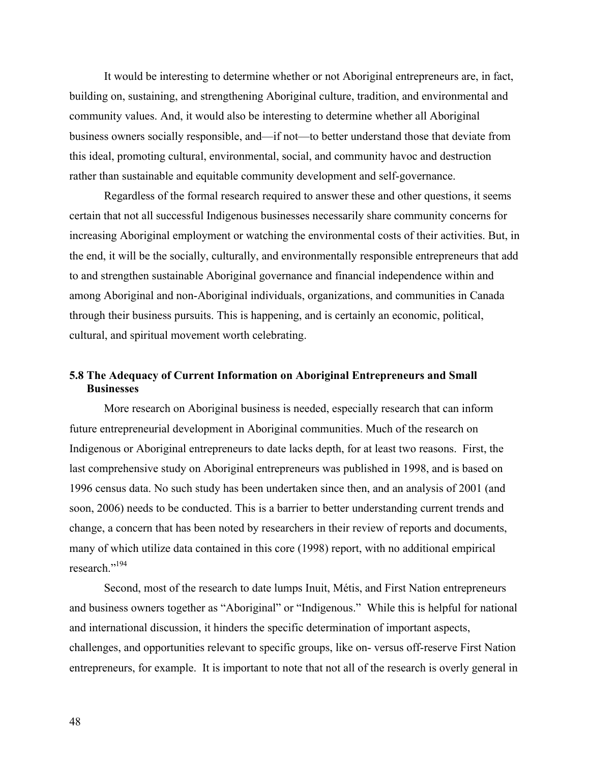It would be interesting to determine whether or not Aboriginal entrepreneurs are, in fact, building on, sustaining, and strengthening Aboriginal culture, tradition, and environmental and community values. And, it would also be interesting to determine whether all Aboriginal business owners socially responsible, and—if not—to better understand those that deviate from this ideal, promoting cultural, environmental, social, and community havoc and destruction rather than sustainable and equitable community development and self-governance.

Regardless of the formal research required to answer these and other questions, it seems certain that not all successful Indigenous businesses necessarily share community concerns for increasing Aboriginal employment or watching the environmental costs of their activities. But, in the end, it will be the socially, culturally, and environmentally responsible entrepreneurs that add to and strengthen sustainable Aboriginal governance and financial independence within and among Aboriginal and non-Aboriginal individuals, organizations, and communities in Canada through their business pursuits. This is happening, and is certainly an economic, political, cultural, and spiritual movement worth celebrating.

### 5.8 The Adequacy of Current Information on Aboriginal Entrepreneurs and Small Businesses

More research on Aboriginal business is needed, especially research that can inform future entrepreneurial development in Aboriginal communities. Much of the research on Indigenous or Aboriginal entrepreneurs to date lacks depth, for at least two reasons. First, the last comprehensive study on Aboriginal entrepreneurs was published in 1998, and is based on 1996 census data. No such study has been undertaken since then, and an analysis of 2001 (and soon, 2006) needs to be conducted. This is a barrier to better understanding current trends and change, a concern that has been noted by researchers in their review of reports and documents, many of which utilize data contained in this core (1998) report, with no additional empirical research."[194]

Second, most of the research to date lumps Inuit, Métis, and First Nation entrepreneurs and business owners together as "Aboriginal" or "Indigenous." While this is helpful for national and international discussion, it hinders the specific determination of important aspects, challenges, and opportunities relevant to specific groups, like on- versus off-reserve First Nation entrepreneurs, for example. It is important to note that not all of the research is overly general in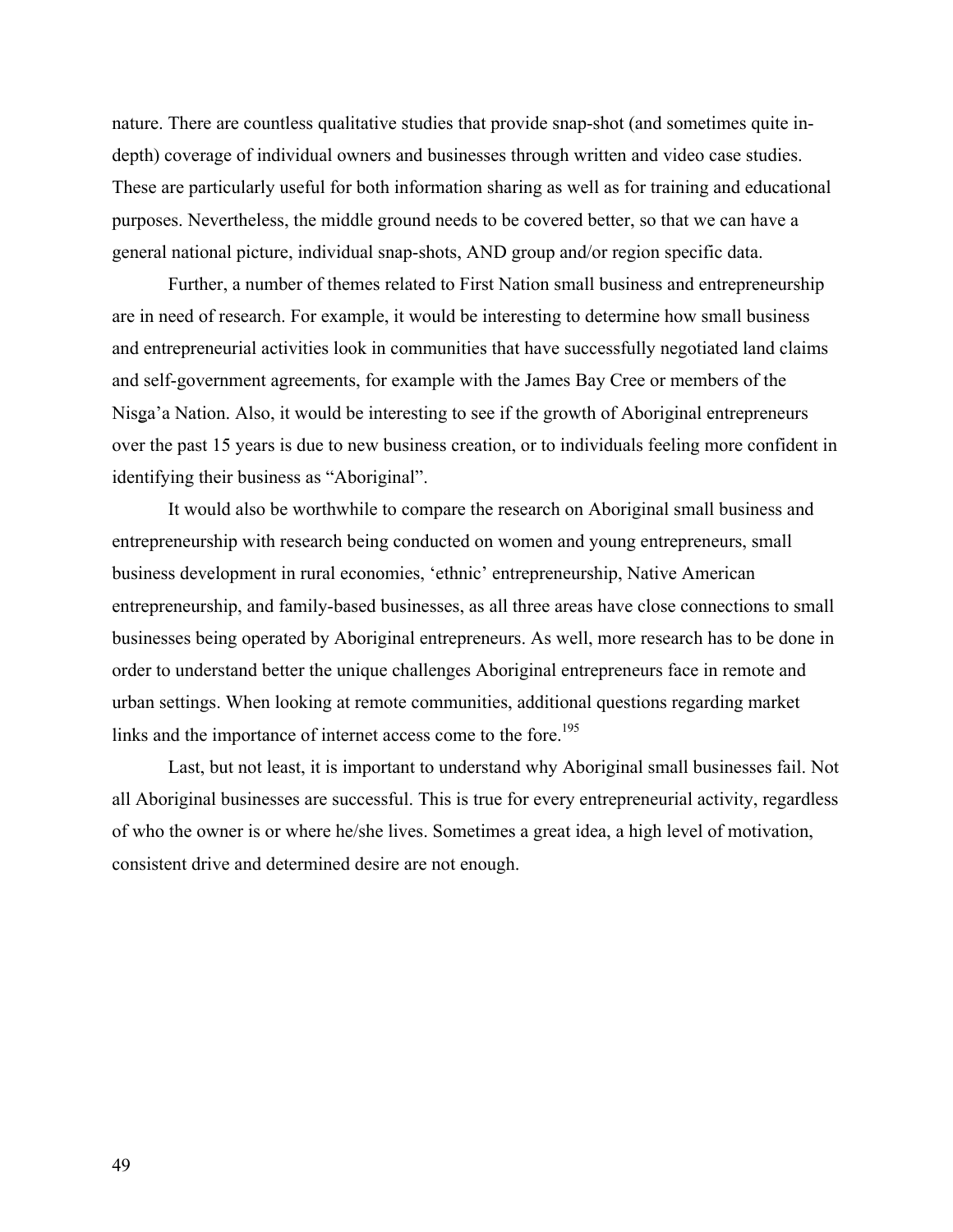nature. There are countless qualitative studies that provide snap-shot (and sometimes quite in-depth) coverage of individual owners and businesses through written and video case studies. These are particularly useful for both information sharing as well as for training and educational purposes. Nevertheless, the middle ground needs to be covered better, so that we can have a general national picture, individual snap-shots, AND group and/or region specific data.

Further, a number of themes related to First Nation small business and entrepreneurship are in need of research. For example, it would be interesting to determine how small business and entrepreneurial activities look in communities that have successfully negotiated land claims and self-government agreements, for example with the James Bay Cree or members of the Nisga'a Nation. Also, it would be interesting to see if the growth of Aboriginal entrepreneurs over the past 15 years is due to new business creation, or to individuals feeling more confident in identifying their business as "Aboriginal".

It would also be worthwhile to compare the research on Aboriginal small business and entrepreneurship with research being conducted on women and young entrepreneurs, small business development in rural economies, 'ethnic' entrepreneurship, Native American entrepreneurship, and family-based businesses, as all three areas have close connections to small businesses being operated by Aboriginal entrepreneurs. As well, more research has to be done in order to understand better the unique challenges Aboriginal entrepreneurs face in remote and urban settings. When looking at remote communities, additional questions regarding market links and the importance of internet access come to the fore.[195]

Last, but not least, it is important to understand why Aboriginal small businesses fail. Not all Aboriginal businesses are successful. This is true for every entrepreneurial activity, regardless of who the owner is or where he/she lives. Sometimes a great idea, a high level of motivation, consistent drive and determined desire are not enough.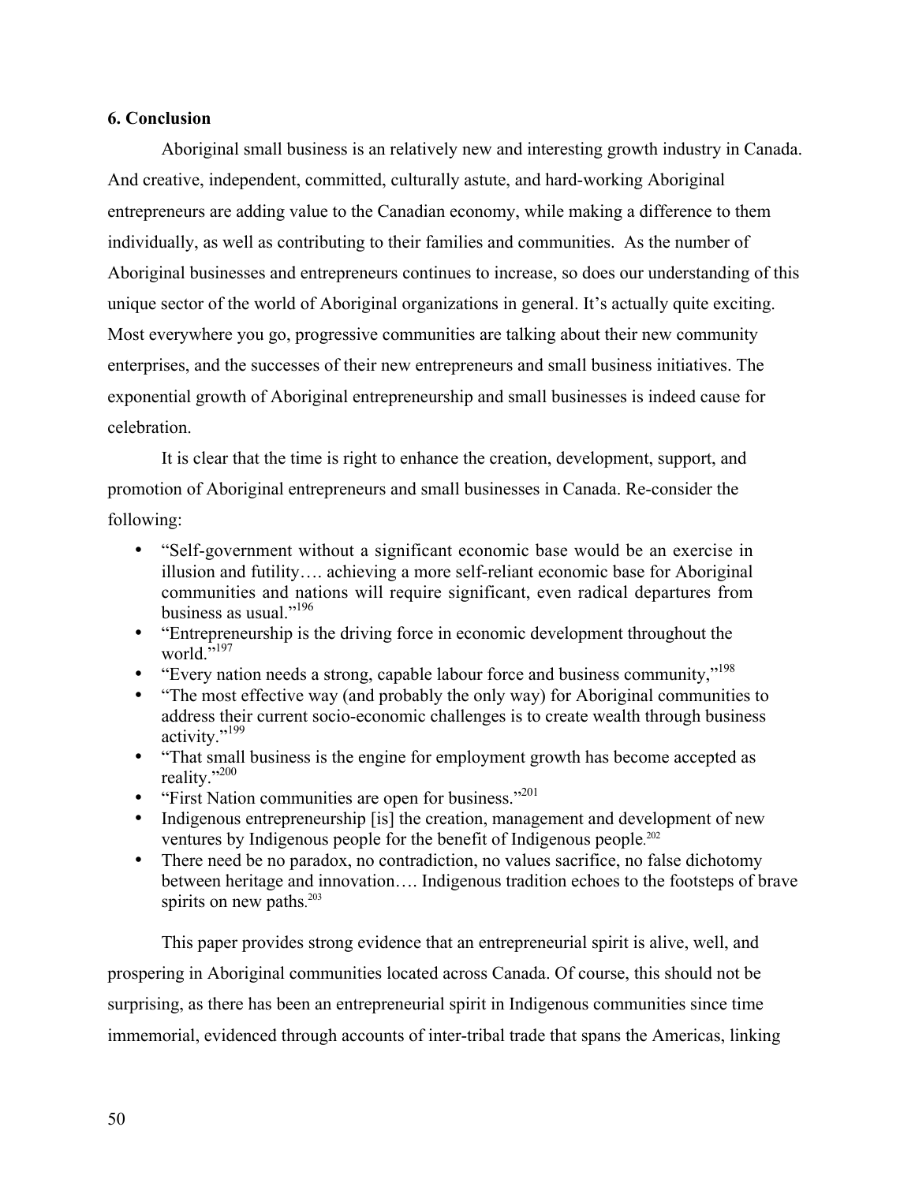## 6. Conclusion

Aboriginal small business is an relatively new and interesting growth industry in Canada. And creative, independent, committed, culturally astute, and hard-working Aboriginal entrepreneurs are adding value to the Canadian economy, while making a difference to them individually, as well as contributing to their families and communities. As the number of Aboriginal businesses and entrepreneurs continues to increase, so does our understanding of this unique sector of the world of Aboriginal organizations in general. It's actually quite exciting. Most everywhere you go, progressive communities are talking about their new community enterprises, and the successes of their new entrepreneurs and small business initiatives. The exponential growth of Aboriginal entrepreneurship and small businesses is indeed cause for celebration.

It is clear that the time is right to enhance the creation, development, support, and promotion of Aboriginal entrepreneurs and small businesses in Canada. Re-consider the following:

- "Self-government without a significant economic base would be an exercise in illusion and futility…. achieving a more self-reliant economic base for Aboriginal communities and nations will require significant, even radical departures from business as usual."[196]
- "Entrepreneurship is the driving force in economic development throughout the world."[197]
- "Every nation needs a strong, capable labour force and business community,"[198]
- "The most effective way (and probably the only way) for Aboriginal communities to address their current socio-economic challenges is to create wealth through business activity."[199]
- "That small business is the engine for employment growth has become accepted as reality."[200]
- "First Nation communities are open for business."[201]
- Indigenous entrepreneurship [is] the creation, management and development of new ventures by Indigenous people for the benefit of Indigenous people.[202]
- There need be no paradox, no contradiction, no values sacrifice, no false dichotomy between heritage and innovation…. Indigenous tradition echoes to the footsteps of brave spirits on new paths.[203]

This paper provides strong evidence that an entrepreneurial spirit is alive, well, and prospering in Aboriginal communities located across Canada. Of course, this should not be surprising, as there has been an entrepreneurial spirit in Indigenous communities since time immemorial, evidenced through accounts of inter-tribal trade that spans the Americas, linking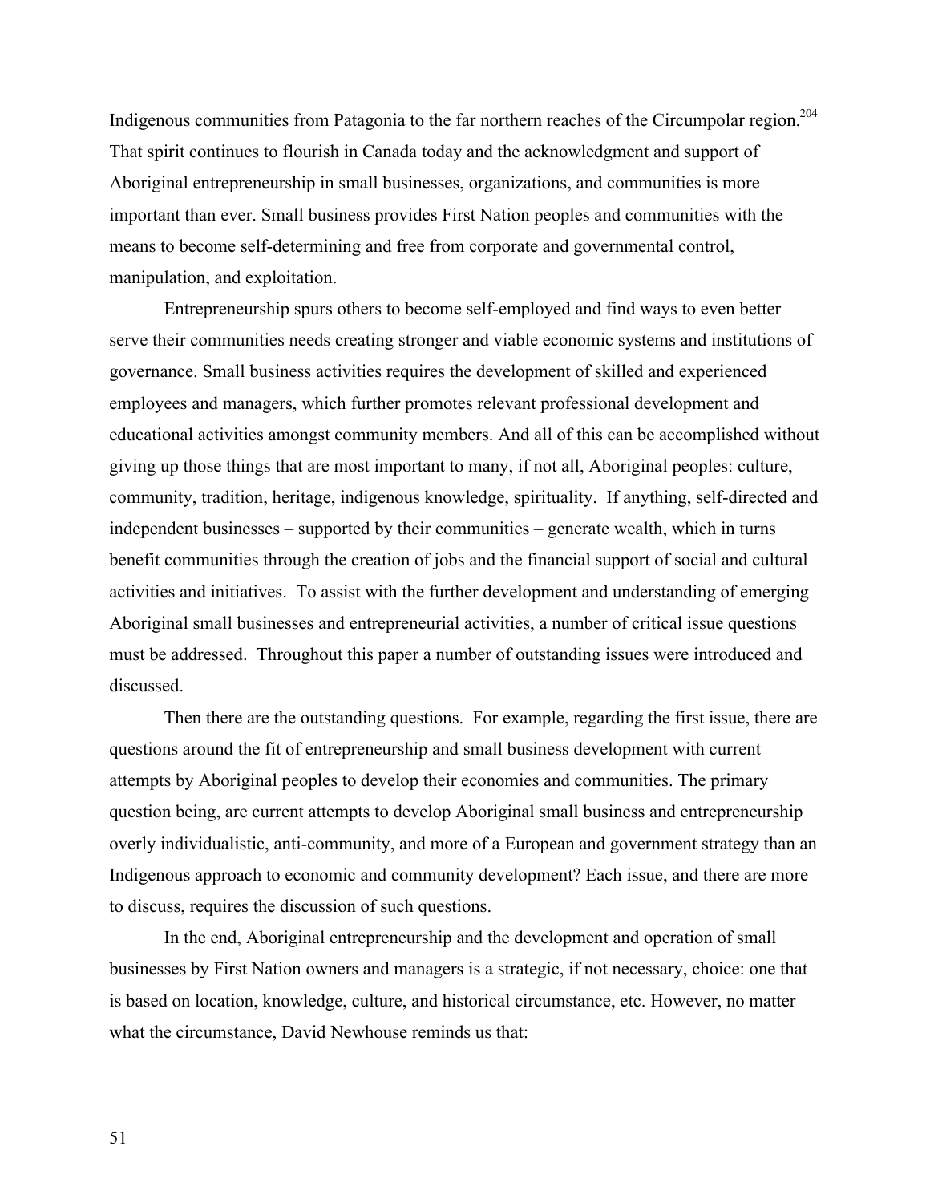Indigenous communities from Patagonia to the far northern reaches of the Circumpolar region.[204] That spirit continues to flourish in Canada today and the acknowledgment and support of Aboriginal entrepreneurship in small businesses, organizations, and communities is more important than ever. Small business provides First Nation peoples and communities with the means to become self-determining and free from corporate and governmental control, manipulation, and exploitation.

Entrepreneurship spurs others to become self-employed and find ways to even better serve their communities needs creating stronger and viable economic systems and institutions of governance. Small business activities requires the development of skilled and experienced employees and managers, which further promotes relevant professional development and educational activities amongst community members. And all of this can be accomplished without giving up those things that are most important to many, if not all, Aboriginal peoples: culture, community, tradition, heritage, indigenous knowledge, spirituality. If anything, self-directed and independent businesses – supported by their communities – generate wealth, which in turns benefit communities through the creation of jobs and the financial support of social and cultural activities and initiatives. To assist with the further development and understanding of emerging Aboriginal small businesses and entrepreneurial activities, a number of critical issue questions must be addressed. Throughout this paper a number of outstanding issues were introduced and discussed.

Then there are the outstanding questions. For example, regarding the first issue, there are questions around the fit of entrepreneurship and small business development with current attempts by Aboriginal peoples to develop their economies and communities. The primary question being, are current attempts to develop Aboriginal small business and entrepreneurship overly individualistic, anti-community, and more of a European and government strategy than an Indigenous approach to economic and community development? Each issue, and there are more to discuss, requires the discussion of such questions.

In the end, Aboriginal entrepreneurship and the development and operation of small businesses by First Nation owners and managers is a strategic, if not necessary, choice: one that is based on location, knowledge, culture, and historical circumstance, etc. However, no matter what the circumstance, David Newhouse reminds us that: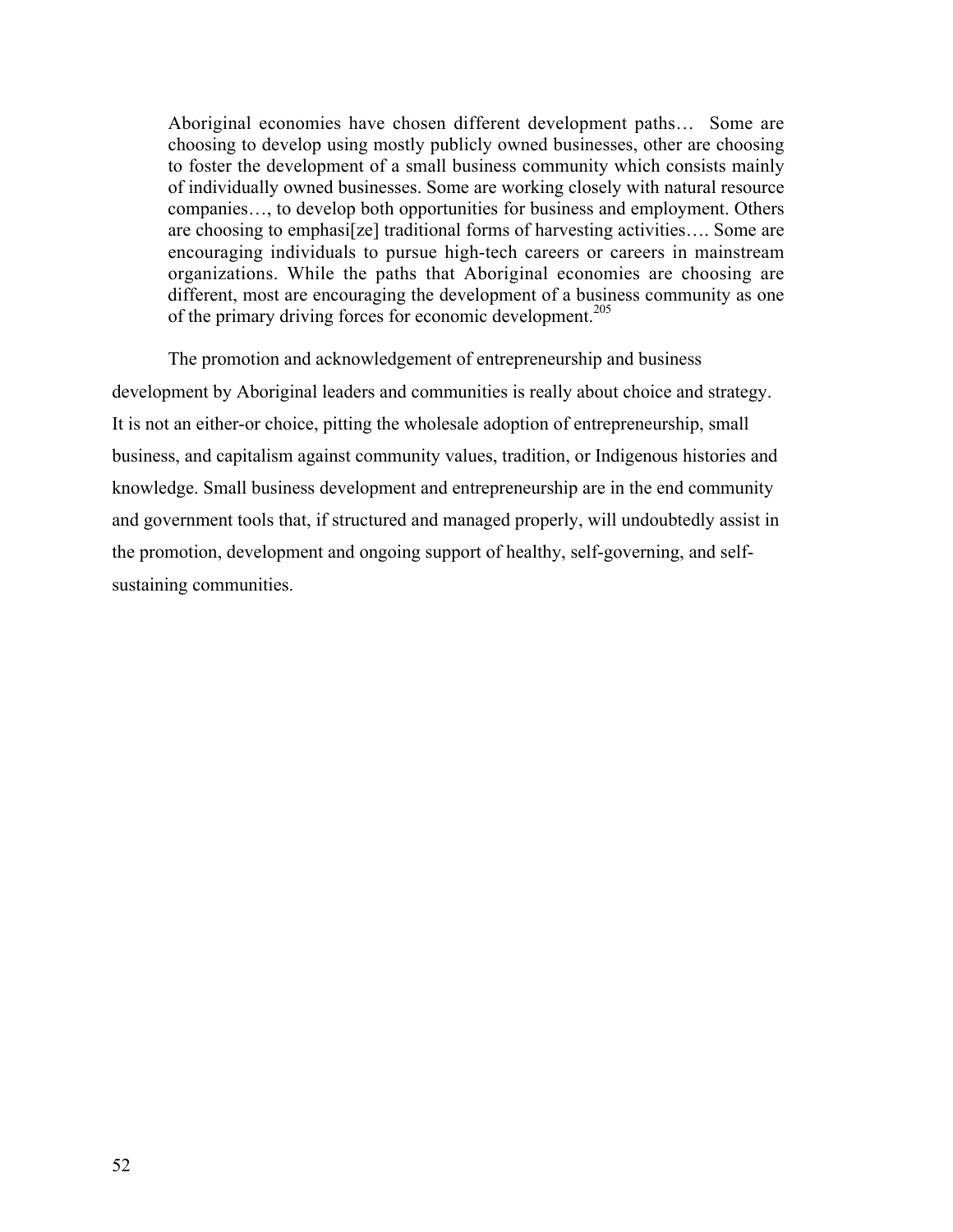> Aboriginal economies have chosen different development paths… Some are choosing to develop using mostly publicly owned businesses, other are choosing to foster the development of a small business community which consists mainly of individually owned businesses. Some are working closely with natural resource companies…, to develop both opportunities for business and employment. Others are choosing to emphasi[ze] traditional forms of harvesting activities…. Some are encouraging individuals to pursue high-tech careers or careers in mainstream organizations. While the paths that Aboriginal economies are choosing are different, most are encouraging the development of a business community as one of the primary driving forces for economic development.[205]

The promotion and acknowledgement of entrepreneurship and business development by Aboriginal leaders and communities is really about choice and strategy. It is not an either-or choice, pitting the wholesale adoption of entrepreneurship, small business, and capitalism against community values, tradition, or Indigenous histories and knowledge. Small business development and entrepreneurship are in the end community and government tools that, if structured and managed properly, will undoubtedly assist in the promotion, development and ongoing support of healthy, self-governing, and self-sustaining communities.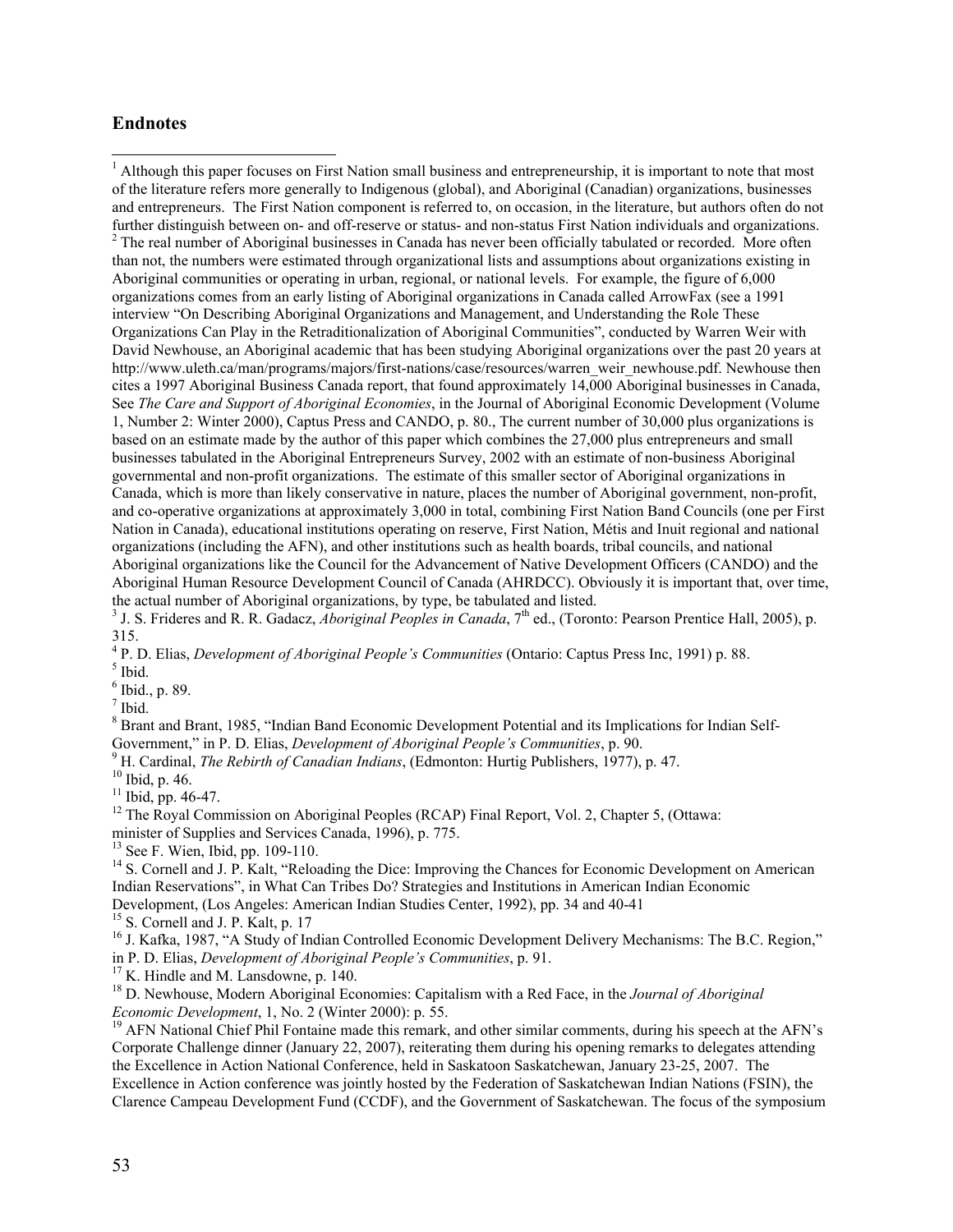## Endnotes

[1] Although this paper focuses on First Nation small business and entrepreneurship, it is important to note that most of the literature refers more generally to Indigenous (global), and Aboriginal (Canadian) organizations, businesses and entrepreneurs. The First Nation component is referred to, on occasion, in the literature, but authors often do not further distinguish between on- and off-reserve or status- and non-status First Nation individuals and organizations.

[2] The real number of Aboriginal businesses in Canada has never been officially tabulated or recorded. More often than not, the numbers were estimated through organizational lists and assumptions about organizations existing in Aboriginal communities or operating in urban, regional, or national levels. For example, the figure of 6,000 organizations comes from an early listing of Aboriginal organizations in Canada called ArrowFax (see a 1991 interview "On Describing Aboriginal Organizations and Management, and Understanding the Role These Organizations Can Play in the Retraditionalization of Aboriginal Communities", conducted by Warren Weir with David Newhouse, an Aboriginal academic that has been studying Aboriginal organizations over the past 20 years at http://www.uleth.ca/man/programs/majors/first-nations/case/resources/warren_weir_newhouse.pdf. Newhouse then cites a 1997 Aboriginal Business Canada report, that found approximately 14,000 Aboriginal businesses in Canada, See *The Care and Support of Aboriginal Economies*, in the Journal of Aboriginal Economic Development (Volume 1, Number 2: Winter 2000), Captus Press and CANDO, p. 80., The current number of 30,000 plus organizations is based on an estimate made by the author of this paper which combines the 27,000 plus entrepreneurs and small businesses tabulated in the Aboriginal Entrepreneurs Survey, 2002 with an estimate of non-business Aboriginal governmental and non-profit organizations. The estimate of this smaller sector of Aboriginal organizations in Canada, which is more than likely conservative in nature, places the number of Aboriginal government, non-profit, and co-operative organizations at approximately 3,000 in total, combining First Nation Band Councils (one per First Nation in Canada), educational institutions operating on reserve, First Nation, Métis and Inuit regional and national organizations (including the AFN), and other institutions such as health boards, tribal councils, and national Aboriginal organizations like the Council for the Advancement of Native Development Officers (CANDO) and the Aboriginal Human Resource Development Council of Canada (AHRDCC). Obviously it is important that, over time, the actual number of Aboriginal organizations, by type, be tabulated and listed.

[3] J. S. Frideres and R. R. Gadacz, *Aboriginal Peoples in Canada*, 7th ed., (Toronto: Pearson Prentice Hall, 2005), p. 315.

[4] P. D. Elias, *Development of Aboriginal People's Communities* (Ontario: Captus Press Inc, 1991) p. 88.

[5] Ibid.

[6] Ibid., p. 89.

[7] Ibid.

[8] Brant and Brant, 1985, "Indian Band Economic Development Potential and its Implications for Indian Self-Government," in P. D. Elias, *Development of Aboriginal People's Communities*, p. 90.

[9] H. Cardinal, *The Rebirth of Canadian Indians*, (Edmonton: Hurtig Publishers, 1977), p. 47.

[10] Ibid, p. 46.

[11] Ibid, pp. 46-47.

[12] The Royal Commission on Aboriginal Peoples (RCAP) Final Report, Vol. 2, Chapter 5, (Ottawa: minister of Supplies and Services Canada, 1996), p. 775.

[13] See F. Wien, Ibid, pp. 109-110.

[14] S. Cornell and J. P. Kalt, "Reloading the Dice: Improving the Chances for Economic Development on American Indian Reservations", in What Can Tribes Do? Strategies and Institutions in American Indian Economic Development, (Los Angeles: American Indian Studies Center, 1992), pp. 34 and 40-41

[15] S. Cornell and J. P. Kalt, p. 17

[16] J. Kafka, 1987, "A Study of Indian Controlled Economic Development Delivery Mechanisms: The B.C. Region," in P. D. Elias, *Development of Aboriginal People's Communities*, p. 91.

[17] K. Hindle and M. Lansdowne, p. 140.

[18] D. Newhouse, Modern Aboriginal Economies: Capitalism with a Red Face, in the *Journal of Aboriginal Economic Development*, 1, No. 2 (Winter 2000): p. 55.

[19] AFN National Chief Phil Fontaine made this remark, and other similar comments, during his speech at the AFN's Corporate Challenge dinner (January 22, 2007), reiterating them during his opening remarks to delegates attending the Excellence in Action National Conference, held in Saskatoon Saskatchewan, January 23-25, 2007. The Excellence in Action conference was jointly hosted by the Federation of Saskatchewan Indian Nations (FSIN), the Clarence Campeau Development Fund (CCDF), and the Government of Saskatchewan. The focus of the symposium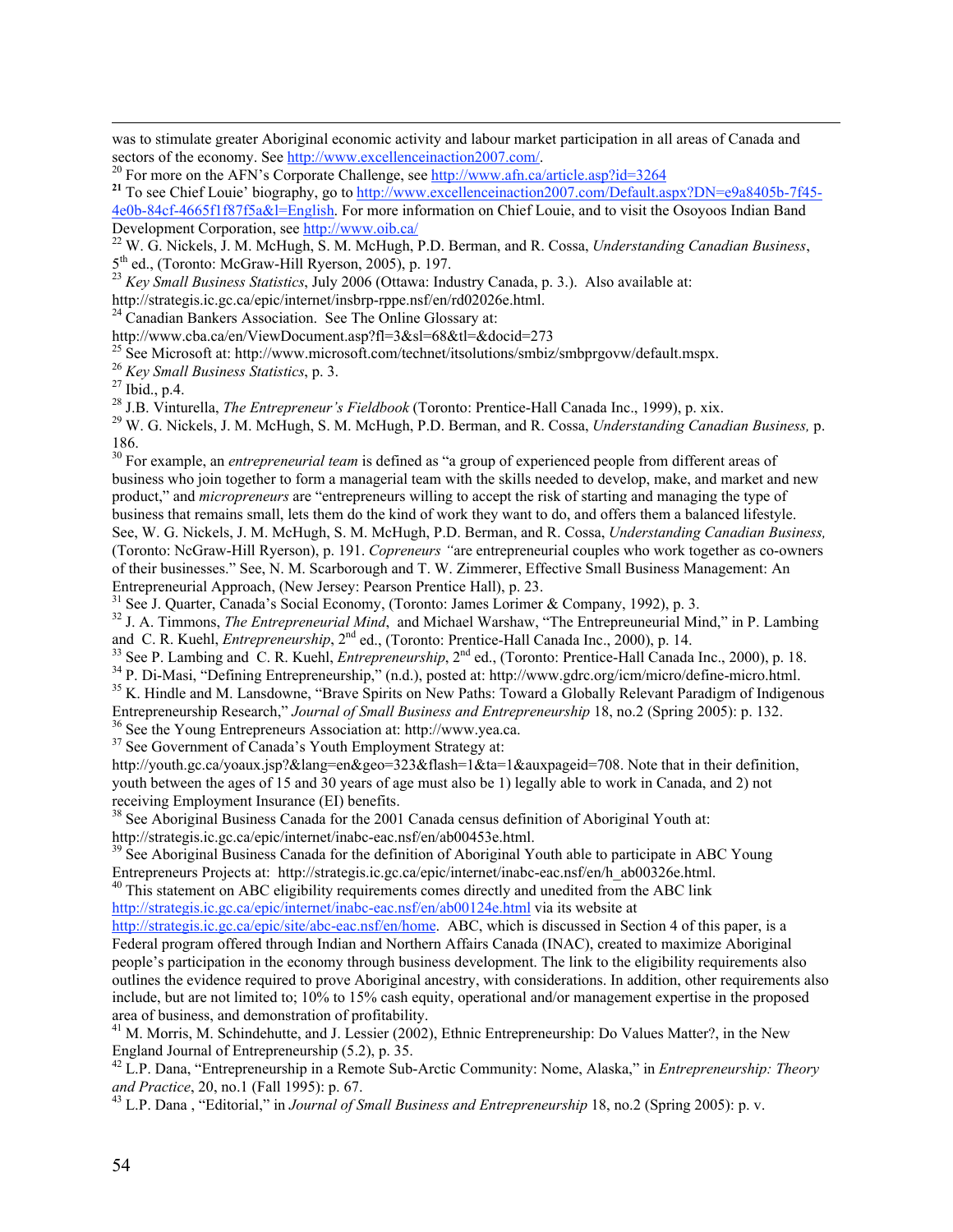was to stimulate greater Aboriginal economic activity and labour market participation in all areas of Canada and sectors of the economy. See http://www.excellenceinaction2007.com/.

[20] For more on the AFN's Corporate Challenge, see http://www.afn.ca/article.asp?id=3264

[21] To see Chief Louie' biography, go to http://www.excellenceinaction2007.com/Default.aspx?DN=e9a8405b-7f45-4e0b-84cf-4665f1f87f5a&l=English. For more information on Chief Louie, and to visit the Osoyoos Indian Band Development Corporation, see http://www.oib.ca/

[22] W. G. Nickels, J. M. McHugh, S. M. McHugh, P.D. Berman, and R. Cossa, *Understanding Canadian Business*, 5th ed., (Toronto: McGraw-Hill Ryerson, 2005), p. 197.

[23] *Key Small Business Statistics*, July 2006 (Ottawa: Industry Canada, p. 3.). Also available at: http://strategis.ic.gc.ca/epic/internet/insbrp-rppe.nsf/en/rd02026e.html.

[24] Canadian Bankers Association. See The Online Glossary at: http://www.cba.ca/en/ViewDocument.asp?fl=3&sl=68&tl=&docid=273

[25] See Microsoft at: http://www.microsoft.com/technet/itsolutions/smbiz/smbprgovw/default.mspx.

[26] *Key Small Business Statistics*, p. 3.

[27] Ibid., p.4.

[28] J.B. Vinturella, *The Entrepreneur's Fieldbook* (Toronto: Prentice-Hall Canada Inc., 1999), p. xix.

[29] W. G. Nickels, J. M. McHugh, S. M. McHugh, P.D. Berman, and R. Cossa, *Understanding Canadian Business,* p. 186.

[30] For example, an *entrepreneurial team* is defined as "a group of experienced people from different areas of business who join together to form a managerial team with the skills needed to develop, make, and market and new product," and *micropreneurs* are "entrepreneurs willing to accept the risk of starting and managing the type of business that remains small, lets them do the kind of work they want to do, and offers them a balanced lifestyle. See, W. G. Nickels, J. M. McHugh, S. M. McHugh, P.D. Berman, and R. Cossa, *Understanding Canadian Business,* (Toronto: NcGraw-Hill Ryerson), p. 191. *Copreneurs "*are entrepreneurial couples who work together as co-owners of their businesses." See, N. M. Scarborough and T. W. Zimmerer, Effective Small Business Management: An Entrepreneurial Approach, (New Jersey: Pearson Prentice Hall), p. 23.

[31] See J. Quarter, Canada's Social Economy, (Toronto: James Lorimer & Company, 1992), p. 3.

[32] J. A. Timmons, *The Entrepreneurial Mind*, and Michael Warshaw, "The Entrepreuneurial Mind," in P. Lambing and C. R. Kuehl, *Entrepreneurship*, 2nd ed., (Toronto: Prentice-Hall Canada Inc., 2000), p. 14.

[33] See P. Lambing and C. R. Kuehl, *Entrepreneurship*, 2nd ed., (Toronto: Prentice-Hall Canada Inc., 2000), p. 18.

[34] P. Di-Masi, "Defining Entrepreneurship," (n.d.), posted at: http://www.gdrc.org/icm/micro/define-micro.html.

[35] K. Hindle and M. Lansdowne, "Brave Spirits on New Paths: Toward a Globally Relevant Paradigm of Indigenous Entrepreneurship Research," *Journal of Small Business and Entrepreneurship* 18, no.2 (Spring 2005): p. 132.

[36] See the Young Entrepreneurs Association at: http://www.yea.ca.

[37] See Government of Canada's Youth Employment Strategy at: http://youth.gc.ca/yoaux.jsp?&lang=en&geo=323&flash=1&ta=1&auxpageid=708. Note that in their definition, youth between the ages of 15 and 30 years of age must also be 1) legally able to work in Canada, and 2) not receiving Employment Insurance (EI) benefits.

[38] See Aboriginal Business Canada for the 2001 Canada census definition of Aboriginal Youth at: http://strategis.ic.gc.ca/epic/internet/inabc-eac.nsf/en/ab00453e.html.

[39] See Aboriginal Business Canada for the definition of Aboriginal Youth able to participate in ABC Young Entrepreneurs Projects at: http://strategis.ic.gc.ca/epic/internet/inabc-eac.nsf/en/h_ab00326e.html.

[40] This statement on ABC eligibility requirements comes directly and unedited from the ABC link http://strategis.ic.gc.ca/epic/internet/inabc-eac.nsf/en/ab00124e.html via its website at http://strategis.ic.gc.ca/epic/site/abc-eac.nsf/en/home. ABC, which is discussed in Section 4 of this paper, is a Federal program offered through Indian and Northern Affairs Canada (INAC), created to maximize Aboriginal people's participation in the economy through business development. The link to the eligibility requirements also outlines the evidence required to prove Aboriginal ancestry, with considerations. In addition, other requirements also include, but are not limited to; 10% to 15% cash equity, operational and/or management expertise in the proposed area of business, and demonstration of profitability.

[41] M. Morris, M. Schindehutte, and J. Lessier (2002), Ethnic Entrepreneurship: Do Values Matter?, in the New England Journal of Entrepreneurship (5.2), p. 35.

[42] L.P. Dana, "Entrepreneurship in a Remote Sub-Arctic Community: Nome, Alaska," in *Entrepreneurship: Theory and Practice*, 20, no.1 (Fall 1995): p. 67.

[43] L.P. Dana , "Editorial," in *Journal of Small Business and Entrepreneurship* 18, no.2 (Spring 2005): p. v.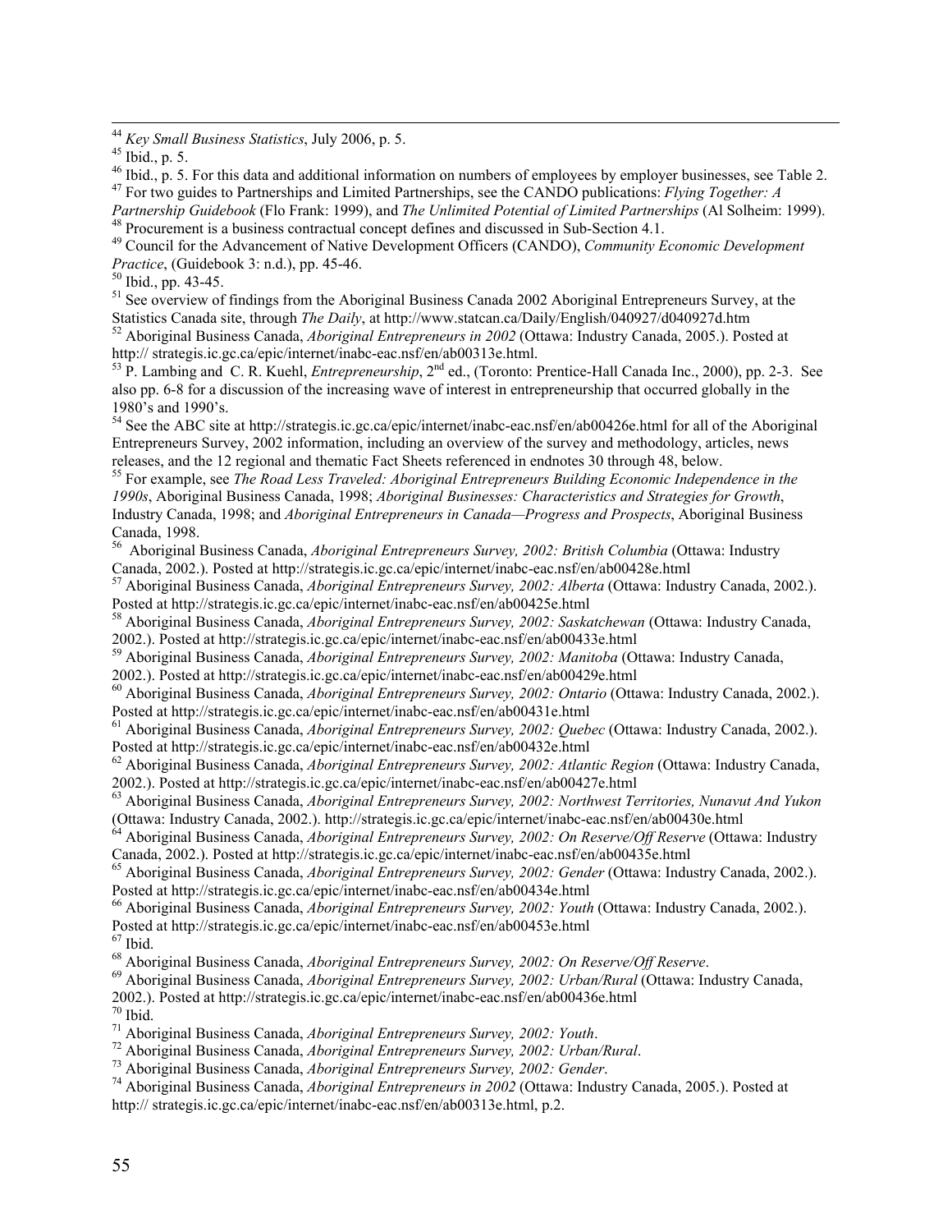[44] *Key Small Business Statistics*, July 2006, p. 5.

[45] Ibid., p. 5.

[46] Ibid., p. 5. For this data and additional information on numbers of employees by employer businesses, see Table 2.

[47] For two guides to Partnerships and Limited Partnerships, see the CANDO publications: *Flying Together: A Partnership Guidebook* (Flo Frank: 1999), and *The Unlimited Potential of Limited Partnerships* (Al Solheim: 1999).

[48] Procurement is a business contractual concept defines and discussed in Sub-Section 4.1.

[49] Council for the Advancement of Native Development Officers (CANDO), *Community Economic Development Practice*, (Guidebook 3: n.d.), pp. 45-46.

[50] Ibid., pp. 43-45.

[51] See overview of findings from the Aboriginal Business Canada 2002 Aboriginal Entrepreneurs Survey, at the Statistics Canada site, through *The Daily*, at http://www.statcan.ca/Daily/English/040927/d040927d.htm

[52] Aboriginal Business Canada, *Aboriginal Entrepreneurs in 2002* (Ottawa: Industry Canada, 2005.). Posted at http:// strategis.ic.gc.ca/epic/internet/inabc-eac.nsf/en/ab00313e.html.

[53] P. Lambing and C. R. Kuehl, *Entrepreneurship*, 2nd ed., (Toronto: Prentice-Hall Canada Inc., 2000), pp. 2-3. See also pp. 6-8 for a discussion of the increasing wave of interest in entrepreneurship that occurred globally in the 1980's and 1990's.

[54] See the ABC site at http://strategis.ic.gc.ca/epic/internet/inabc-eac.nsf/en/ab00426e.html for all of the Aboriginal Entrepreneurs Survey, 2002 information, including an overview of the survey and methodology, articles, news releases, and the 12 regional and thematic Fact Sheets referenced in endnotes 30 through 48, below.

[55] For example, see *The Road Less Traveled: Aboriginal Entrepreneurs Building Economic Independence in the 1990s*, Aboriginal Business Canada, 1998; *Aboriginal Businesses: Characteristics and Strategies for Growth*, Industry Canada, 1998; and *Aboriginal Entrepreneurs in Canada—Progress and Prospects*, Aboriginal Business Canada, 1998.

[56] Aboriginal Business Canada, *Aboriginal Entrepreneurs Survey, 2002: British Columbia* (Ottawa: Industry Canada, 2002.). Posted at http://strategis.ic.gc.ca/epic/internet/inabc-eac.nsf/en/ab00428e.html

[57] Aboriginal Business Canada, *Aboriginal Entrepreneurs Survey, 2002: Alberta* (Ottawa: Industry Canada, 2002.). Posted at http://strategis.ic.gc.ca/epic/internet/inabc-eac.nsf/en/ab00425e.html

[58] Aboriginal Business Canada, *Aboriginal Entrepreneurs Survey, 2002: Saskatchewan* (Ottawa: Industry Canada, 2002.). Posted at http://strategis.ic.gc.ca/epic/internet/inabc-eac.nsf/en/ab00433e.html

[59] Aboriginal Business Canada, *Aboriginal Entrepreneurs Survey, 2002: Manitoba* (Ottawa: Industry Canada, 2002.). Posted at http://strategis.ic.gc.ca/epic/internet/inabc-eac.nsf/en/ab00429e.html

[60] Aboriginal Business Canada, *Aboriginal Entrepreneurs Survey, 2002: Ontario* (Ottawa: Industry Canada, 2002.). Posted at http://strategis.ic.gc.ca/epic/internet/inabc-eac.nsf/en/ab00431e.html

[61] Aboriginal Business Canada, *Aboriginal Entrepreneurs Survey, 2002: Quebec* (Ottawa: Industry Canada, 2002.). Posted at http://strategis.ic.gc.ca/epic/internet/inabc-eac.nsf/en/ab00432e.html

[62] Aboriginal Business Canada, *Aboriginal Entrepreneurs Survey, 2002: Atlantic Region* (Ottawa: Industry Canada, 2002.). Posted at http://strategis.ic.gc.ca/epic/internet/inabc-eac.nsf/en/ab00427e.html

[63] Aboriginal Business Canada, *Aboriginal Entrepreneurs Survey, 2002: Northwest Territories, Nunavut And Yukon* (Ottawa: Industry Canada, 2002.). http://strategis.ic.gc.ca/epic/internet/inabc-eac.nsf/en/ab00430e.html

[64] Aboriginal Business Canada, *Aboriginal Entrepreneurs Survey, 2002: On Reserve/Off Reserve* (Ottawa: Industry Canada, 2002.). Posted at http://strategis.ic.gc.ca/epic/internet/inabc-eac.nsf/en/ab00435e.html

[65] Aboriginal Business Canada, *Aboriginal Entrepreneurs Survey, 2002: Gender* (Ottawa: Industry Canada, 2002.). Posted at http://strategis.ic.gc.ca/epic/internet/inabc-eac.nsf/en/ab00434e.html

[66] Aboriginal Business Canada, *Aboriginal Entrepreneurs Survey, 2002: Youth* (Ottawa: Industry Canada, 2002.). Posted at http://strategis.ic.gc.ca/epic/internet/inabc-eac.nsf/en/ab00453e.html

[67] Ibid.

[68] Aboriginal Business Canada, *Aboriginal Entrepreneurs Survey, 2002: On Reserve/Off Reserve*.

[69] Aboriginal Business Canada, *Aboriginal Entrepreneurs Survey, 2002: Urban/Rural* (Ottawa: Industry Canada, 2002.). Posted at http://strategis.ic.gc.ca/epic/internet/inabc-eac.nsf/en/ab00436e.html

[70] Ibid.

[71] Aboriginal Business Canada, *Aboriginal Entrepreneurs Survey, 2002: Youth*.

[72] Aboriginal Business Canada, *Aboriginal Entrepreneurs Survey, 2002: Urban/Rural*.

[73] Aboriginal Business Canada, *Aboriginal Entrepreneurs Survey, 2002: Gender*.

[74] Aboriginal Business Canada, *Aboriginal Entrepreneurs in 2002* (Ottawa: Industry Canada, 2005.). Posted at http:// strategis.ic.gc.ca/epic/internet/inabc-eac.nsf/en/ab00313e.html, p.2.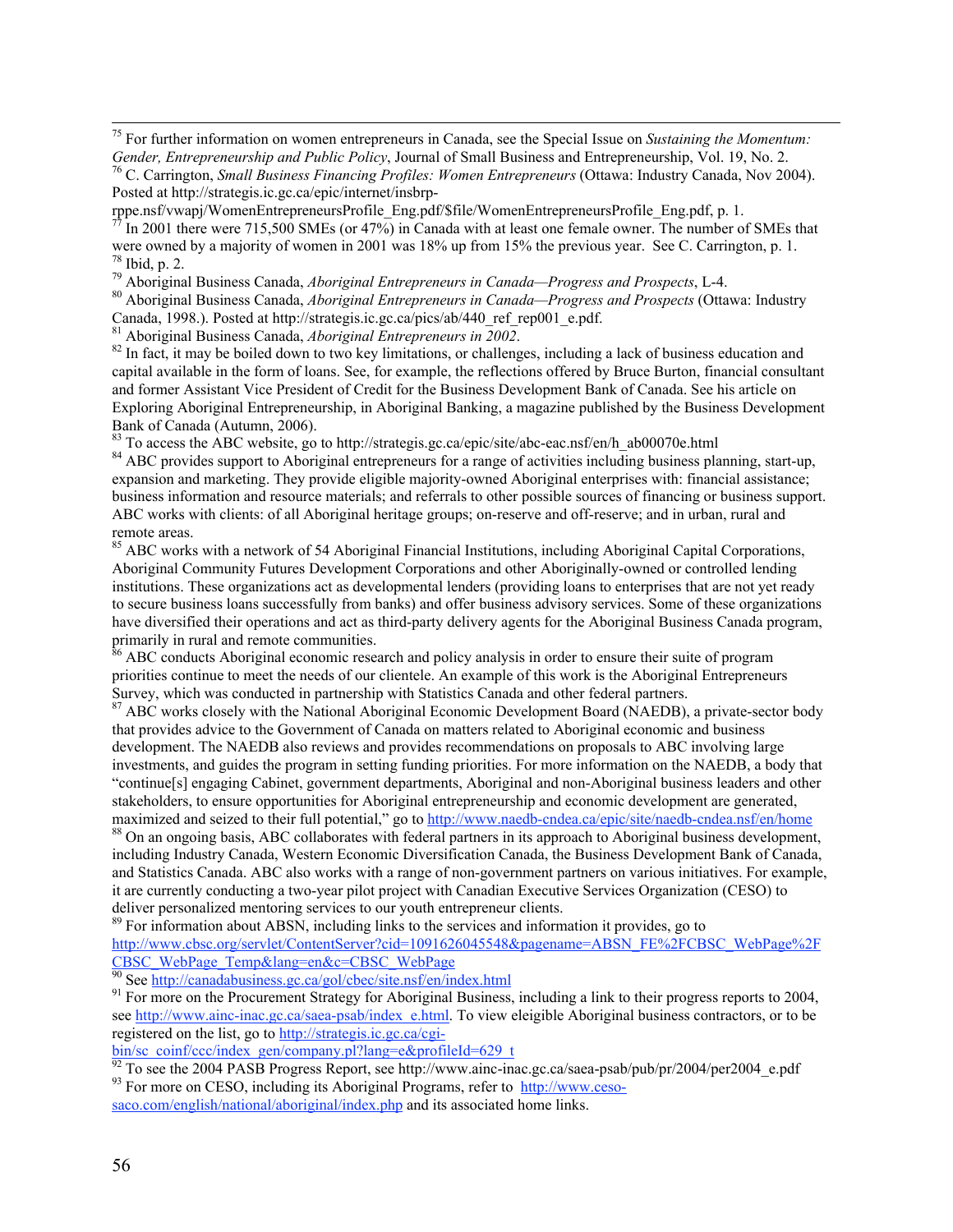[75] For further information on women entrepreneurs in Canada, see the Special Issue on *Sustaining the Momentum: Gender, Entrepreneurship and Public Policy*, Journal of Small Business and Entrepreneurship, Vol. 19, No. 2.

[76] C. Carrington, *Small Business Financing Profiles: Women Entrepreneurs* (Ottawa: Industry Canada, Nov 2004). Posted at http://strategis.ic.gc.ca/epic/internet/insbrp-rppe.nsf/vwapj/WomenEntrepreneursProfile_Eng.pdf/$file/WomenEntrepreneursProfile_Eng.pdf, p. 1.

[77] In 2001 there were 715,500 SMEs (or 47%) in Canada with at least one female owner. The number of SMEs that were owned by a majority of women in 2001 was 18% up from 15% the previous year. See C. Carrington, p. 1.

[78] Ibid, p. 2.

[79] Aboriginal Business Canada, *Aboriginal Entrepreneurs in Canada—Progress and Prospects*, L-4.

[80] Aboriginal Business Canada, *Aboriginal Entrepreneurs in Canada—Progress and Prospects* (Ottawa: Industry Canada, 1998.). Posted at http://strategis.ic.gc.ca/pics/ab/440_ref_rep001_e.pdf.

[81] Aboriginal Business Canada, *Aboriginal Entrepreneurs in 2002*.

[82] In fact, it may be boiled down to two key limitations, or challenges, including a lack of business education and capital available in the form of loans. See, for example, the reflections offered by Bruce Burton, financial consultant and former Assistant Vice President of Credit for the Business Development Bank of Canada. See his article on Exploring Aboriginal Entrepreneurship, in Aboriginal Banking, a magazine published by the Business Development Bank of Canada (Autumn, 2006).

[83] To access the ABC website, go to http://strategis.gc.ca/epic/site/abc-eac.nsf/en/h_ab00070e.html

[84] ABC provides support to Aboriginal entrepreneurs for a range of activities including business planning, start-up, expansion and marketing. They provide eligible majority-owned Aboriginal enterprises with: financial assistance; business information and resource materials; and referrals to other possible sources of financing or business support. ABC works with clients: of all Aboriginal heritage groups; on-reserve and off-reserve; and in urban, rural and remote areas.

[85] ABC works with a network of 54 Aboriginal Financial Institutions, including Aboriginal Capital Corporations, Aboriginal Community Futures Development Corporations and other Aboriginally-owned or controlled lending institutions. These organizations act as developmental lenders (providing loans to enterprises that are not yet ready to secure business loans successfully from banks) and offer business advisory services. Some of these organizations have diversified their operations and act as third-party delivery agents for the Aboriginal Business Canada program, primarily in rural and remote communities.

[86] ABC conducts Aboriginal economic research and policy analysis in order to ensure their suite of program priorities continue to meet the needs of our clientele. An example of this work is the Aboriginal Entrepreneurs Survey, which was conducted in partnership with Statistics Canada and other federal partners.

[87] ABC works closely with the National Aboriginal Economic Development Board (NAEDB), a private-sector body that provides advice to the Government of Canada on matters related to Aboriginal economic and business development. The NAEDB also reviews and provides recommendations on proposals to ABC involving large investments, and guides the program in setting funding priorities. For more information on the NAEDB, a body that "continue[s] engaging Cabinet, government departments, Aboriginal and non-Aboriginal business leaders and other stakeholders, to ensure opportunities for Aboriginal entrepreneurship and economic development are generated, maximized and seized to their full potential," go to http://www.naedb-cndea.ca/epic/site/naedb-cndea.nsf/en/home

[88] On an ongoing basis, ABC collaborates with federal partners in its approach to Aboriginal business development, including Industry Canada, Western Economic Diversification Canada, the Business Development Bank of Canada, and Statistics Canada. ABC also works with a range of non-government partners on various initiatives. For example, it are currently conducting a two-year pilot project with Canadian Executive Services Organization (CESO) to deliver personalized mentoring services to our youth entrepreneur clients.

[89] For information about ABSN, including links to the services and information it provides, go to http://www.cbsc.org/servlet/ContentServer?cid=1091626045548&pagename=ABSN_FE%2FCBSC_WebPage%2FCBSC_WebPage_Temp&lang=en&c=CBSC_WebPage

[90] See http://canadabusiness.gc.ca/gol/cbec/site.nsf/en/index.html

[91] For more on the Procurement Strategy for Aboriginal Business, including a link to their progress reports to 2004, see http://www.ainc-inac.gc.ca/saea-psab/index_e.html. To view eleigible Aboriginal business contractors, or to be registered on the list, go to http://strategis.ic.gc.ca/cgi-bin/sc_coinf/ccc/index_gen/company.pl?lang=e&profileId=629_t

[92] To see the 2004 PASB Progress Report, see http://www.ainc-inac.gc.ca/saea-psab/pub/pr/2004/per2004_e.pdf

[93] For more on CESO, including its Aboriginal Programs, refer to http://www.ceso-saco.com/english/national/aboriginal/index.php and its associated home links.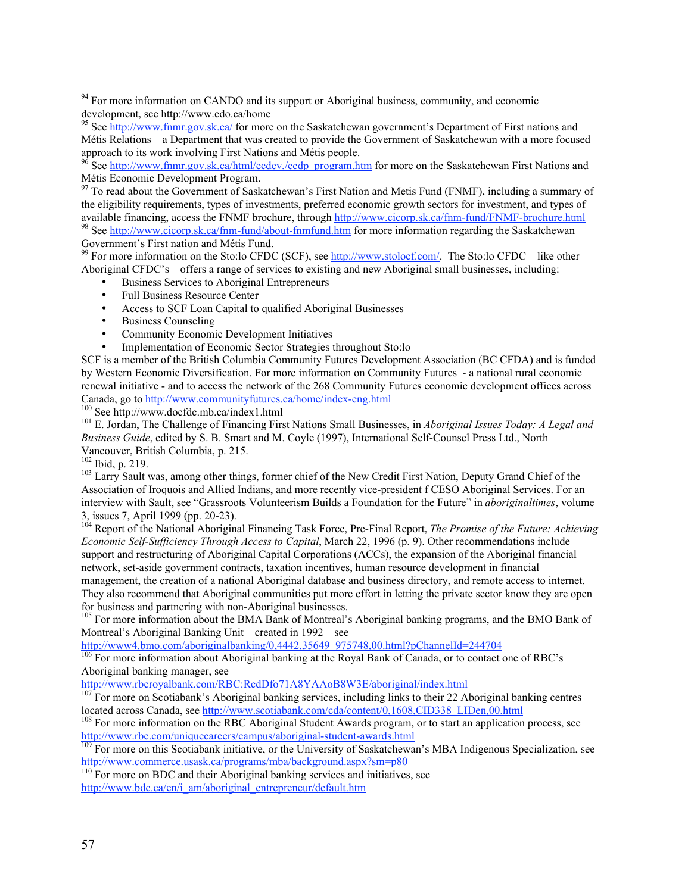[94] For more information on CANDO and its support or Aboriginal business, community, and economic development, see http://www.edo.ca/home

[95] See http://www.fnmr.gov.sk.ca/ for more on the Saskatchewan government's Department of First nations and Métis Relations – a Department that was created to provide the Government of Saskatchewan with a more focused approach to its work involving First Nations and Métis people.

[96] See http://www.fnmr.gov.sk.ca/html/ecdev,/ecdp_program.htm for more on the Saskatchewan First Nations and Métis Economic Development Program.

[97] To read about the Government of Saskatchewan's First Nation and Metis Fund (FNMF), including a summary of the eligibility requirements, types of investments, preferred economic growth sectors for investment, and types of available financing, access the FNMF brochure, through http://www.cicorp.sk.ca/fnm-fund/FNMF-brochure.html

[98] See http://www.cicorp.sk.ca/fnm-fund/about-fnmfund.htm for more information regarding the Saskatchewan Government's First nation and Métis Fund.

[99] For more information on the Sto:lo CFDC (SCF), see http://www.stolocf.com/. The Sto:lo CFDC—like other Aboriginal CFDC's—offers a range of services to existing and new Aboriginal small businesses, including:

- Business Services to Aboriginal Entrepreneurs
- Full Business Resource Center
- Access to SCF Loan Capital to qualified Aboriginal Businesses
- Business Counseling
- Community Economic Development Initiatives
- Implementation of Economic Sector Strategies throughout Sto:lo

SCF is a member of the British Columbia Community Futures Development Association (BC CFDA) and is funded by Western Economic Diversification. For more information on Community Futures - a national rural economic renewal initiative - and to access the network of the 268 Community Futures economic development offices across Canada, go to http://www.communityfutures.ca/home/index-eng.html

[100] See http://www.docfdc.mb.ca/index1.html

[101] E. Jordan, The Challenge of Financing First Nations Small Businesses, in *Aboriginal Issues Today: A Legal and Business Guide*, edited by S. B. Smart and M. Coyle (1997), International Self-Counsel Press Ltd., North Vancouver, British Columbia, p. 215.

[102] Ibid, p. 219.

[103] Larry Sault was, among other things, former chief of the New Credit First Nation, Deputy Grand Chief of the Association of Iroquois and Allied Indians, and more recently vice-president f CESO Aboriginal Services. For an interview with Sault, see "Grassroots Volunteerism Builds a Foundation for the Future" in *aboriginaltimes*, volume 3, issues 7, April 1999 (pp. 20-23).

[104] Report of the National Aboriginal Financing Task Force, Pre-Final Report, *The Promise of the Future: Achieving Economic Self-Sufficiency Through Access to Capital*, March 22, 1996 (p. 9). Other recommendations include support and restructuring of Aboriginal Capital Corporations (ACCs), the expansion of the Aboriginal financial network, set-aside government contracts, taxation incentives, human resource development in financial management, the creation of a national Aboriginal database and business directory, and remote access to internet. They also recommend that Aboriginal communities put more effort in letting the private sector know they are open for business and partnering with non-Aboriginal businesses.

[105] For more information about the BMA Bank of Montreal's Aboriginal banking programs, and the BMO Bank of Montreal's Aboriginal Banking Unit – created in 1992 – see http://www4.bmo.com/aboriginalbanking/0,4442,35649_975748,00.html?pChannelId=244704

[106] For more information about Aboriginal banking at the Royal Bank of Canada, or to contact one of RBC's Aboriginal banking manager, see http://www.rbcroyalbank.com/RBC:RcdDfo71A8YAAoB8W3E/aboriginal/index.html

[107] For more on Scotiabank's Aboriginal banking services, including links to their 22 Aboriginal banking centres located across Canada, see http://www.scotiabank.com/cda/content/0,1608,CID338_LIDen,00.html

[108] For more information on the RBC Aboriginal Student Awards program, or to start an application process, see http://www.rbc.com/uniquecareers/campus/aboriginal-student-awards.html

[109] For more on this Scotiabank initiative, or the University of Saskatchewan's MBA Indigenous Specialization, see http://www.commerce.usask.ca/programs/mba/background.aspx?sm=p80

[110] For more on BDC and their Aboriginal banking services and initiatives, see http://www.bdc.ca/en/i_am/aboriginal_entrepreneur/default.htm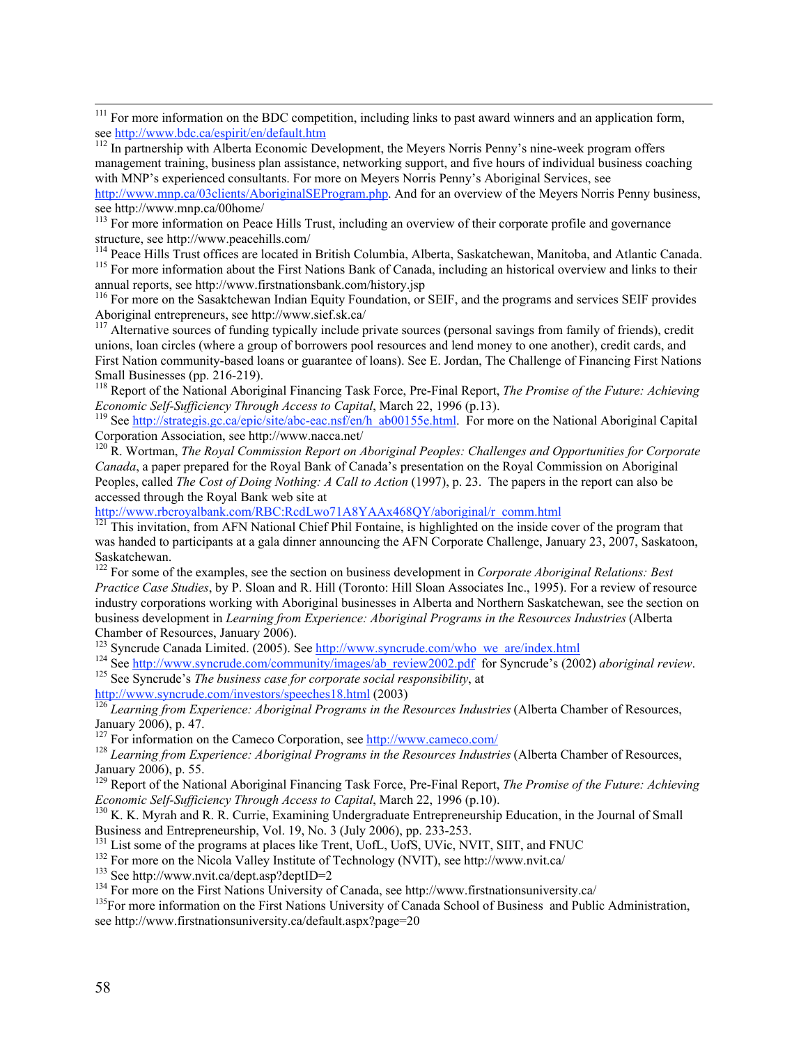[111] For more information on the BDC competition, including links to past award winners and an application form, see http://www.bdc.ca/espirit/en/default.htm

[112] In partnership with Alberta Economic Development, the Meyers Norris Penny's nine-week program offers management training, business plan assistance, networking support, and five hours of individual business coaching with MNP's experienced consultants. For more on Meyers Norris Penny's Aboriginal Services, see http://www.mnp.ca/03clients/AboriginalSEProgram.php. And for an overview of the Meyers Norris Penny business, see http://www.mnp.ca/00home/

[113] For more information on Peace Hills Trust, including an overview of their corporate profile and governance structure, see http://www.peacehills.com/

[114] Peace Hills Trust offices are located in British Columbia, Alberta, Saskatchewan, Manitoba, and Atlantic Canada.

[115] For more information about the First Nations Bank of Canada, including an historical overview and links to their annual reports, see http://www.firstnationsbank.com/history.jsp

[116] For more on the Sasaktchewan Indian Equity Foundation, or SEIF, and the programs and services SEIF provides Aboriginal entrepreneurs, see http://www.sief.sk.ca/

[117] Alternative sources of funding typically include private sources (personal savings from family of friends), credit unions, loan circles (where a group of borrowers pool resources and lend money to one another), credit cards, and First Nation community-based loans or guarantee of loans). See E. Jordan, The Challenge of Financing First Nations Small Businesses (pp. 216-219).

[118] Report of the National Aboriginal Financing Task Force, Pre-Final Report, *The Promise of the Future: Achieving Economic Self-Sufficiency Through Access to Capital*, March 22, 1996 (p.13).

[119] See http://strategis.gc.ca/epic/site/abc-eac.nsf/en/h_ab00155e.html. For more on the National Aboriginal Capital Corporation Association, see http://www.nacca.net/

[120] R. Wortman, *The Royal Commission Report on Aboriginal Peoples: Challenges and Opportunities for Corporate Canada*, a paper prepared for the Royal Bank of Canada's presentation on the Royal Commission on Aboriginal Peoples, called *The Cost of Doing Nothing: A Call to Action* (1997), p. 23. The papers in the report can also be accessed through the Royal Bank web site at http://www.rbcroyalbank.com/RBC:RcdLwo71A8YAAx468QY/aboriginal/r_comm.html

[121] This invitation, from AFN National Chief Phil Fontaine, is highlighted on the inside cover of the program that was handed to participants at a gala dinner announcing the AFN Corporate Challenge, January 23, 2007, Saskatoon, Saskatchewan.

[122] For some of the examples, see the section on business development in *Corporate Aboriginal Relations: Best Practice Case Studies*, by P. Sloan and R. Hill (Toronto: Hill Sloan Associates Inc., 1995). For a review of resource industry corporations working with Aboriginal businesses in Alberta and Northern Saskatchewan, see the section on business development in *Learning from Experience: Aboriginal Programs in the Resources Industries* (Alberta Chamber of Resources, January 2006).

[123] Syncrude Canada Limited. (2005). See http://www.syncrude.com/who_we_are/index.html

[124] See http://www.syncrude.com/community/images/ab_review2002.pdf for Syncrude's (2002) *aboriginal review*.

[125] See Syncrude's *The business case for corporate social responsibility*, at http://www.syncrude.com/investors/speeches18.html (2003)

[126] *Learning from Experience: Aboriginal Programs in the Resources Industries* (Alberta Chamber of Resources, January 2006), p. 47.

[127] For information on the Cameco Corporation, see http://www.cameco.com/

[128] *Learning from Experience: Aboriginal Programs in the Resources Industries* (Alberta Chamber of Resources, January 2006), p. 55.

[129] Report of the National Aboriginal Financing Task Force, Pre-Final Report, *The Promise of the Future: Achieving Economic Self-Sufficiency Through Access to Capital*, March 22, 1996 (p.10).

[130] K. K. Myrah and R. R. Currie, Examining Undergraduate Entrepreneurship Education, in the Journal of Small Business and Entrepreneurship, Vol. 19, No. 3 (July 2006), pp. 233-253.

[131] List some of the programs at places like Trent, UofL, UofS, UVic, NVIT, SIIT, and FNUC

[132] For more on the Nicola Valley Institute of Technology (NVIT), see http://www.nvit.ca/

[133] See http://www.nvit.ca/dept.asp?deptID=2

[134] For more on the First Nations University of Canada, see http://www.firstnationsuniversity.ca/

[135] For more information on the First Nations University of Canada School of Business and Public Administration, see http://www.firstnationsuniversity.ca/default.aspx?page=20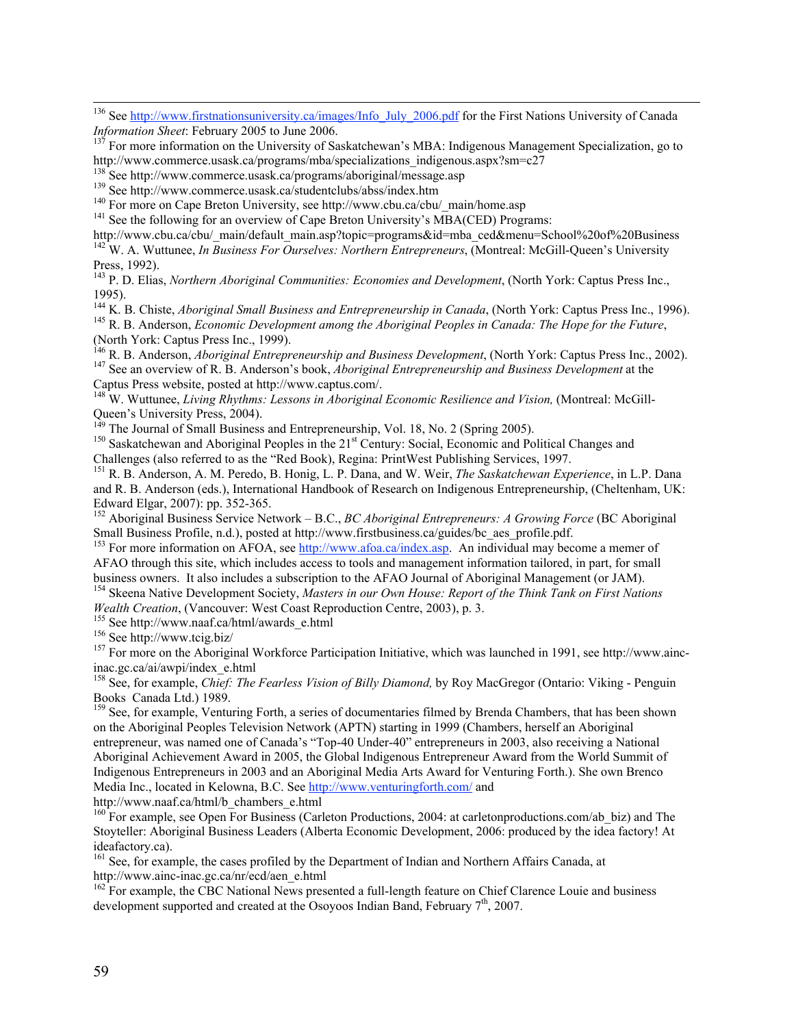[136] See http://www.firstnationsuniversity.ca/images/Info_July_2006.pdf for the First Nations University of Canada *Information Sheet*: February 2005 to June 2006.

[137] For more information on the University of Saskatchewan's MBA: Indigenous Management Specialization, go to http://www.commerce.usask.ca/programs/mba/specializations_indigenous.aspx?sm=c27

[138] See http://www.commerce.usask.ca/programs/aboriginal/message.asp

[139] See http://www.commerce.usask.ca/studentclubs/abss/index.htm

[140] For more on Cape Breton University, see http://www.cbu.ca/cbu/_main/home.asp

[141] See the following for an overview of Cape Breton University's MBA(CED) Programs: http://www.cbu.ca/cbu/_main/default_main.asp?topic=programs&id=mba_ced&menu=School%20of%20Business

[142] W. A. Wuttunee, *In Business For Ourselves: Northern Entrepreneurs*, (Montreal: McGill-Queen's University Press, 1992).

[143] P. D. Elias, *Northern Aboriginal Communities: Economies and Development*, (North York: Captus Press Inc., 1995).

[144] K. B. Chiste, *Aboriginal Small Business and Entrepreneurship in Canada*, (North York: Captus Press Inc., 1996).

[145] R. B. Anderson, *Economic Development among the Aboriginal Peoples in Canada: The Hope for the Future*, (North York: Captus Press Inc., 1999).

[146] R. B. Anderson, *Aboriginal Entrepreneurship and Business Development*, (North York: Captus Press Inc., 2002).

[147] See an overview of R. B. Anderson's book, *Aboriginal Entrepreneurship and Business Development* at the Captus Press website, posted at http://www.captus.com/.

[148] W. Wuttunee, *Living Rhythms: Lessons in Aboriginal Economic Resilience and Vision,* (Montreal: McGill-Queen's University Press, 2004).

[149] The Journal of Small Business and Entrepreneurship, Vol. 18, No. 2 (Spring 2005).

[150] Saskatchewan and Aboriginal Peoples in the 21st Century: Social, Economic and Political Changes and Challenges (also referred to as the "Red Book), Regina: PrintWest Publishing Services, 1997.

[151] R. B. Anderson, A. M. Peredo, B. Honig, L. P. Dana, and W. Weir, *The Saskatchewan Experience*, in L.P. Dana and R. B. Anderson (eds.), International Handbook of Research on Indigenous Entrepreneurship, (Cheltenham, UK: Edward Elgar, 2007): pp. 352-365.

[152] Aboriginal Business Service Network – B.C., *BC Aboriginal Entrepreneurs: A Growing Force* (BC Aboriginal Small Business Profile, n.d.), posted at http://www.firstbusiness.ca/guides/bc_aes_profile.pdf.

[153] For more information on AFOA, see http://www.afoa.ca/index.asp. An individual may become a memer of AFAO through this site, which includes access to tools and management information tailored, in part, for small business owners. It also includes a subscription to the AFAO Journal of Aboriginal Management (or JAM).

[154] Skeena Native Development Society, *Masters in our Own House: Report of the Think Tank on First Nations Wealth Creation*, (Vancouver: West Coast Reproduction Centre, 2003), p. 3.

[155] See http://www.naaf.ca/html/awards_e.html

[156] See http://www.tcig.biz/

[157] For more on the Aboriginal Workforce Participation Initiative, which was launched in 1991, see http://www.ainc-inac.gc.ca/ai/awpi/index_e.html

[158] See, for example, *Chief: The Fearless Vision of Billy Diamond,* by Roy MacGregor (Ontario: Viking - Penguin Books Canada Ltd.) 1989.

[159] See, for example, Venturing Forth, a series of documentaries filmed by Brenda Chambers, that has been shown on the Aboriginal Peoples Television Network (APTN) starting in 1999 (Chambers, herself an Aboriginal entrepreneur, was named one of Canada's "Top-40 Under-40" entrepreneurs in 2003, also receiving a National Aboriginal Achievement Award in 2005, the Global Indigenous Entrepreneur Award from the World Summit of Indigenous Entrepreneurs in 2003 and an Aboriginal Media Arts Award for Venturing Forth.). She own Brenco Media Inc., located in Kelowna, B.C. See http://www.venturingforth.com/ and http://www.naaf.ca/html/b_chambers_e.html

[160] For example, see Open For Business (Carleton Productions, 2004: at carletonproductions.com/ab_biz) and The Stoyteller: Aboriginal Business Leaders (Alberta Economic Development, 2006: produced by the idea factory! At ideafactory.ca).

[161] See, for example, the cases profiled by the Department of Indian and Northern Affairs Canada, at http://www.ainc-inac.gc.ca/nr/ecd/aen_e.html

[162] For example, the CBC National News presented a full-length feature on Chief Clarence Louie and business development supported and created at the Osoyoos Indian Band, February 7th, 2007.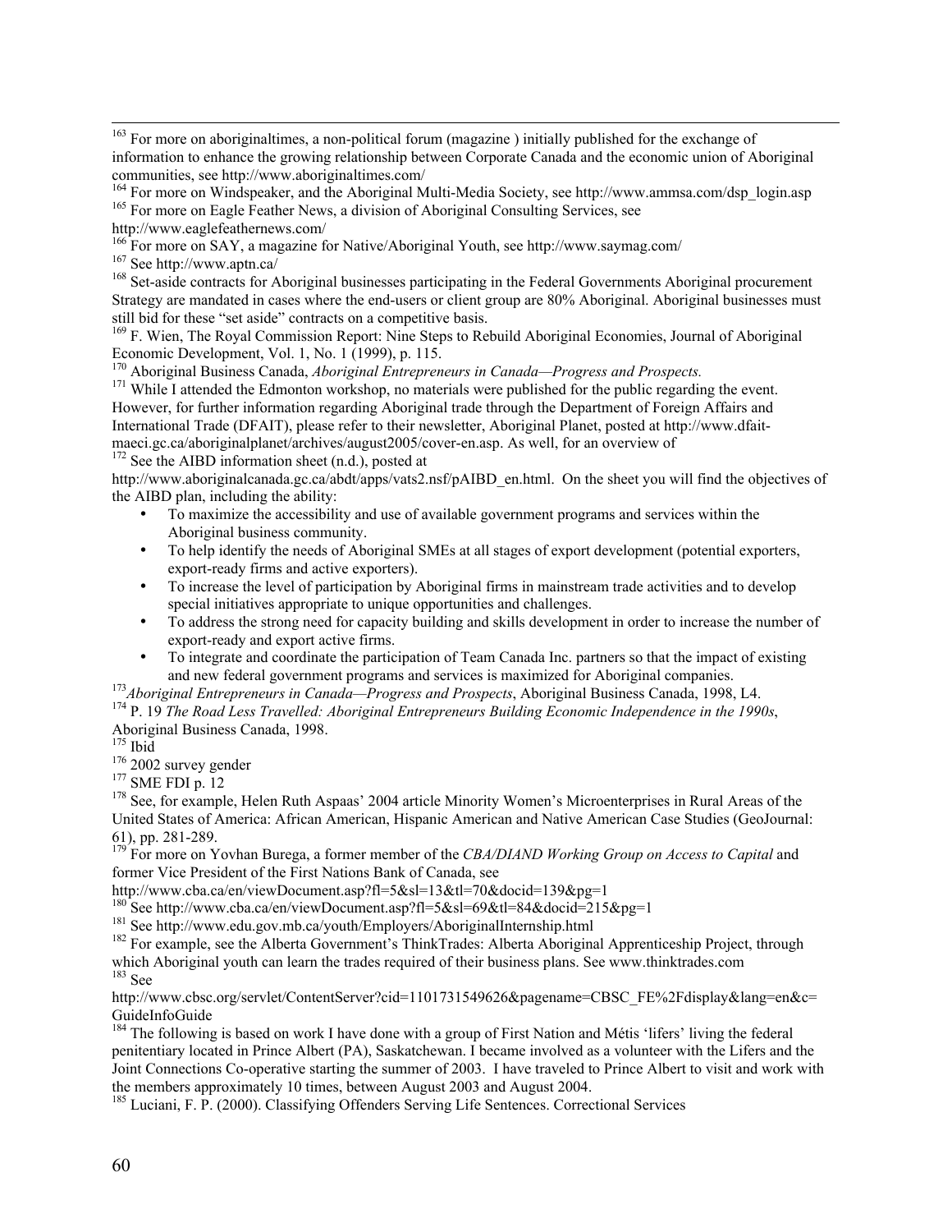[163] For more on aboriginaltimes, a non-political forum (magazine ) initially published for the exchange of information to enhance the growing relationship between Corporate Canada and the economic union of Aboriginal communities, see http://www.aboriginaltimes.com/

[164] For more on Windspeaker, and the Aboriginal Multi-Media Society, see http://www.ammsa.com/dsp_login.asp

[165] For more on Eagle Feather News, a division of Aboriginal Consulting Services, see http://www.eaglefeathernews.com/

[166] For more on SAY, a magazine for Native/Aboriginal Youth, see http://www.saymag.com/

[167] See http://www.aptn.ca/

[168] Set-aside contracts for Aboriginal businesses participating in the Federal Governments Aboriginal procurement Strategy are mandated in cases where the end-users or client group are 80% Aboriginal. Aboriginal businesses must still bid for these "set aside" contracts on a competitive basis.

[169] F. Wien, The Royal Commission Report: Nine Steps to Rebuild Aboriginal Economies, Journal of Aboriginal Economic Development, Vol. 1, No. 1 (1999), p. 115.

[170] Aboriginal Business Canada, *Aboriginal Entrepreneurs in Canada—Progress and Prospects.*

[171] While I attended the Edmonton workshop, no materials were published for the public regarding the event. However, for further information regarding Aboriginal trade through the Department of Foreign Affairs and International Trade (DFAIT), please refer to their newsletter, Aboriginal Planet, posted at http://www.dfait-maeci.gc.ca/aboriginalplanet/archives/august2005/cover-en.asp. As well, for an overview of

[172] See the AIBD information sheet (n.d.), posted at http://www.aboriginalcanada.gc.ca/abdt/apps/vats2.nsf/pAIBD_en.html. On the sheet you will find the objectives of the AIBD plan, including the ability:

- To maximize the accessibility and use of available government programs and services within the Aboriginal business community.
- To help identify the needs of Aboriginal SMEs at all stages of export development (potential exporters, export-ready firms and active exporters).
- To increase the level of participation by Aboriginal firms in mainstream trade activities and to develop special initiatives appropriate to unique opportunities and challenges.
- To address the strong need for capacity building and skills development in order to increase the number of export-ready and export active firms.
- To integrate and coordinate the participation of Team Canada Inc. partners so that the impact of existing and new federal government programs and services is maximized for Aboriginal companies.

[173] *Aboriginal Entrepreneurs in Canada—Progress and Prospects*, Aboriginal Business Canada, 1998, L4.

[174] P. 19 *The Road Less Travelled: Aboriginal Entrepreneurs Building Economic Independence in the 1990s*, Aboriginal Business Canada, 1998.

[175] Ibid

[176] 2002 survey gender

[177] SME FDI p. 12

[178] See, for example, Helen Ruth Aspaas' 2004 article Minority Women's Microenterprises in Rural Areas of the United States of America: African American, Hispanic American and Native American Case Studies (GeoJournal: 61), pp. 281-289.

[179] For more on Yovhan Burega, a former member of the *CBA/DIAND Working Group on Access to Capital* and former Vice President of the First Nations Bank of Canada, see http://www.cba.ca/en/viewDocument.asp?fl=5&sl=13&tl=70&docid=139&pg=1

[180] See http://www.cba.ca/en/viewDocument.asp?fl=5&sl=69&tl=84&docid=215&pg=1

[181] See http://www.edu.gov.mb.ca/youth/Employers/AboriginalInternship.html

[182] For example, see the Alberta Government's ThinkTrades: Alberta Aboriginal Apprenticeship Project, through which Aboriginal youth can learn the trades required of their business plans. See www.thinktrades.com

[183] See http://www.cbsc.org/servlet/ContentServer?cid=1101731549626&pagename=CBSC_FE%2Fdisplay&lang=en&c=GuideInfoGuide

[184] The following is based on work I have done with a group of First Nation and Métis 'lifers' living the federal penitentiary located in Prince Albert (PA), Saskatchewan. I became involved as a volunteer with the Lifers and the Joint Connections Co-operative starting the summer of 2003. I have traveled to Prince Albert to visit and work with the members approximately 10 times, between August 2003 and August 2004.

[185] Luciani, F. P. (2000). Classifying Offenders Serving Life Sentences. Correctional Services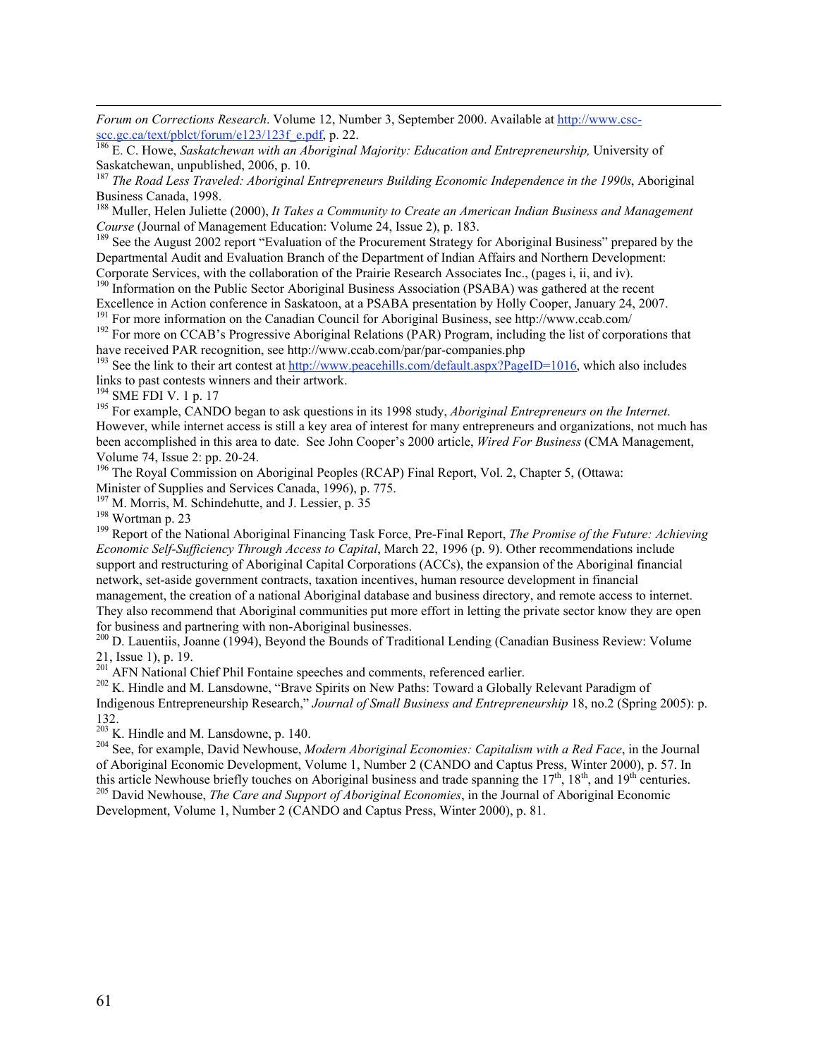*Forum on Corrections Research*. Volume 12, Number 3, September 2000. Available at http://www.csc-scc.gc.ca/text/pblct/forum/e123/123f_e.pdf, p. 22.

[186] E. C. Howe, *Saskatchewan with an Aboriginal Majority: Education and Entrepreneurship,* University of Saskatchewan, unpublished, 2006, p. 10.

[187] *The Road Less Traveled: Aboriginal Entrepreneurs Building Economic Independence in the 1990s*, Aboriginal Business Canada, 1998.

[188] Muller, Helen Juliette (2000), *It Takes a Community to Create an American Indian Business and Management Course* (Journal of Management Education: Volume 24, Issue 2), p. 183.

[189] See the August 2002 report "Evaluation of the Procurement Strategy for Aboriginal Business" prepared by the Departmental Audit and Evaluation Branch of the Department of Indian Affairs and Northern Development: Corporate Services, with the collaboration of the Prairie Research Associates Inc., (pages i, ii, and iv).

[190] Information on the Public Sector Aboriginal Business Association (PSABA) was gathered at the recent Excellence in Action conference in Saskatoon, at a PSABA presentation by Holly Cooper, January 24, 2007.

[191] For more information on the Canadian Council for Aboriginal Business, see http://www.ccab.com/

[192] For more on CCAB's Progressive Aboriginal Relations (PAR) Program, including the list of corporations that have received PAR recognition, see http://www.ccab.com/par/par-companies.php

[193] See the link to their art contest at http://www.peacehills.com/default.aspx?PageID=1016, which also includes links to past contests winners and their artwork.

[194] SME FDI V. 1 p. 17

[195] For example, CANDO began to ask questions in its 1998 study, *Aboriginal Entrepreneurs on the Internet*. However, while internet access is still a key area of interest for many entrepreneurs and organizations, not much has been accomplished in this area to date. See John Cooper's 2000 article, *Wired For Business* (CMA Management, Volume 74, Issue 2: pp. 20-24.

[196] The Royal Commission on Aboriginal Peoples (RCAP) Final Report, Vol. 2, Chapter 5, (Ottawa: Minister of Supplies and Services Canada, 1996), p. 775.

[197] M. Morris, M. Schindehutte, and J. Lessier, p. 35

[198] Wortman p. 23

[199] Report of the National Aboriginal Financing Task Force, Pre-Final Report, *The Promise of the Future: Achieving Economic Self-Sufficiency Through Access to Capital*, March 22, 1996 (p. 9). Other recommendations include support and restructuring of Aboriginal Capital Corporations (ACCs), the expansion of the Aboriginal financial network, set-aside government contracts, taxation incentives, human resource development in financial management, the creation of a national Aboriginal database and business directory, and remote access to internet. They also recommend that Aboriginal communities put more effort in letting the private sector know they are open for business and partnering with non-Aboriginal businesses.

[200] D. Lauentiis, Joanne (1994), Beyond the Bounds of Traditional Lending (Canadian Business Review: Volume 21, Issue 1), p. 19.

[201] AFN National Chief Phil Fontaine speeches and comments, referenced earlier.

[202] K. Hindle and M. Lansdowne, "Brave Spirits on New Paths: Toward a Globally Relevant Paradigm of Indigenous Entrepreneurship Research," *Journal of Small Business and Entrepreneurship* 18, no.2 (Spring 2005): p. 132.

[203] K. Hindle and M. Lansdowne, p. 140.

[204] See, for example, David Newhouse, *Modern Aboriginal Economies: Capitalism with a Red Face*, in the Journal of Aboriginal Economic Development, Volume 1, Number 2 (CANDO and Captus Press, Winter 2000), p. 57. In this article Newhouse briefly touches on Aboriginal business and trade spanning the 17th, 18th, and 19th centuries.

[205] David Newhouse, *The Care and Support of Aboriginal Economies*, in the Journal of Aboriginal Economic Development, Volume 1, Number 2 (CANDO and Captus Press, Winter 2000), p. 81.